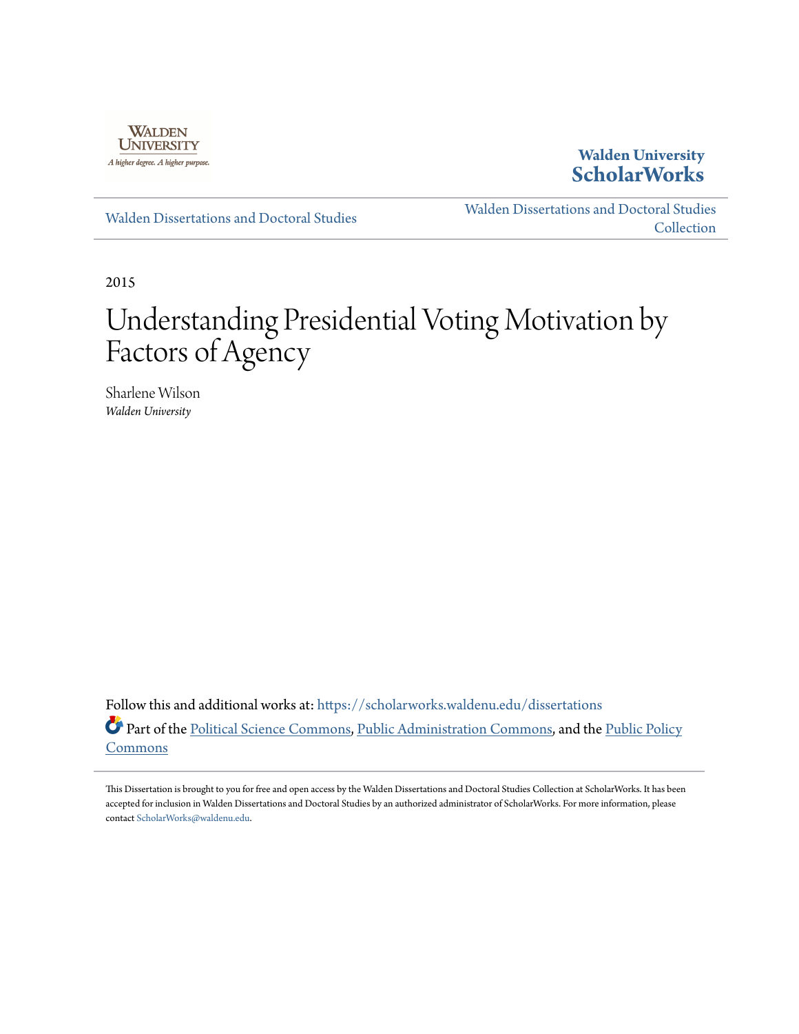Walden University

**Walden University ScholarWorks**

Walden Dissertations and Doctoral Studies

Walden Dissertations and Doctoral Studies Collection

2015

# Understanding Presidential Voting Motivation by Factors of Agency

Sharlene Wilson
*Walden University*

Follow this and additional works at: https://scholarworks.waldenu.edu/dissertations

Part of the Political Science Commons, Public Administration Commons, and the Public Policy Commons

This Dissertation is brought to you for free and open access by the Walden Dissertations and Doctoral Studies Collection at ScholarWorks. It has been accepted for inclusion in Walden Dissertations and Doctoral Studies by an authorized administrator of ScholarWorks. For more information, please contact ScholarWorks@waldenu.edu.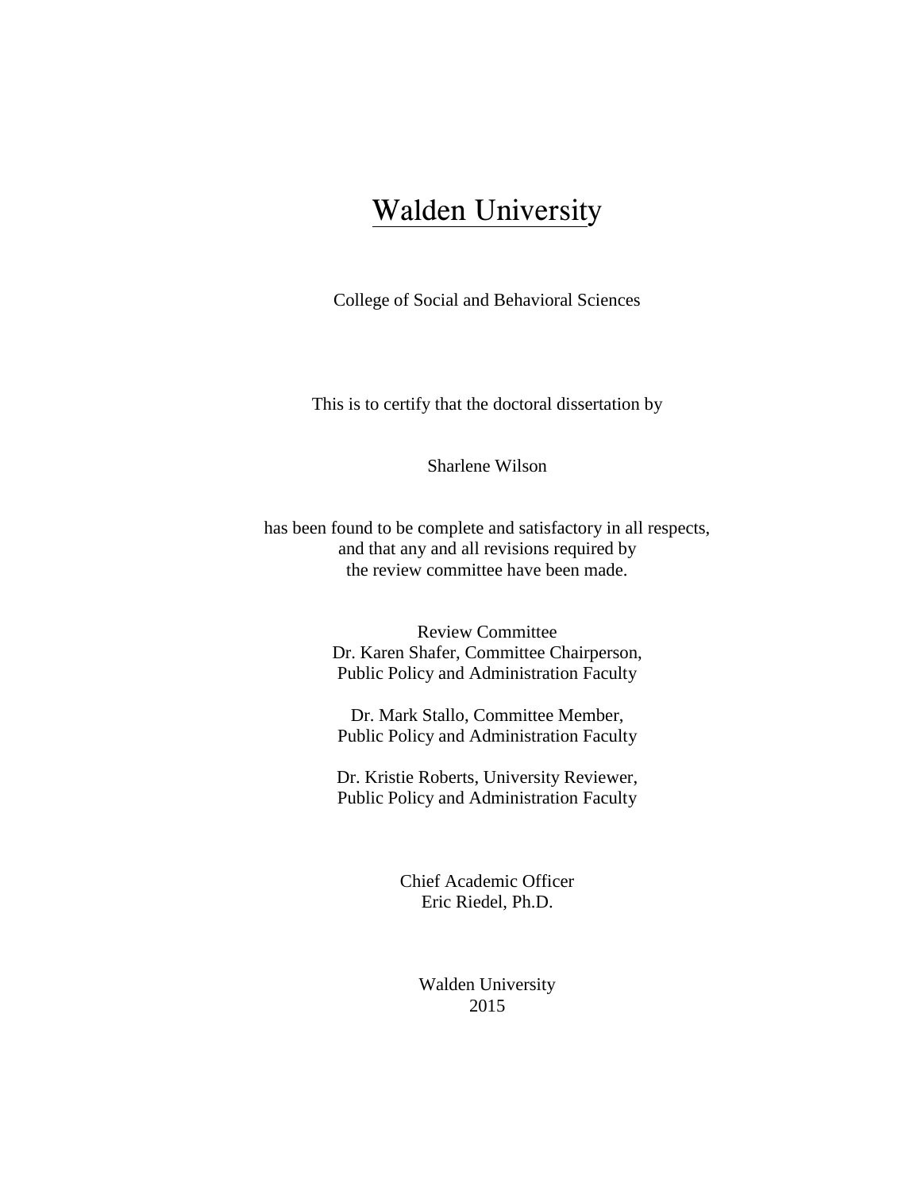# Walden University

College of Social and Behavioral Sciences

This is to certify that the doctoral dissertation by

Sharlene Wilson

has been found to be complete and satisfactory in all respects,
and that any and all revisions required by
the review committee have been made.

Review Committee
Dr. Karen Shafer, Committee Chairperson,
Public Policy and Administration Faculty

Dr. Mark Stallo, Committee Member,
Public Policy and Administration Faculty

Dr. Kristie Roberts, University Reviewer,
Public Policy and Administration Faculty

Chief Academic Officer
Eric Riedel, Ph.D.

Walden University
2015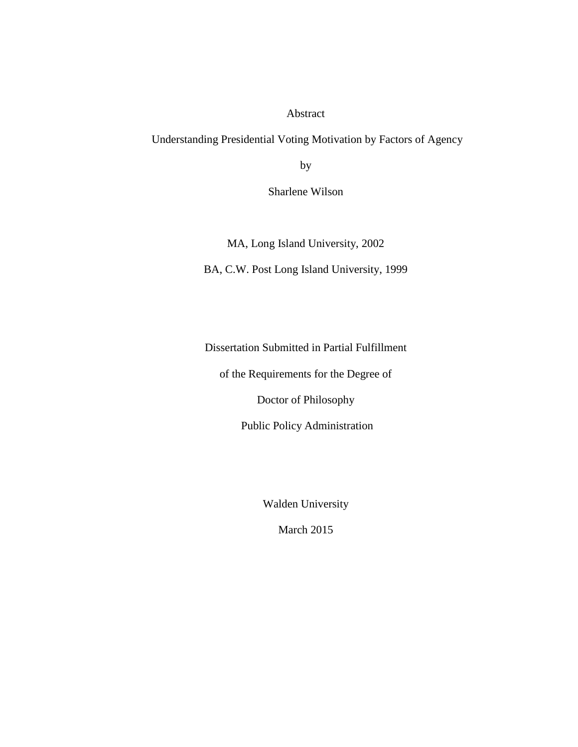Abstract

Understanding Presidential Voting Motivation by Factors of Agency

by

Sharlene Wilson

MA, Long Island University, 2002

BA, C.W. Post Long Island University, 1999

Dissertation Submitted in Partial Fulfillment

of the Requirements for the Degree of

Doctor of Philosophy

Public Policy Administration

Walden University

March 2015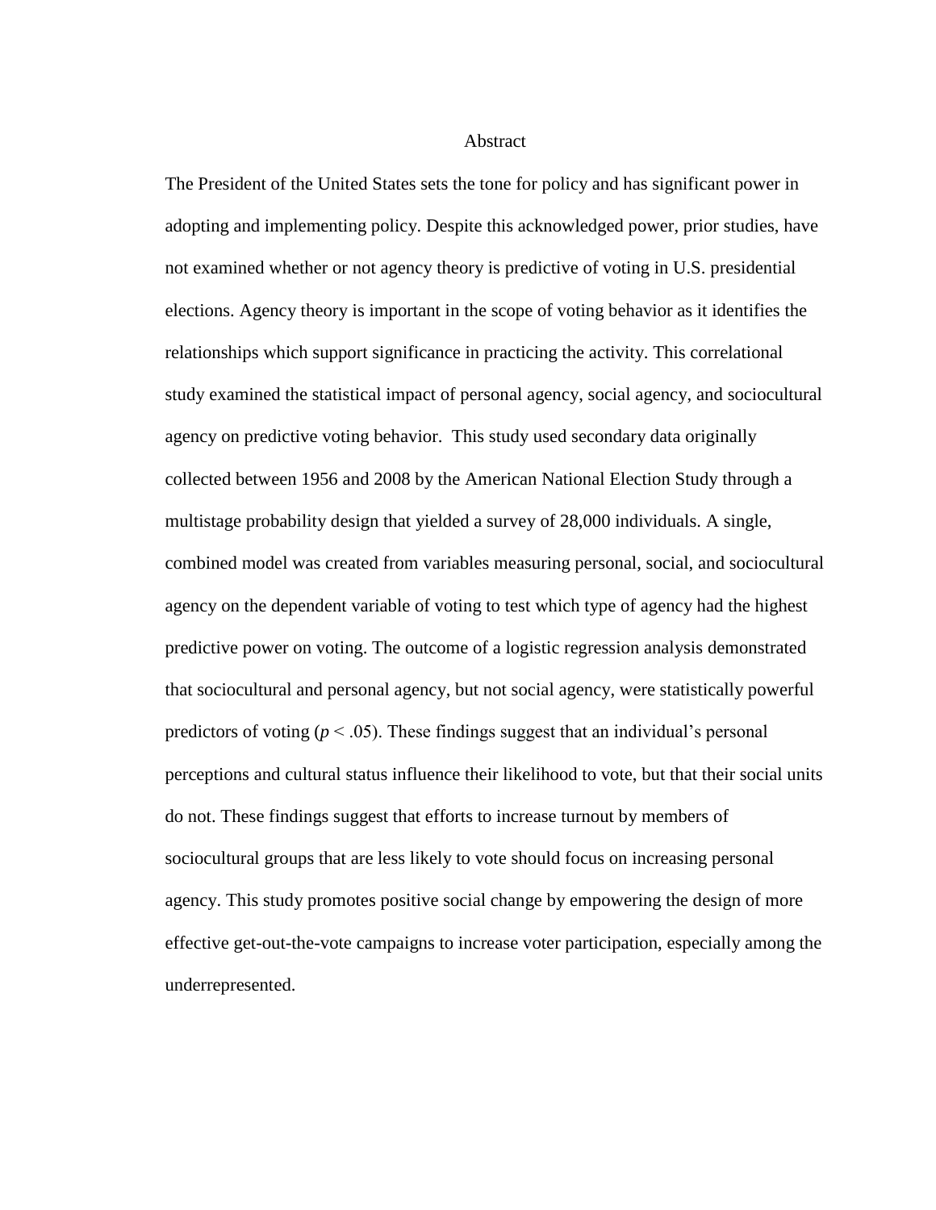# Abstract

The President of the United States sets the tone for policy and has significant power in adopting and implementing policy. Despite this acknowledged power, prior studies, have not examined whether or not agency theory is predictive of voting in U.S. presidential elections. Agency theory is important in the scope of voting behavior as it identifies the relationships which support significance in practicing the activity. This correlational study examined the statistical impact of personal agency, social agency, and sociocultural agency on predictive voting behavior. This study used secondary data originally collected between 1956 and 2008 by the American National Election Study through a multistage probability design that yielded a survey of 28,000 individuals. A single, combined model was created from variables measuring personal, social, and sociocultural agency on the dependent variable of voting to test which type of agency had the highest predictive power on voting. The outcome of a logistic regression analysis demonstrated that sociocultural and personal agency, but not social agency, were statistically powerful predictors of voting ($p < .05$). These findings suggest that an individual's personal perceptions and cultural status influence their likelihood to vote, but that their social units do not. These findings suggest that efforts to increase turnout by members of sociocultural groups that are less likely to vote should focus on increasing personal agency. This study promotes positive social change by empowering the design of more effective get-out-the-vote campaigns to increase voter participation, especially among the underrepresented.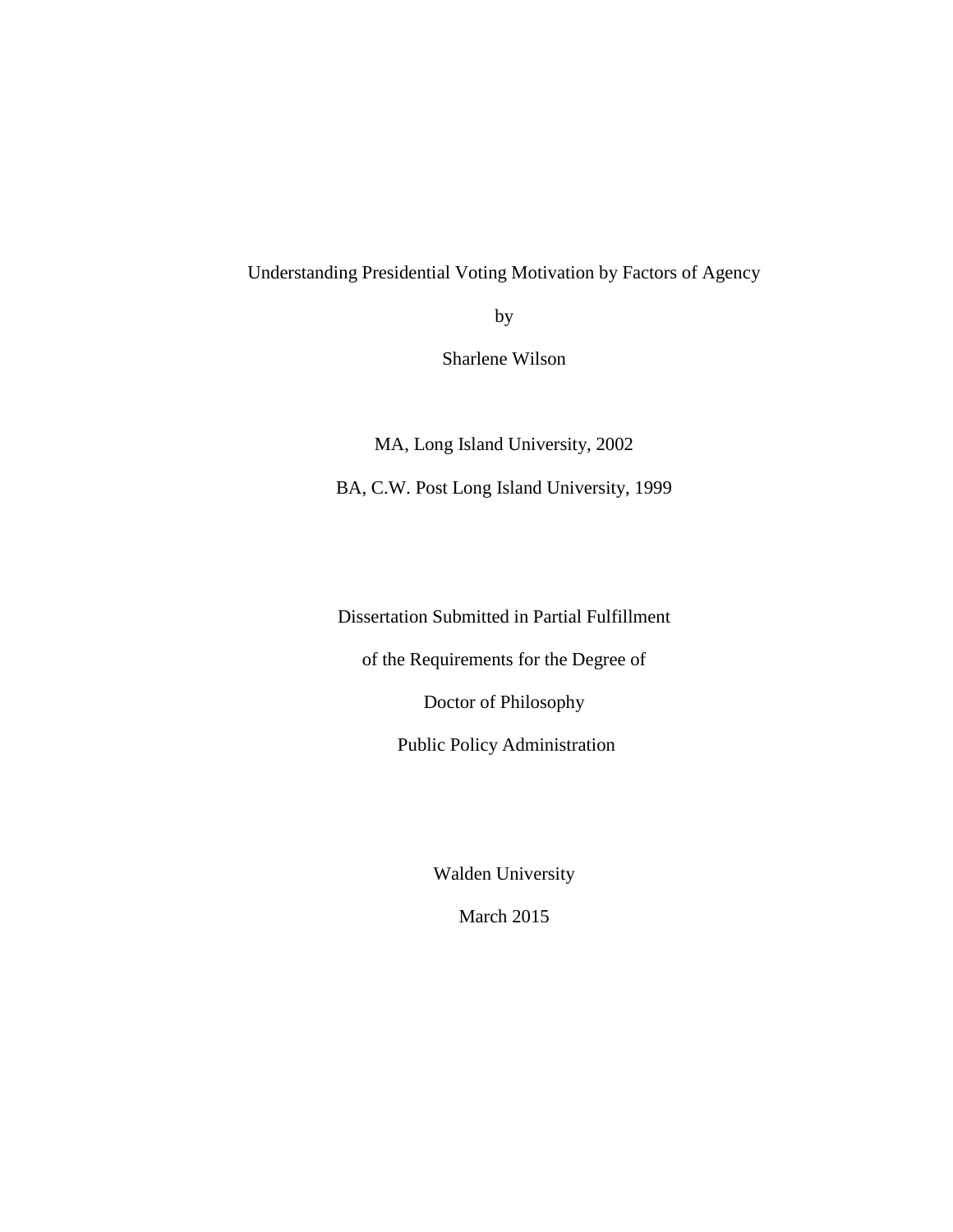Understanding Presidential Voting Motivation by Factors of Agency

by

Sharlene Wilson

MA, Long Island University, 2002

BA, C.W. Post Long Island University, 1999

Dissertation Submitted in Partial Fulfillment

of the Requirements for the Degree of

Doctor of Philosophy

Public Policy Administration

Walden University

March 2015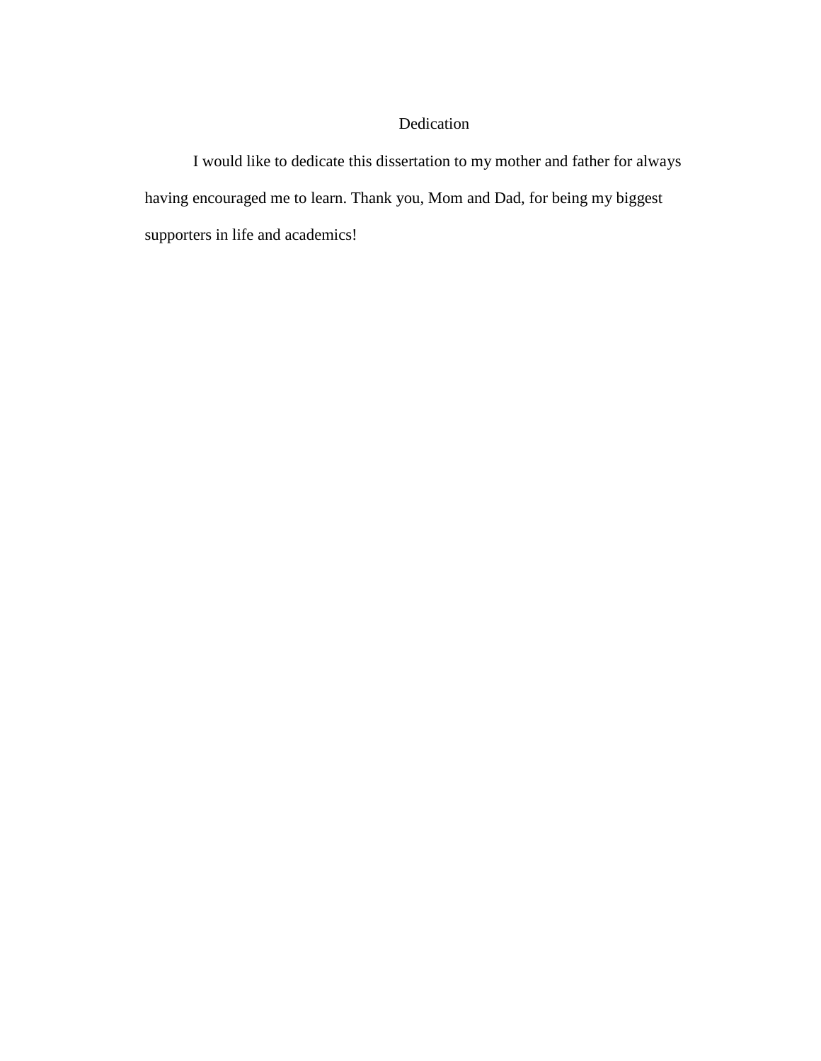# Dedication

I would like to dedicate this dissertation to my mother and father for always having encouraged me to learn. Thank you, Mom and Dad, for being my biggest supporters in life and academics!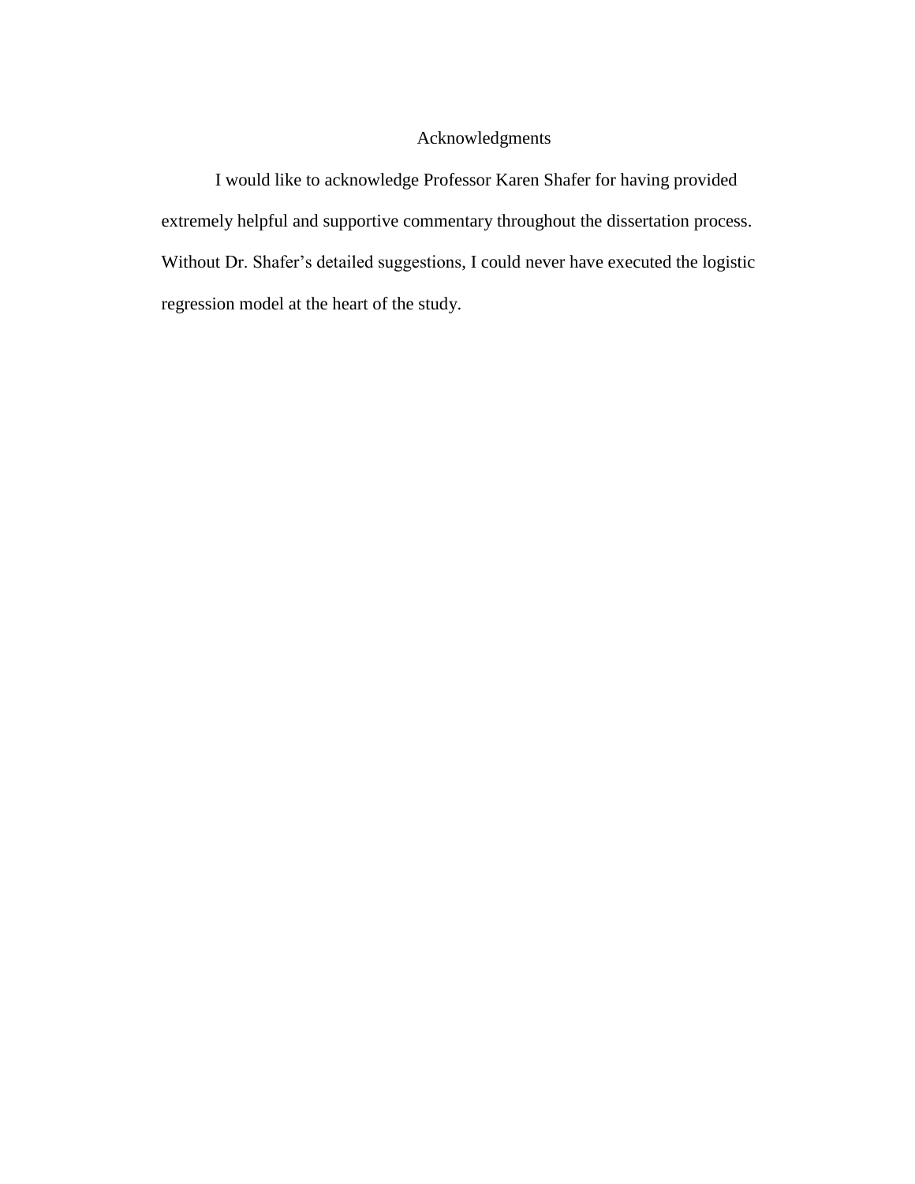# Acknowledgments

I would like to acknowledge Professor Karen Shafer for having provided extremely helpful and supportive commentary throughout the dissertation process. Without Dr. Shafer's detailed suggestions, I could never have executed the logistic regression model at the heart of the study.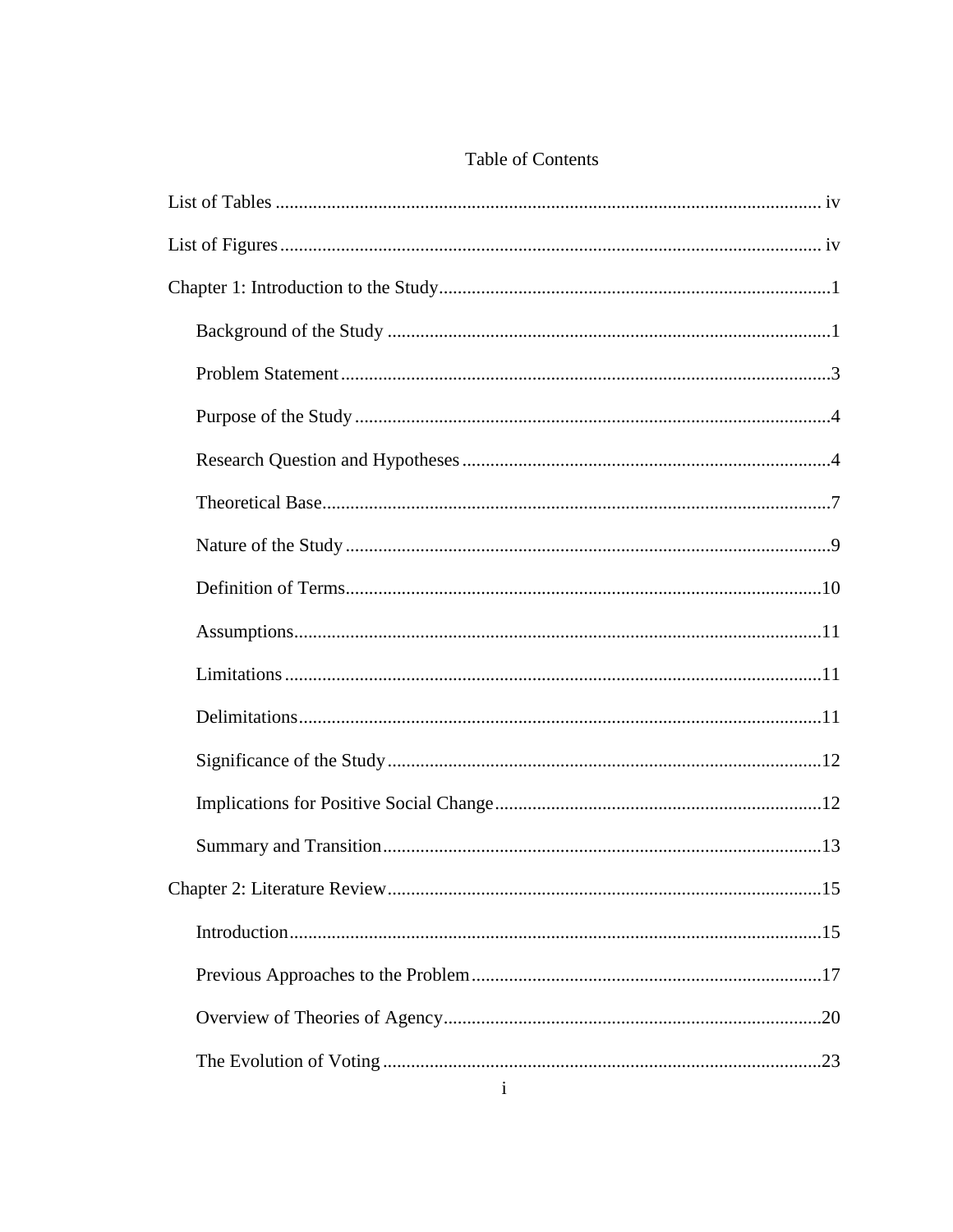# Table of Contents

List of Tables ..................................................................................................................... iv

List of Figures ..................................................................................................................... iv

Chapter 1: Introduction to the Study....................................................................................1

- Background of the Study ...............................................................................................1
- Problem Statement .........................................................................................................3
- Purpose of the Study ......................................................................................................4
- Research Question and Hypotheses ...............................................................................4
- Theoretical Base.............................................................................................................7
- Nature of the Study ........................................................................................................9
- Definition of Terms......................................................................................................10
- Assumptions.................................................................................................................11
- Limitations ...................................................................................................................11
- Delimitations................................................................................................................11
- Significance of the Study .............................................................................................12
- Implications for Positive Social Change ......................................................................12
- Summary and Transition ..............................................................................................13

Chapter 2: Literature Review.............................................................................................15

- Introduction..................................................................................................................15
- Previous Approaches to the Problem ...........................................................................17
- Overview of Theories of Agency.................................................................................20
- The Evolution of Voting ..............................................................................................23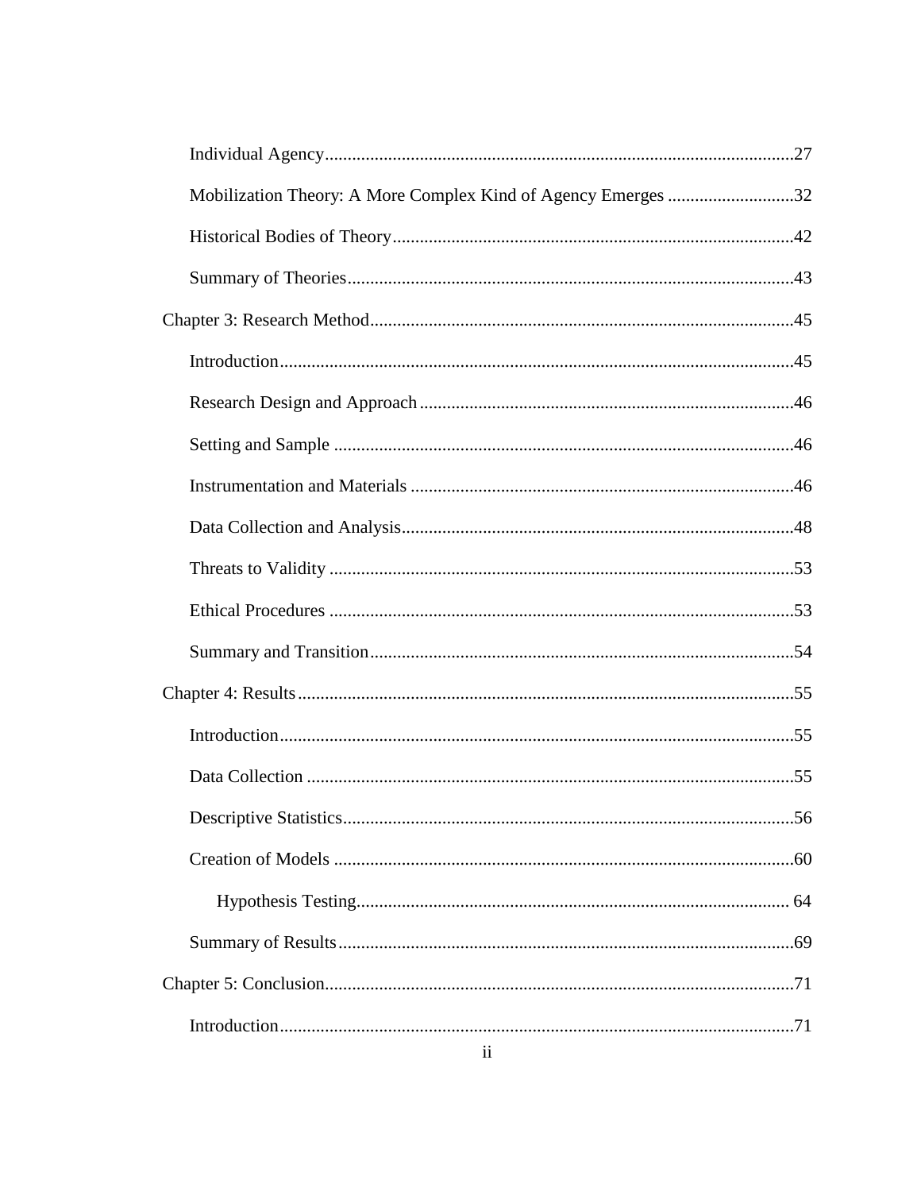Individual Agency .......................................................................................................27

Mobilization Theory: A More Complex Kind of Agency Emerges ............................32

Historical Bodies of Theory .........................................................................................42

Summary of Theories ..................................................................................................43

Chapter 3: Research Method .............................................................................................45

Introduction .................................................................................................................45

Research Design and Approach ...................................................................................46

Setting and Sample ......................................................................................................46

Instrumentation and Materials .....................................................................................46

Data Collection and Analysis .......................................................................................48

Threats to Validity .......................................................................................................53

Ethical Procedures .......................................................................................................53

Summary and Transition ..............................................................................................54

Chapter 4: Results .............................................................................................................55

Introduction .................................................................................................................55

Data Collection ............................................................................................................55

Descriptive Statistics ....................................................................................................56

Creation of Models ......................................................................................................60

Hypothesis Testing ................................................................................................ 64

Summary of Results .....................................................................................................69

Chapter 5: Conclusion ........................................................................................................71

Introduction .................................................................................................................71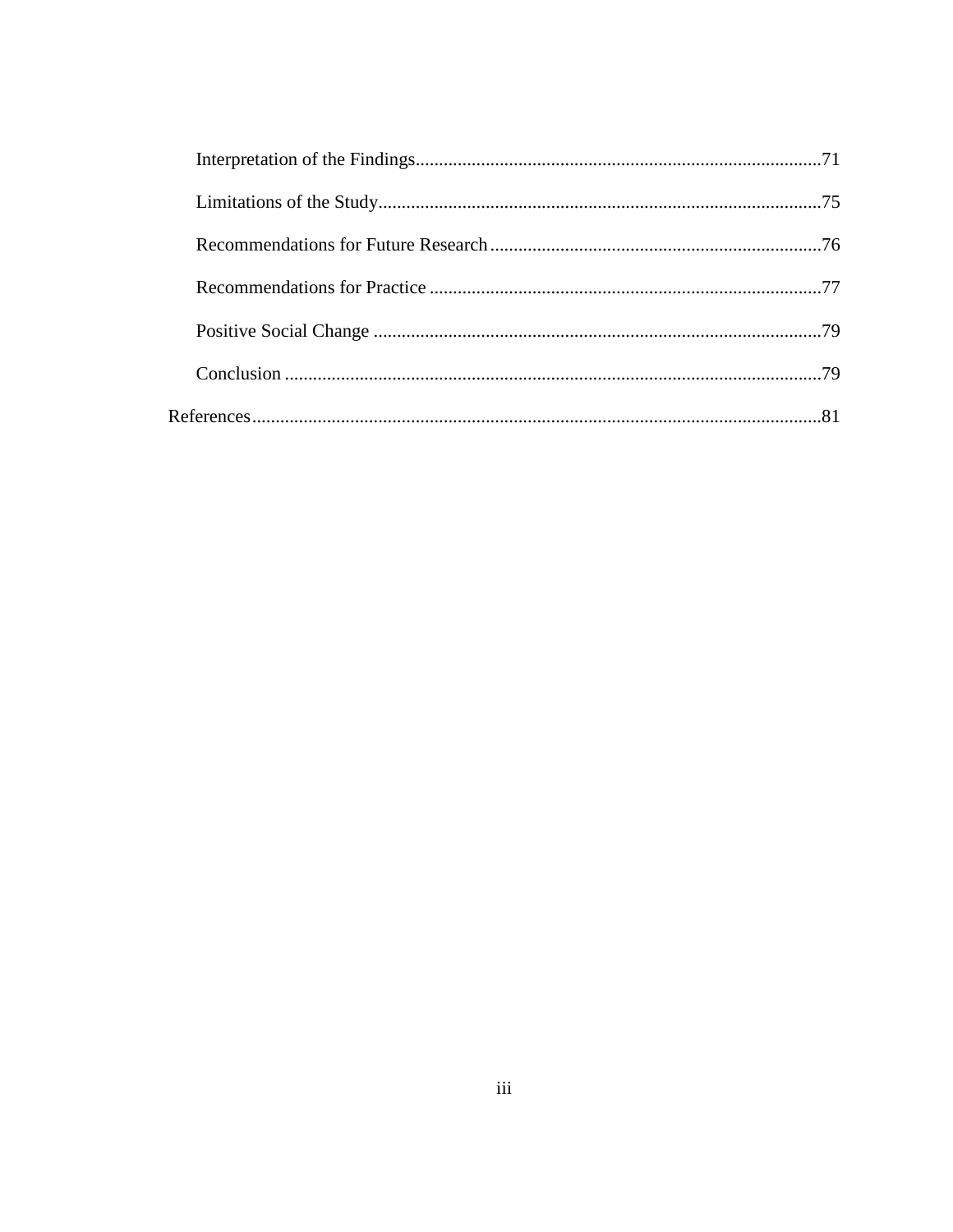Interpretation of the Findings......71

Limitations of the Study......75

Recommendations for Future Research......76

Recommendations for Practice......77

Positive Social Change......79

Conclusion......79

References......81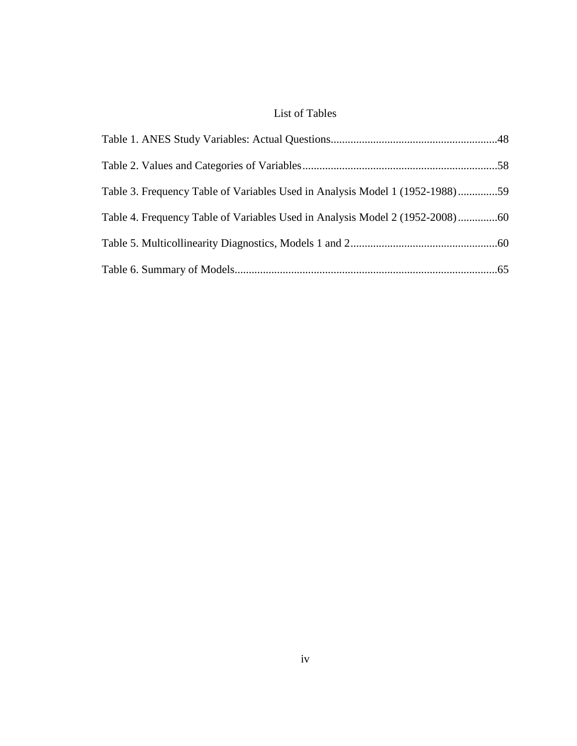# List of Tables

Table 1. ANES Study Variables: Actual Questions...........................................................48

Table 2. Values and Categories of Variables.....................................................................58

Table 3. Frequency Table of Variables Used in Analysis Model 1 (1952-1988)..............59

Table 4. Frequency Table of Variables Used in Analysis Model 2 (1952-2008)..............60

Table 5. Multicollinearity Diagnostics, Models 1 and 2....................................................60

Table 6. Summary of Models.............................................................................................65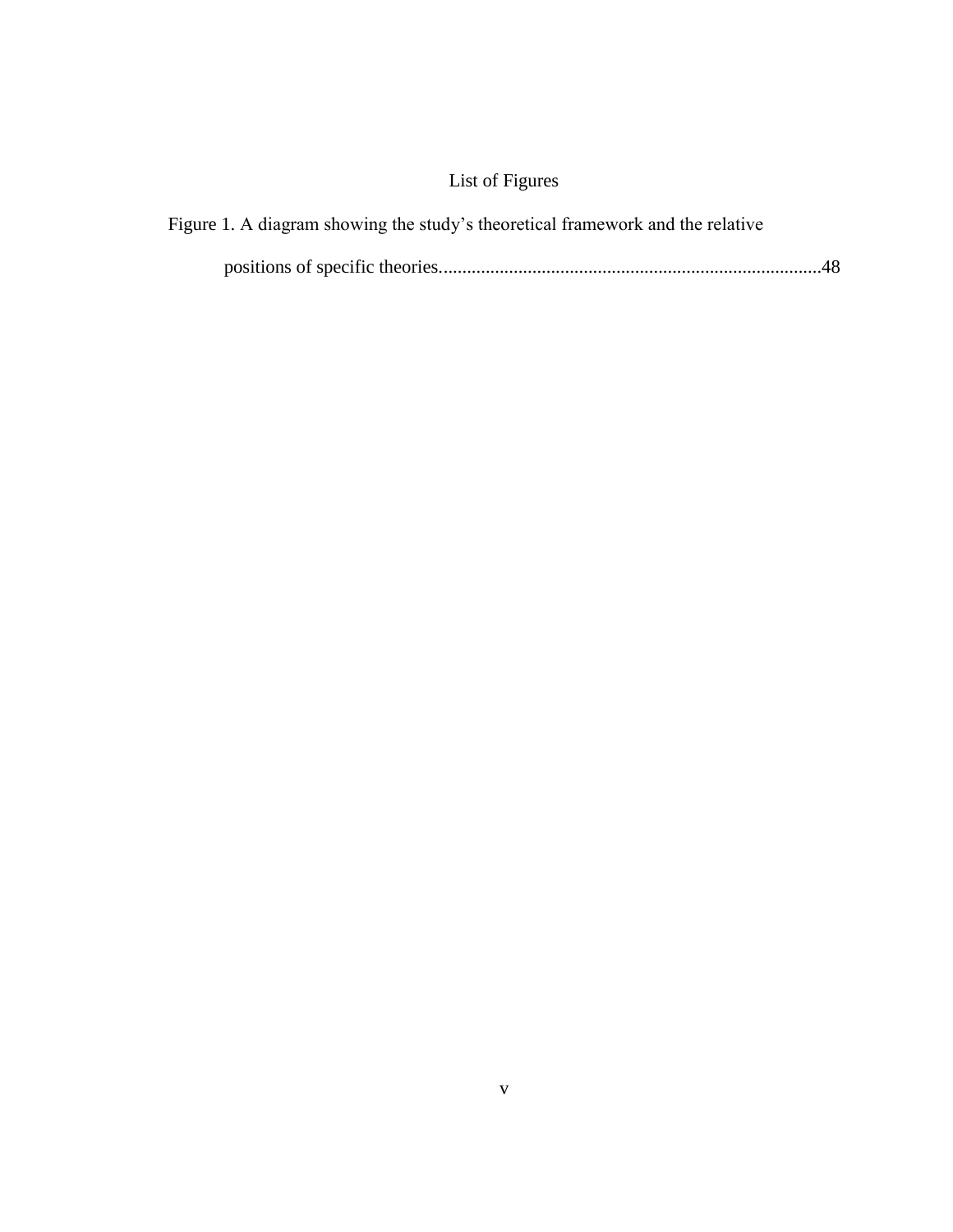# List of Figures

Figure 1. A diagram showing the study's theoretical framework and the relative positions of specific theories.................................................................................48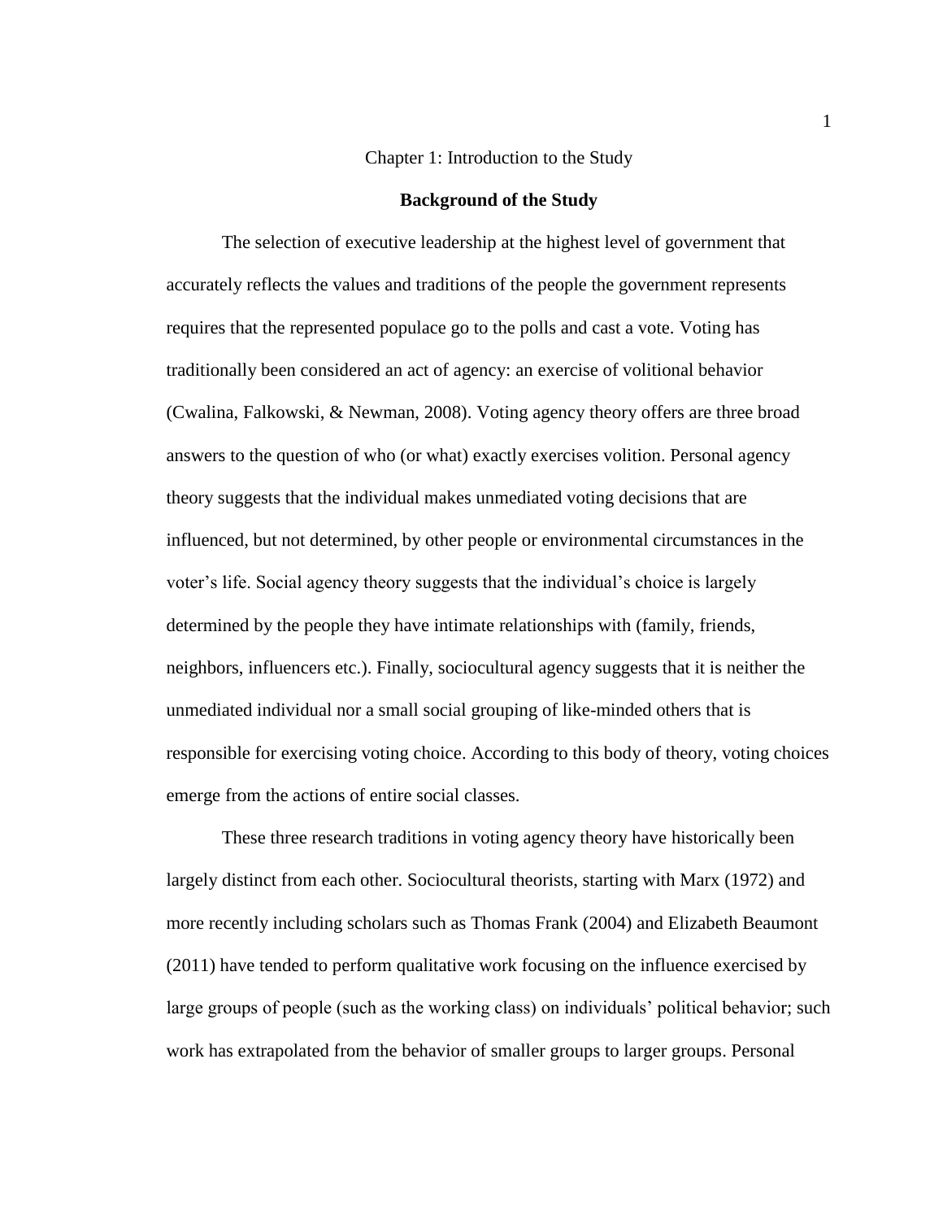# Chapter 1: Introduction to the Study

## Background of the Study

The selection of executive leadership at the highest level of government that accurately reflects the values and traditions of the people the government represents requires that the represented populace go to the polls and cast a vote. Voting has traditionally been considered an act of agency: an exercise of volitional behavior (Cwalina, Falkowski, & Newman, 2008). Voting agency theory offers are three broad answers to the question of who (or what) exactly exercises volition. Personal agency theory suggests that the individual makes unmediated voting decisions that are influenced, but not determined, by other people or environmental circumstances in the voter's life. Social agency theory suggests that the individual's choice is largely determined by the people they have intimate relationships with (family, friends, neighbors, influencers etc.). Finally, sociocultural agency suggests that it is neither the unmediated individual nor a small social grouping of like-minded others that is responsible for exercising voting choice. According to this body of theory, voting choices emerge from the actions of entire social classes.

These three research traditions in voting agency theory have historically been largely distinct from each other. Sociocultural theorists, starting with Marx (1972) and more recently including scholars such as Thomas Frank (2004) and Elizabeth Beaumont (2011) have tended to perform qualitative work focusing on the influence exercised by large groups of people (such as the working class) on individuals' political behavior; such work has extrapolated from the behavior of smaller groups to larger groups. Personal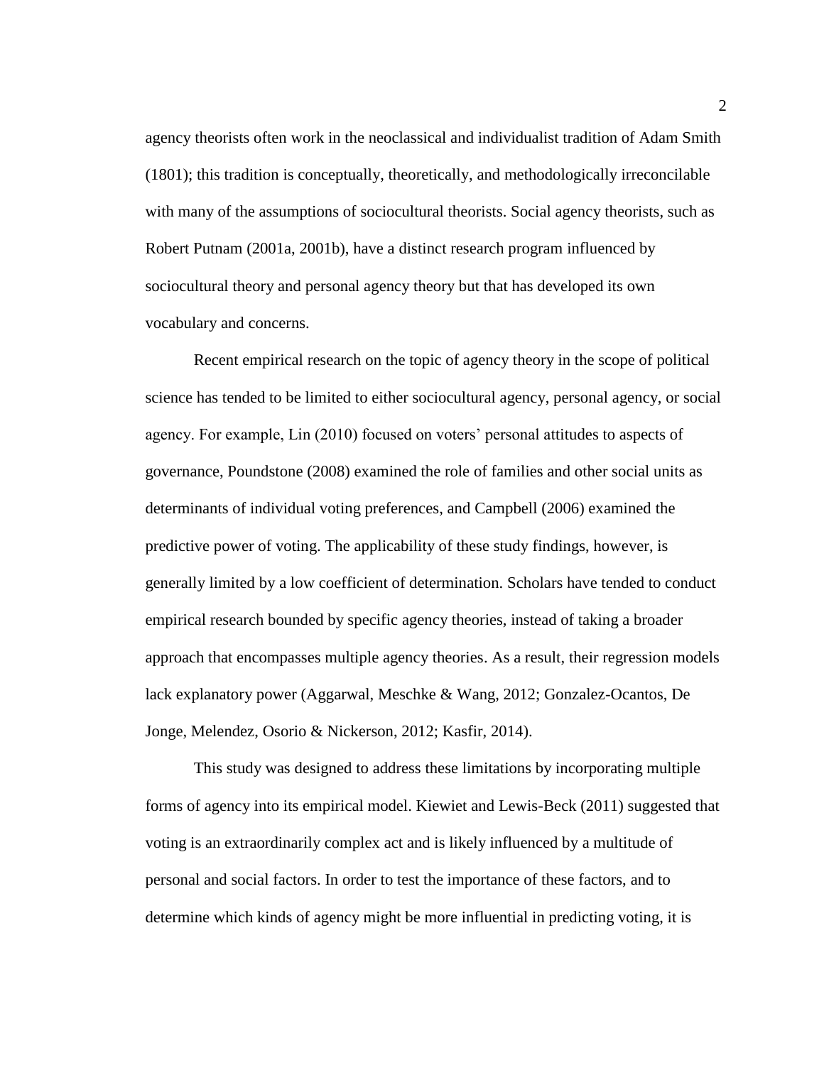agency theorists often work in the neoclassical and individualist tradition of Adam Smith (1801); this tradition is conceptually, theoretically, and methodologically irreconcilable with many of the assumptions of sociocultural theorists. Social agency theorists, such as Robert Putnam (2001a, 2001b), have a distinct research program influenced by sociocultural theory and personal agency theory but that has developed its own vocabulary and concerns.

Recent empirical research on the topic of agency theory in the scope of political science has tended to be limited to either sociocultural agency, personal agency, or social agency. For example, Lin (2010) focused on voters' personal attitudes to aspects of governance, Poundstone (2008) examined the role of families and other social units as determinants of individual voting preferences, and Campbell (2006) examined the predictive power of voting. The applicability of these study findings, however, is generally limited by a low coefficient of determination. Scholars have tended to conduct empirical research bounded by specific agency theories, instead of taking a broader approach that encompasses multiple agency theories. As a result, their regression models lack explanatory power (Aggarwal, Meschke & Wang, 2012; Gonzalez-Ocantos, De Jonge, Melendez, Osorio & Nickerson, 2012; Kasfir, 2014).

This study was designed to address these limitations by incorporating multiple forms of agency into its empirical model. Kiewiet and Lewis-Beck (2011) suggested that voting is an extraordinarily complex act and is likely influenced by a multitude of personal and social factors. In order to test the importance of these factors, and to determine which kinds of agency might be more influential in predicting voting, it is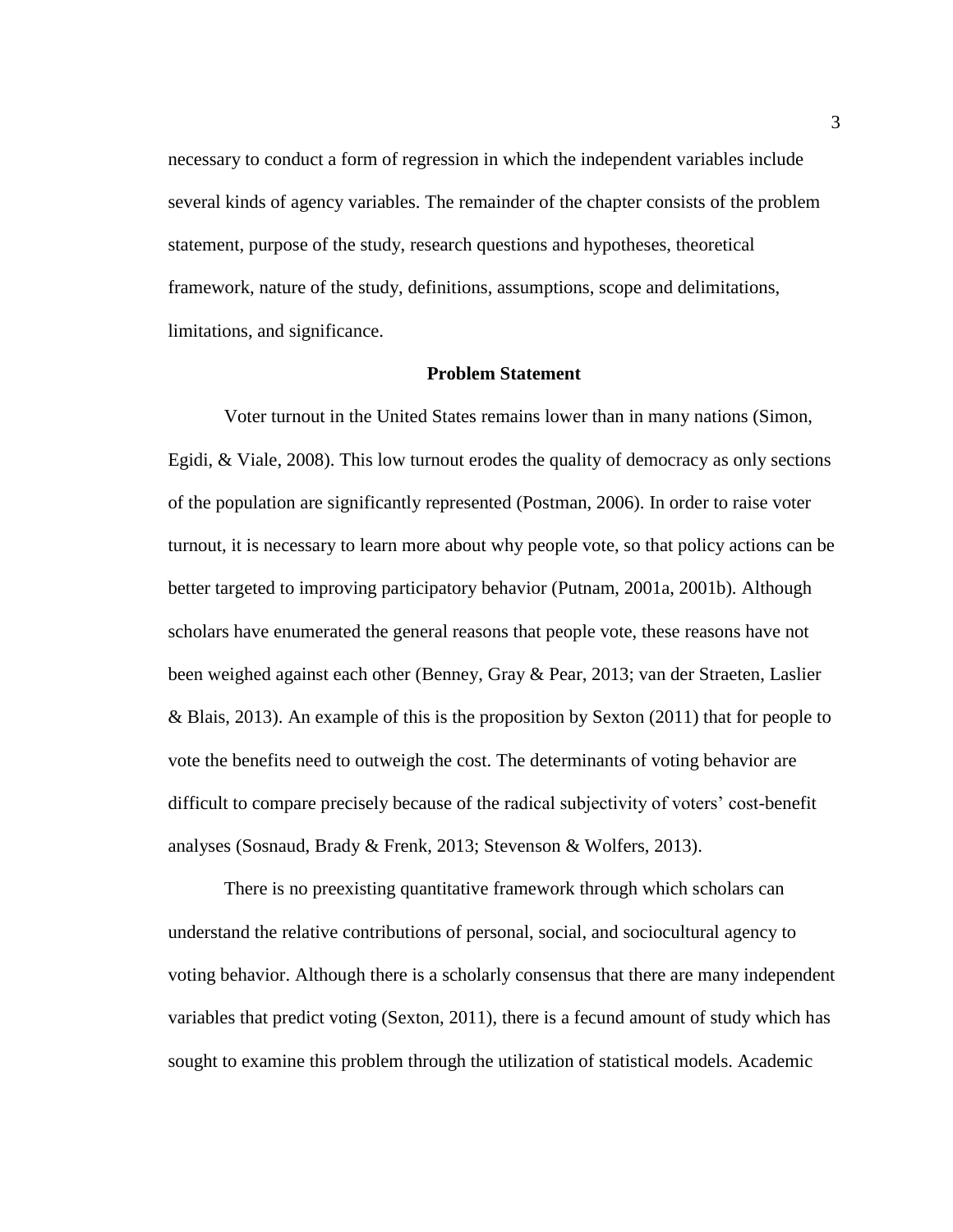necessary to conduct a form of regression in which the independent variables include several kinds of agency variables. The remainder of the chapter consists of the problem statement, purpose of the study, research questions and hypotheses, theoretical framework, nature of the study, definitions, assumptions, scope and delimitations, limitations, and significance.

## Problem Statement

Voter turnout in the United States remains lower than in many nations (Simon, Egidi, & Viale, 2008). This low turnout erodes the quality of democracy as only sections of the population are significantly represented (Postman, 2006). In order to raise voter turnout, it is necessary to learn more about why people vote, so that policy actions can be better targeted to improving participatory behavior (Putnam, 2001a, 2001b). Although scholars have enumerated the general reasons that people vote, these reasons have not been weighed against each other (Benney, Gray & Pear, 2013; van der Straeten, Laslier & Blais, 2013). An example of this is the proposition by Sexton (2011) that for people to vote the benefits need to outweigh the cost. The determinants of voting behavior are difficult to compare precisely because of the radical subjectivity of voters' cost-benefit analyses (Sosnaud, Brady & Frenk, 2013; Stevenson & Wolfers, 2013).

There is no preexisting quantitative framework through which scholars can understand the relative contributions of personal, social, and sociocultural agency to voting behavior. Although there is a scholarly consensus that there are many independent variables that predict voting (Sexton, 2011), there is a fecund amount of study which has sought to examine this problem through the utilization of statistical models. Academic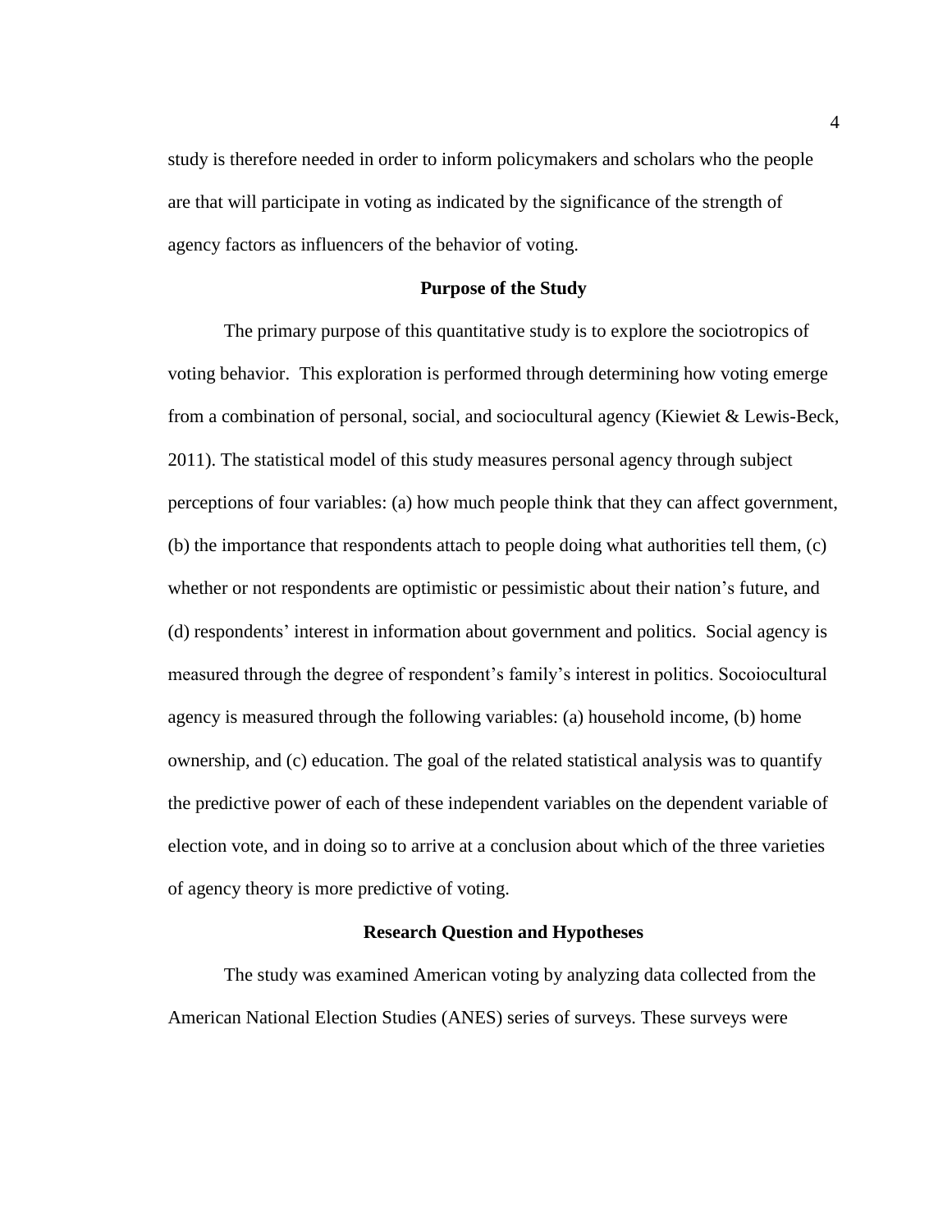study is therefore needed in order to inform policymakers and scholars who the people are that will participate in voting as indicated by the significance of the strength of agency factors as influencers of the behavior of voting.

## Purpose of the Study

The primary purpose of this quantitative study is to explore the sociotropics of voting behavior. This exploration is performed through determining how voting emerge from a combination of personal, social, and sociocultural agency (Kiewiet & Lewis-Beck, 2011). The statistical model of this study measures personal agency through subject perceptions of four variables: (a) how much people think that they can affect government, (b) the importance that respondents attach to people doing what authorities tell them, (c) whether or not respondents are optimistic or pessimistic about their nation's future, and (d) respondents' interest in information about government and politics. Social agency is measured through the degree of respondent's family's interest in politics. Socoiocultural agency is measured through the following variables: (a) household income, (b) home ownership, and (c) education. The goal of the related statistical analysis was to quantify the predictive power of each of these independent variables on the dependent variable of election vote, and in doing so to arrive at a conclusion about which of the three varieties of agency theory is more predictive of voting.

## Research Question and Hypotheses

The study was examined American voting by analyzing data collected from the American National Election Studies (ANES) series of surveys. These surveys were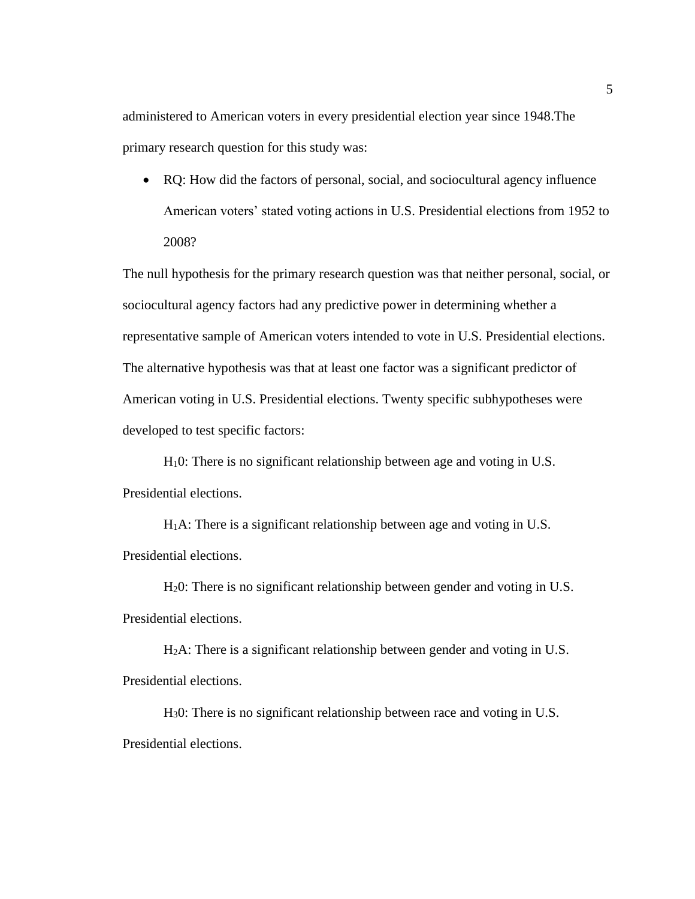administered to American voters in every presidential election year since 1948.The primary research question for this study was:

- RQ: How did the factors of personal, social, and sociocultural agency influence American voters' stated voting actions in U.S. Presidential elections from 1952 to 2008?

The null hypothesis for the primary research question was that neither personal, social, or sociocultural agency factors had any predictive power in determining whether a representative sample of American voters intended to vote in U.S. Presidential elections. The alternative hypothesis was that at least one factor was a significant predictor of American voting in U.S. Presidential elections. Twenty specific subhypotheses were developed to test specific factors:

$H_1 0$: There is no significant relationship between age and voting in U.S. Presidential elections.

$H_1 A$: There is a significant relationship between age and voting in U.S. Presidential elections.

$H_2 0$: There is no significant relationship between gender and voting in U.S. Presidential elections.

$H_2 A$: There is a significant relationship between gender and voting in U.S. Presidential elections.

$H_3 0$: There is no significant relationship between race and voting in U.S. Presidential elections.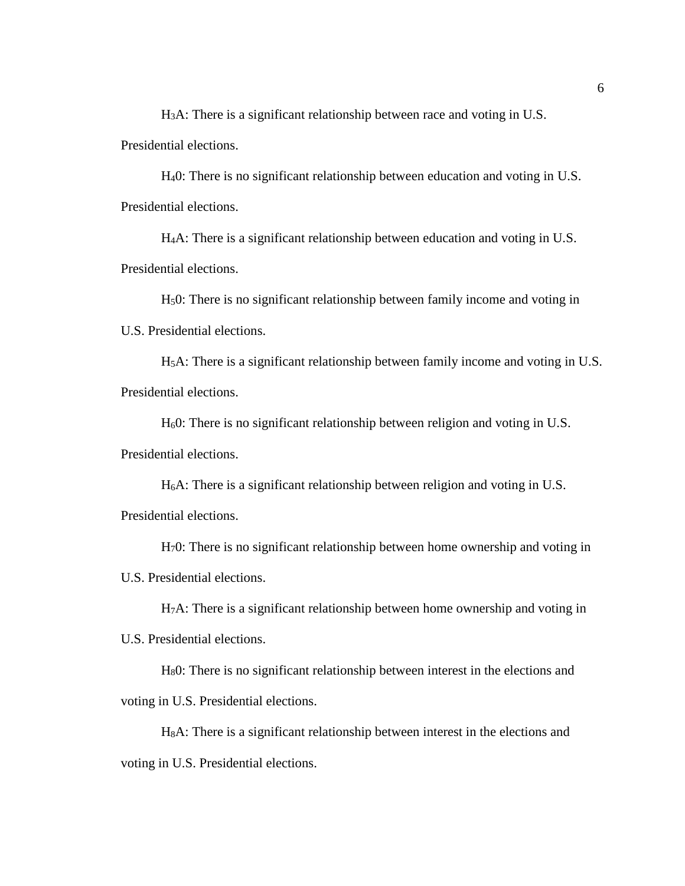$H_3A$: There is a significant relationship between race and voting in U.S. Presidential elections.

$H_40$: There is no significant relationship between education and voting in U.S. Presidential elections.

$H_4A$: There is a significant relationship between education and voting in U.S. Presidential elections.

$H_50$: There is no significant relationship between family income and voting in U.S. Presidential elections.

$H_5A$: There is a significant relationship between family income and voting in U.S. Presidential elections.

$H_60$: There is no significant relationship between religion and voting in U.S. Presidential elections.

$H_6A$: There is a significant relationship between religion and voting in U.S. Presidential elections.

$H_70$: There is no significant relationship between home ownership and voting in U.S. Presidential elections.

$H_7A$: There is a significant relationship between home ownership and voting in U.S. Presidential elections.

$H_80$: There is no significant relationship between interest in the elections and voting in U.S. Presidential elections.

$H_8A$: There is a significant relationship between interest in the elections and voting in U.S. Presidential elections.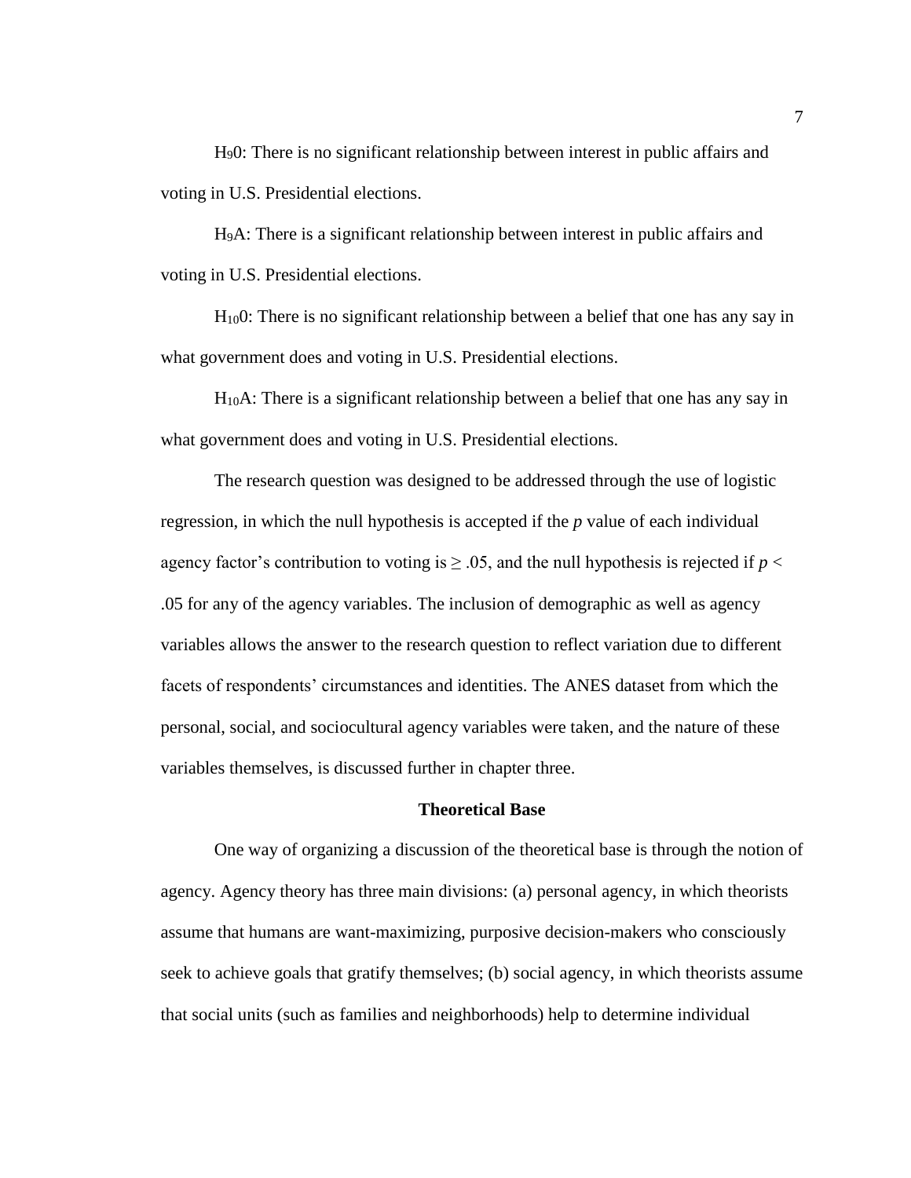$H_90$: There is no significant relationship between interest in public affairs and voting in U.S. Presidential elections.

$H_9A$: There is a significant relationship between interest in public affairs and voting in U.S. Presidential elections.

$H_{10}0$: There is no significant relationship between a belief that one has any say in what government does and voting in U.S. Presidential elections.

$H_{10}A$: There is a significant relationship between a belief that one has any say in what government does and voting in U.S. Presidential elections.

The research question was designed to be addressed through the use of logistic regression, in which the null hypothesis is accepted if the *p* value of each individual agency factor's contribution to voting is $\geq .05$, and the null hypothesis is rejected if $p < .05$ for any of the agency variables. The inclusion of demographic as well as agency variables allows the answer to the research question to reflect variation due to different facets of respondents' circumstances and identities. The ANES dataset from which the personal, social, and sociocultural agency variables were taken, and the nature of these variables themselves, is discussed further in chapter three.

## Theoretical Base

One way of organizing a discussion of the theoretical base is through the notion of agency. Agency theory has three main divisions: (a) personal agency, in which theorists assume that humans are want-maximizing, purposive decision-makers who consciously seek to achieve goals that gratify themselves; (b) social agency, in which theorists assume that social units (such as families and neighborhoods) help to determine individual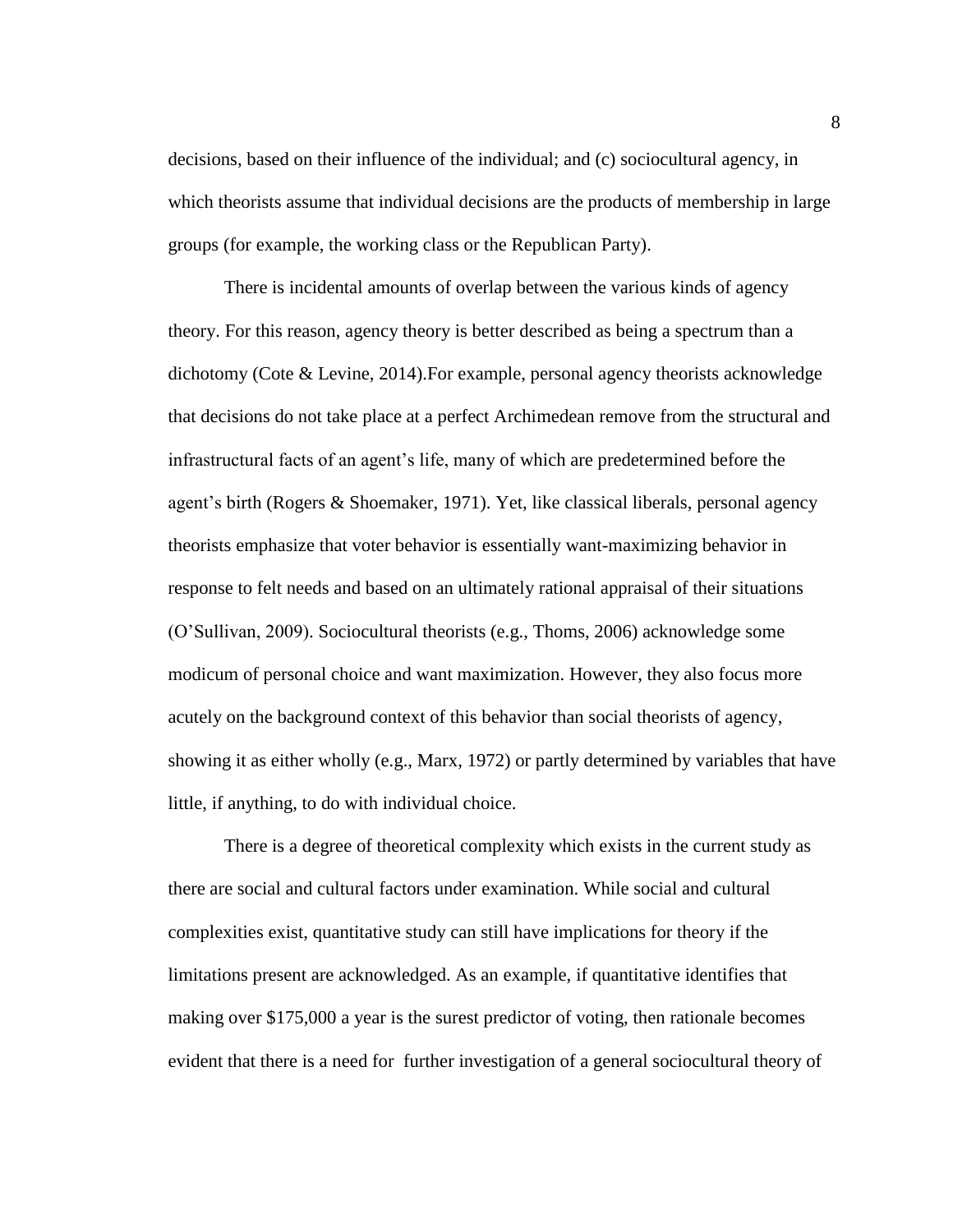decisions, based on their influence of the individual; and (c) sociocultural agency, in which theorists assume that individual decisions are the products of membership in large groups (for example, the working class or the Republican Party).

There is incidental amounts of overlap between the various kinds of agency theory. For this reason, agency theory is better described as being a spectrum than a dichotomy (Cote & Levine, 2014).For example, personal agency theorists acknowledge that decisions do not take place at a perfect Archimedean remove from the structural and infrastructural facts of an agent's life, many of which are predetermined before the agent's birth (Rogers & Shoemaker, 1971). Yet, like classical liberals, personal agency theorists emphasize that voter behavior is essentially want-maximizing behavior in response to felt needs and based on an ultimately rational appraisal of their situations (O'Sullivan, 2009). Sociocultural theorists (e.g., Thoms, 2006) acknowledge some modicum of personal choice and want maximization. However, they also focus more acutely on the background context of this behavior than social theorists of agency, showing it as either wholly (e.g., Marx, 1972) or partly determined by variables that have little, if anything, to do with individual choice.

There is a degree of theoretical complexity which exists in the current study as there are social and cultural factors under examination. While social and cultural complexities exist, quantitative study can still have implications for theory if the limitations present are acknowledged. As an example, if quantitative identifies that making over $175,000 a year is the surest predictor of voting, then rationale becomes evident that there is a need for further investigation of a general sociocultural theory of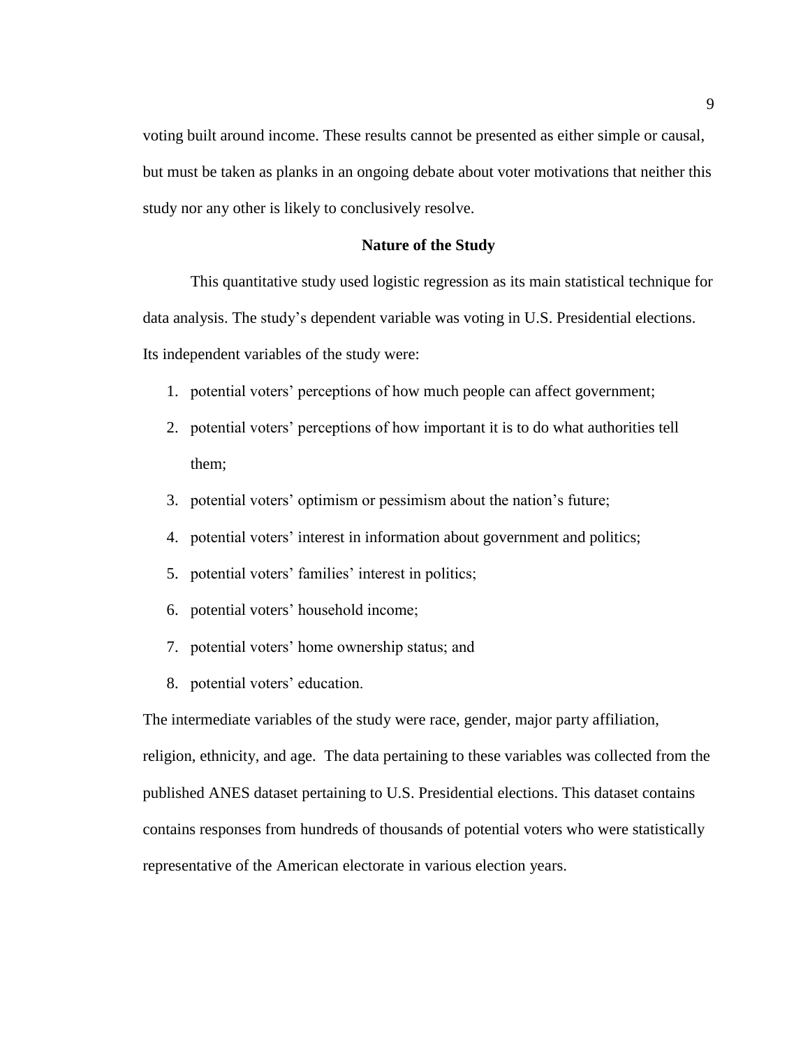voting built around income. These results cannot be presented as either simple or causal, but must be taken as planks in an ongoing debate about voter motivations that neither this study nor any other is likely to conclusively resolve.

## Nature of the Study

This quantitative study used logistic regression as its main statistical technique for data analysis. The study's dependent variable was voting in U.S. Presidential elections. Its independent variables of the study were:

1. potential voters' perceptions of how much people can affect government;
2. potential voters' perceptions of how important it is to do what authorities tell them;
3. potential voters' optimism or pessimism about the nation's future;
4. potential voters' interest in information about government and politics;
5. potential voters' families' interest in politics;
6. potential voters' household income;
7. potential voters' home ownership status; and
8. potential voters' education.

The intermediate variables of the study were race, gender, major party affiliation, religion, ethnicity, and age. The data pertaining to these variables was collected from the published ANES dataset pertaining to U.S. Presidential elections. This dataset contains contains responses from hundreds of thousands of potential voters who were statistically representative of the American electorate in various election years.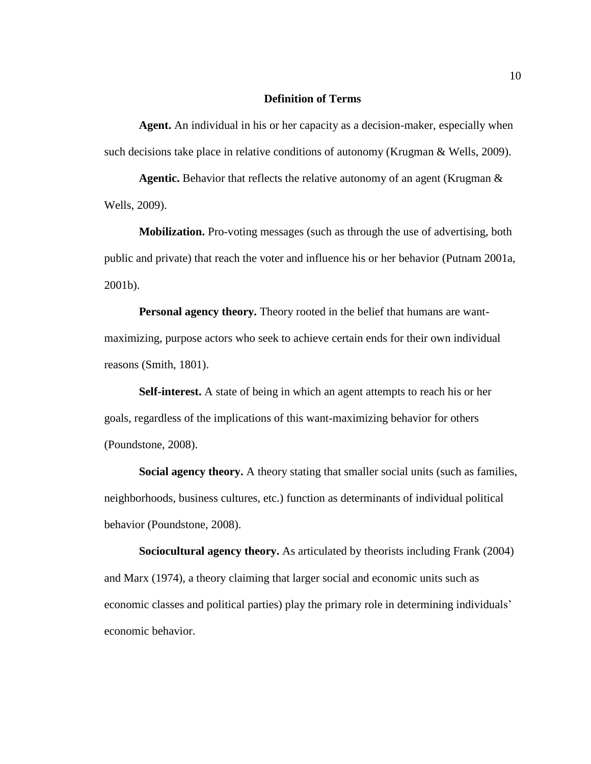## Definition of Terms

**Agent.** An individual in his or her capacity as a decision-maker, especially when such decisions take place in relative conditions of autonomy (Krugman & Wells, 2009).

**Agentic.** Behavior that reflects the relative autonomy of an agent (Krugman & Wells, 2009).

**Mobilization.** Pro-voting messages (such as through the use of advertising, both public and private) that reach the voter and influence his or her behavior (Putnam 2001a, 2001b).

**Personal agency theory.** Theory rooted in the belief that humans are want-maximizing, purpose actors who seek to achieve certain ends for their own individual reasons (Smith, 1801).

**Self-interest.** A state of being in which an agent attempts to reach his or her goals, regardless of the implications of this want-maximizing behavior for others (Poundstone, 2008).

**Social agency theory.** A theory stating that smaller social units (such as families, neighborhoods, business cultures, etc.) function as determinants of individual political behavior (Poundstone, 2008).

**Sociocultural agency theory.** As articulated by theorists including Frank (2004) and Marx (1974), a theory claiming that larger social and economic units such as economic classes and political parties) play the primary role in determining individuals' economic behavior.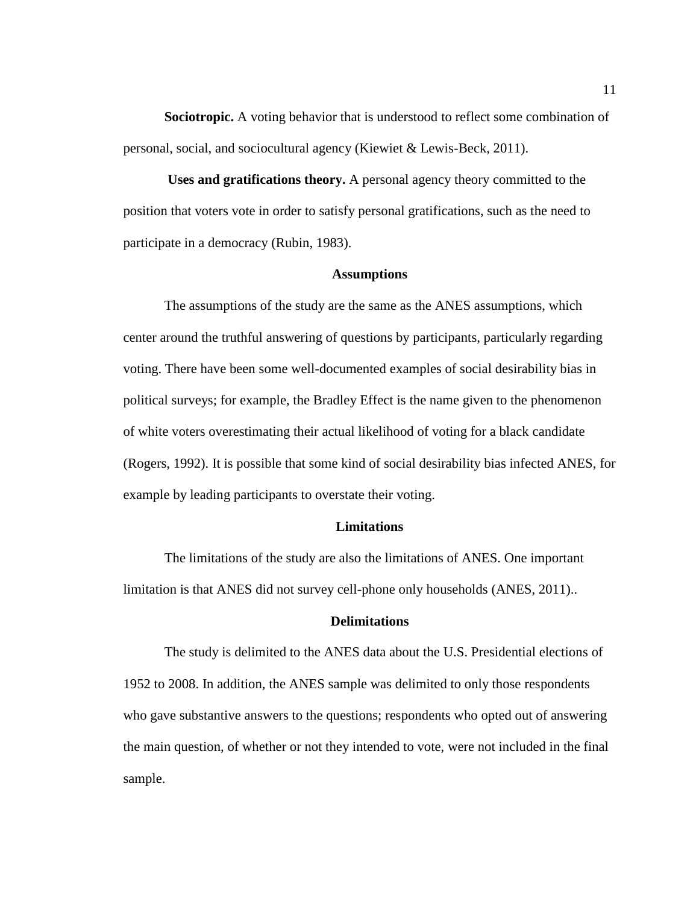**Sociotropic.** A voting behavior that is understood to reflect some combination of personal, social, and sociocultural agency (Kiewiet & Lewis-Beck, 2011).

**Uses and gratifications theory.** A personal agency theory committed to the position that voters vote in order to satisfy personal gratifications, such as the need to participate in a democracy (Rubin, 1983).

## Assumptions

The assumptions of the study are the same as the ANES assumptions, which center around the truthful answering of questions by participants, particularly regarding voting. There have been some well-documented examples of social desirability bias in political surveys; for example, the Bradley Effect is the name given to the phenomenon of white voters overestimating their actual likelihood of voting for a black candidate (Rogers, 1992). It is possible that some kind of social desirability bias infected ANES, for example by leading participants to overstate their voting.

## Limitations

The limitations of the study are also the limitations of ANES. One important limitation is that ANES did not survey cell-phone only households (ANES, 2011)..

## Delimitations

The study is delimited to the ANES data about the U.S. Presidential elections of 1952 to 2008. In addition, the ANES sample was delimited to only those respondents who gave substantive answers to the questions; respondents who opted out of answering the main question, of whether or not they intended to vote, were not included in the final sample.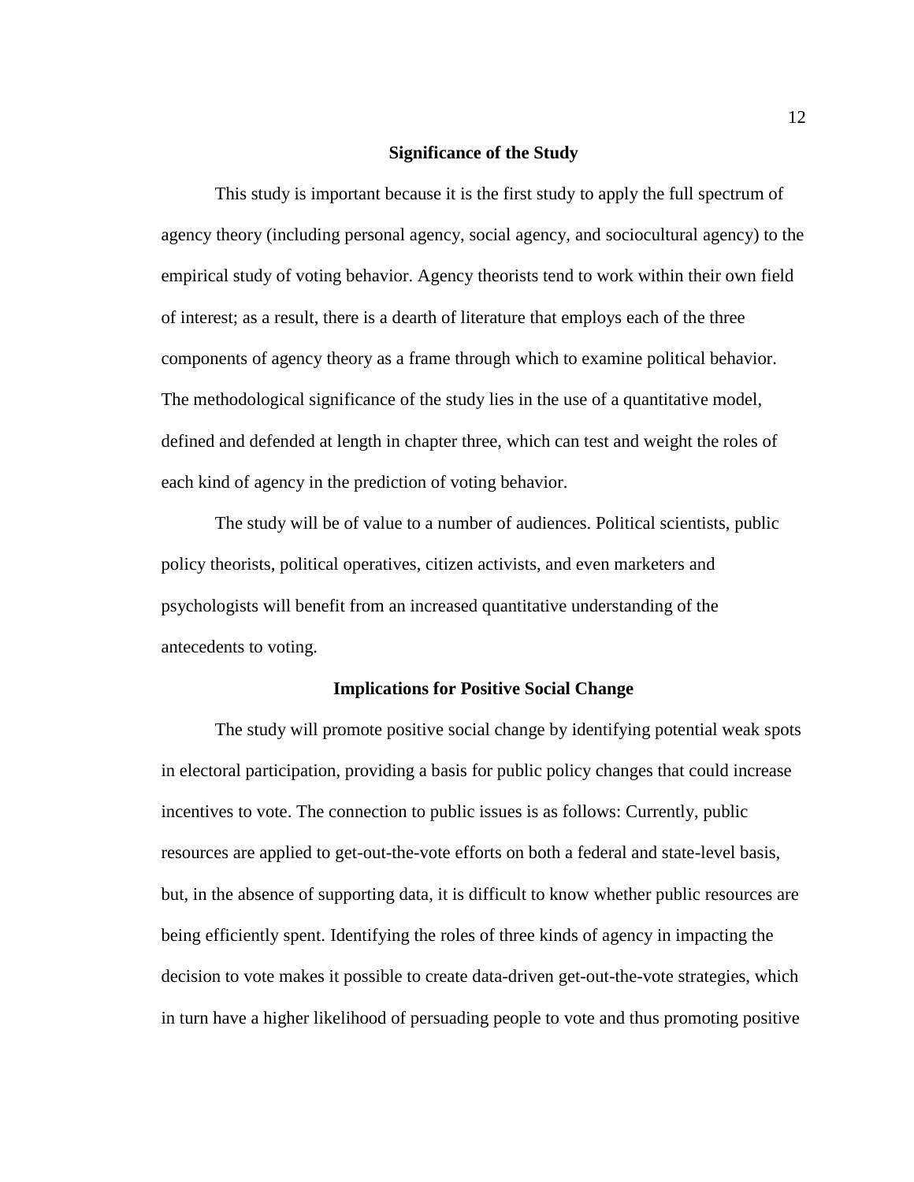## Significance of the Study

This study is important because it is the first study to apply the full spectrum of agency theory (including personal agency, social agency, and sociocultural agency) to the empirical study of voting behavior. Agency theorists tend to work within their own field of interest; as a result, there is a dearth of literature that employs each of the three components of agency theory as a frame through which to examine political behavior. The methodological significance of the study lies in the use of a quantitative model, defined and defended at length in chapter three, which can test and weight the roles of each kind of agency in the prediction of voting behavior.

The study will be of value to a number of audiences. Political scientists, public policy theorists, political operatives, citizen activists, and even marketers and psychologists will benefit from an increased quantitative understanding of the antecedents to voting.

## Implications for Positive Social Change

The study will promote positive social change by identifying potential weak spots in electoral participation, providing a basis for public policy changes that could increase incentives to vote. The connection to public issues is as follows: Currently, public resources are applied to get-out-the-vote efforts on both a federal and state-level basis, but, in the absence of supporting data, it is difficult to know whether public resources are being efficiently spent. Identifying the roles of three kinds of agency in impacting the decision to vote makes it possible to create data-driven get-out-the-vote strategies, which in turn have a higher likelihood of persuading people to vote and thus promoting positive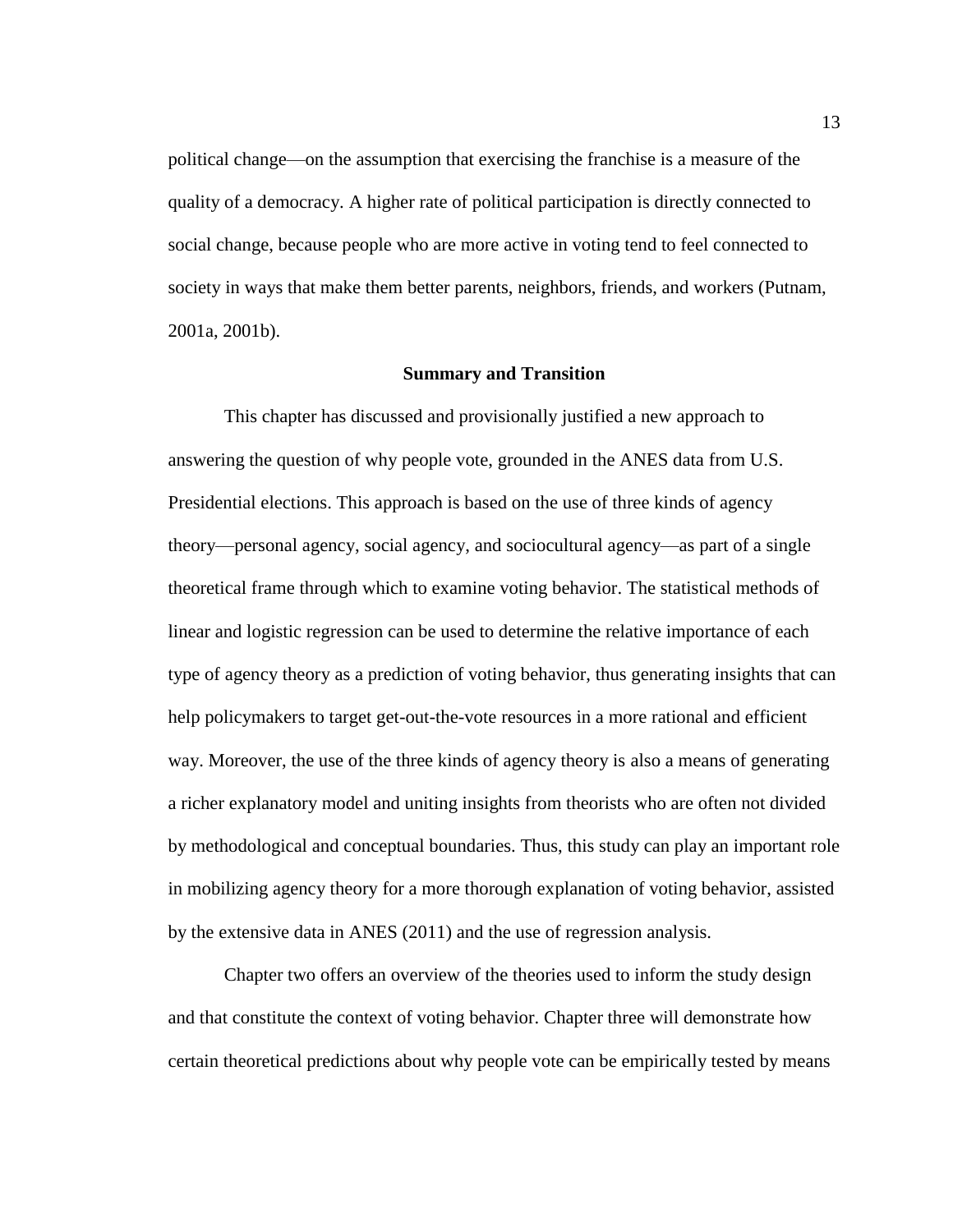political change—on the assumption that exercising the franchise is a measure of the quality of a democracy. A higher rate of political participation is directly connected to social change, because people who are more active in voting tend to feel connected to society in ways that make them better parents, neighbors, friends, and workers (Putnam, 2001a, 2001b).

## Summary and Transition

This chapter has discussed and provisionally justified a new approach to answering the question of why people vote, grounded in the ANES data from U.S. Presidential elections. This approach is based on the use of three kinds of agency theory—personal agency, social agency, and sociocultural agency—as part of a single theoretical frame through which to examine voting behavior. The statistical methods of linear and logistic regression can be used to determine the relative importance of each type of agency theory as a prediction of voting behavior, thus generating insights that can help policymakers to target get-out-the-vote resources in a more rational and efficient way. Moreover, the use of the three kinds of agency theory is also a means of generating a richer explanatory model and uniting insights from theorists who are often not divided by methodological and conceptual boundaries. Thus, this study can play an important role in mobilizing agency theory for a more thorough explanation of voting behavior, assisted by the extensive data in ANES (2011) and the use of regression analysis.

Chapter two offers an overview of the theories used to inform the study design and that constitute the context of voting behavior. Chapter three will demonstrate how certain theoretical predictions about why people vote can be empirically tested by means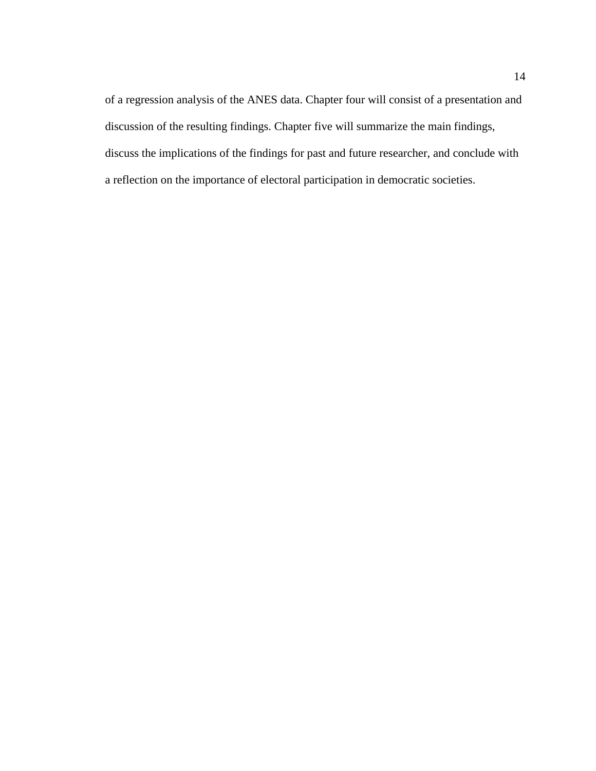of a regression analysis of the ANES data. Chapter four will consist of a presentation and discussion of the resulting findings. Chapter five will summarize the main findings, discuss the implications of the findings for past and future researcher, and conclude with a reflection on the importance of electoral participation in democratic societies.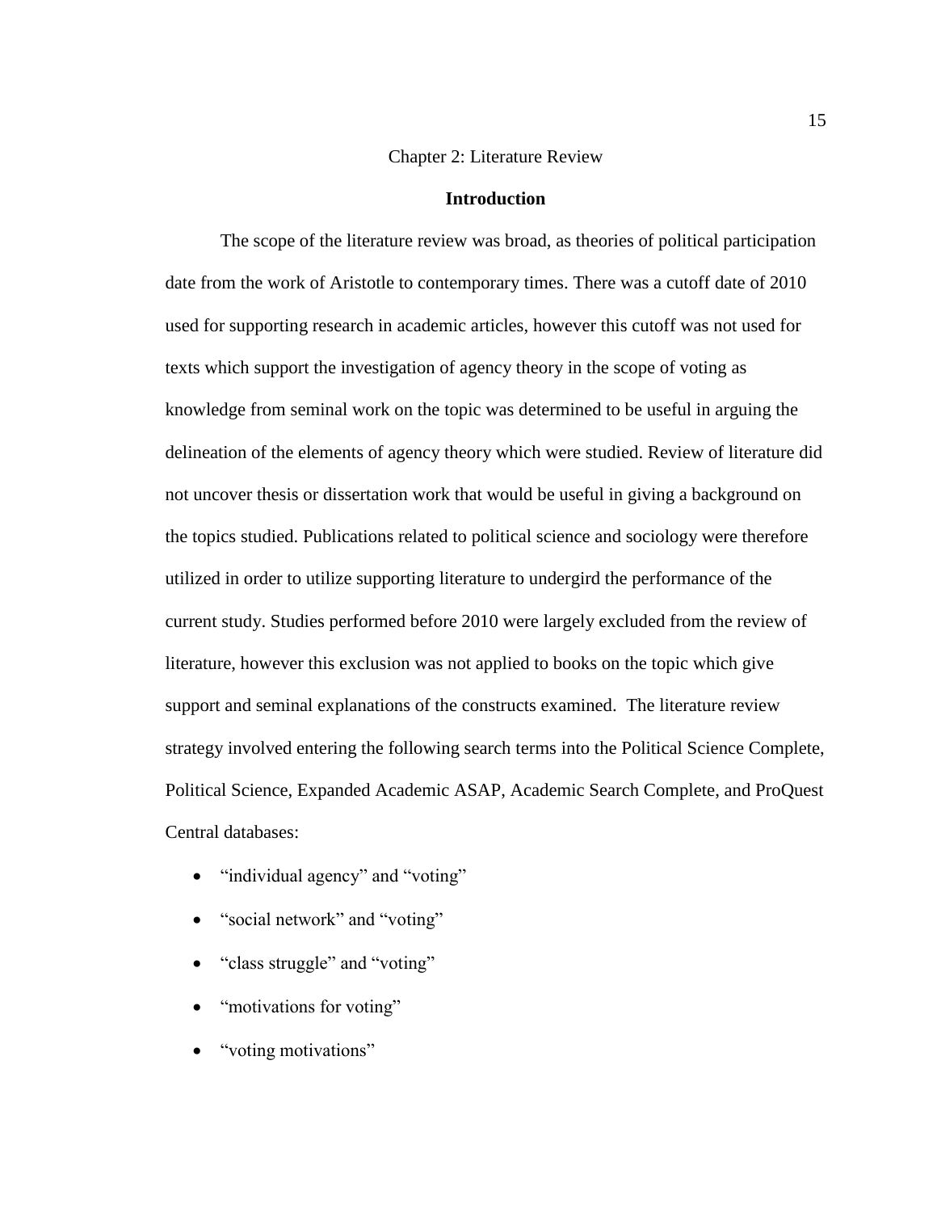# Chapter 2: Literature Review

## Introduction

The scope of the literature review was broad, as theories of political participation date from the work of Aristotle to contemporary times. There was a cutoff date of 2010 used for supporting research in academic articles, however this cutoff was not used for texts which support the investigation of agency theory in the scope of voting as knowledge from seminal work on the topic was determined to be useful in arguing the delineation of the elements of agency theory which were studied. Review of literature did not uncover thesis or dissertation work that would be useful in giving a background on the topics studied. Publications related to political science and sociology were therefore utilized in order to utilize supporting literature to undergird the performance of the current study. Studies performed before 2010 were largely excluded from the review of literature, however this exclusion was not applied to books on the topic which give support and seminal explanations of the constructs examined. The literature review strategy involved entering the following search terms into the Political Science Complete, Political Science, Expanded Academic ASAP, Academic Search Complete, and ProQuest Central databases:

- "individual agency" and "voting"
- "social network" and "voting"
- "class struggle" and "voting"
- "motivations for voting"
- "voting motivations"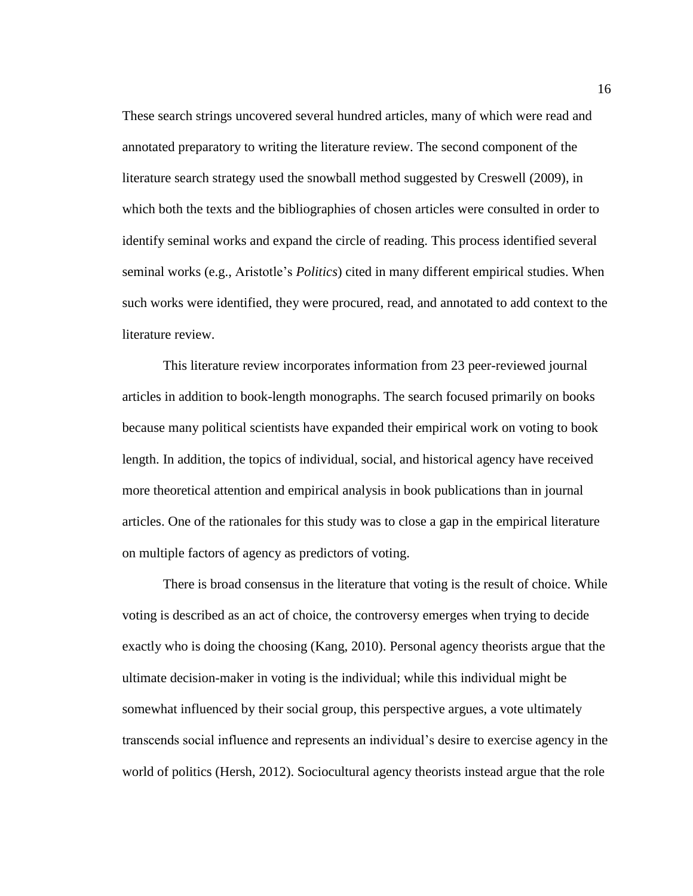These search strings uncovered several hundred articles, many of which were read and annotated preparatory to writing the literature review. The second component of the literature search strategy used the snowball method suggested by Creswell (2009), in which both the texts and the bibliographies of chosen articles were consulted in order to identify seminal works and expand the circle of reading. This process identified several seminal works (e.g., Aristotle's *Politics*) cited in many different empirical studies. When such works were identified, they were procured, read, and annotated to add context to the literature review.

This literature review incorporates information from 23 peer-reviewed journal articles in addition to book-length monographs. The search focused primarily on books because many political scientists have expanded their empirical work on voting to book length. In addition, the topics of individual, social, and historical agency have received more theoretical attention and empirical analysis in book publications than in journal articles. One of the rationales for this study was to close a gap in the empirical literature on multiple factors of agency as predictors of voting.

There is broad consensus in the literature that voting is the result of choice. While voting is described as an act of choice, the controversy emerges when trying to decide exactly who is doing the choosing (Kang, 2010). Personal agency theorists argue that the ultimate decision-maker in voting is the individual; while this individual might be somewhat influenced by their social group, this perspective argues, a vote ultimately transcends social influence and represents an individual's desire to exercise agency in the world of politics (Hersh, 2012). Sociocultural agency theorists instead argue that the role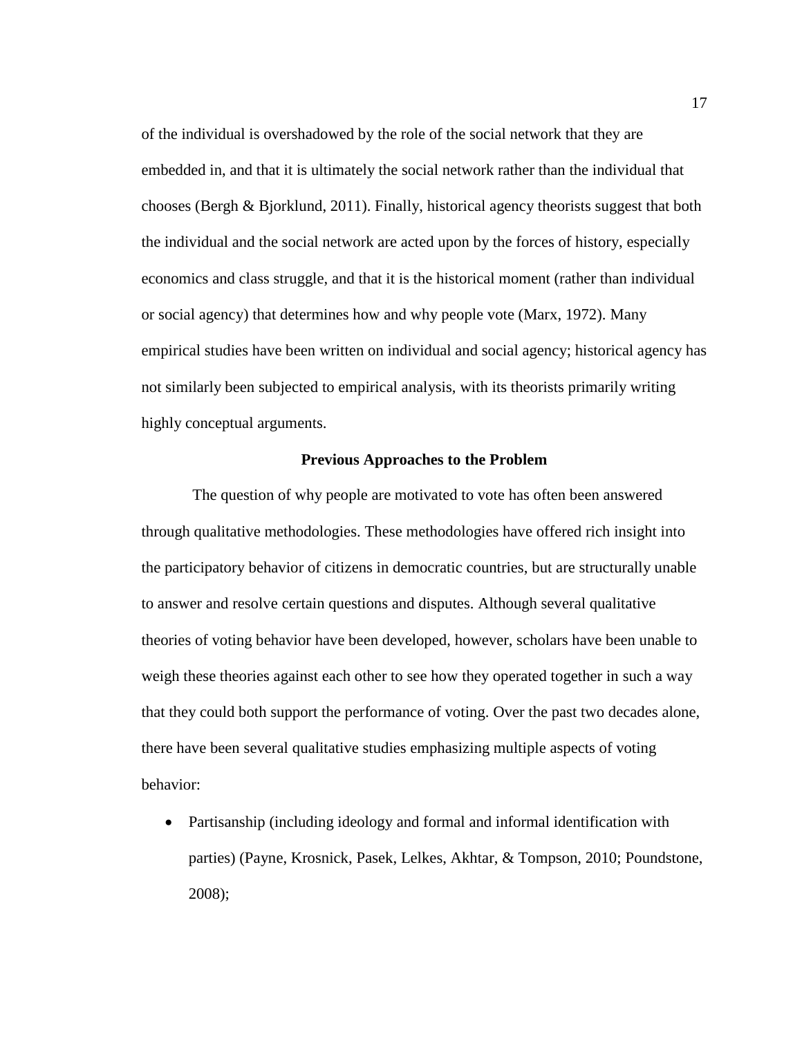of the individual is overshadowed by the role of the social network that they are embedded in, and that it is ultimately the social network rather than the individual that chooses (Bergh & Bjorklund, 2011). Finally, historical agency theorists suggest that both the individual and the social network are acted upon by the forces of history, especially economics and class struggle, and that it is the historical moment (rather than individual or social agency) that determines how and why people vote (Marx, 1972). Many empirical studies have been written on individual and social agency; historical agency has not similarly been subjected to empirical analysis, with its theorists primarily writing highly conceptual arguments.

## Previous Approaches to the Problem

The question of why people are motivated to vote has often been answered through qualitative methodologies. These methodologies have offered rich insight into the participatory behavior of citizens in democratic countries, but are structurally unable to answer and resolve certain questions and disputes. Although several qualitative theories of voting behavior have been developed, however, scholars have been unable to weigh these theories against each other to see how they operated together in such a way that they could both support the performance of voting. Over the past two decades alone, there have been several qualitative studies emphasizing multiple aspects of voting behavior:

- Partisanship (including ideology and formal and informal identification with parties) (Payne, Krosnick, Pasek, Lelkes, Akhtar, & Tompson, 2010; Poundstone, 2008);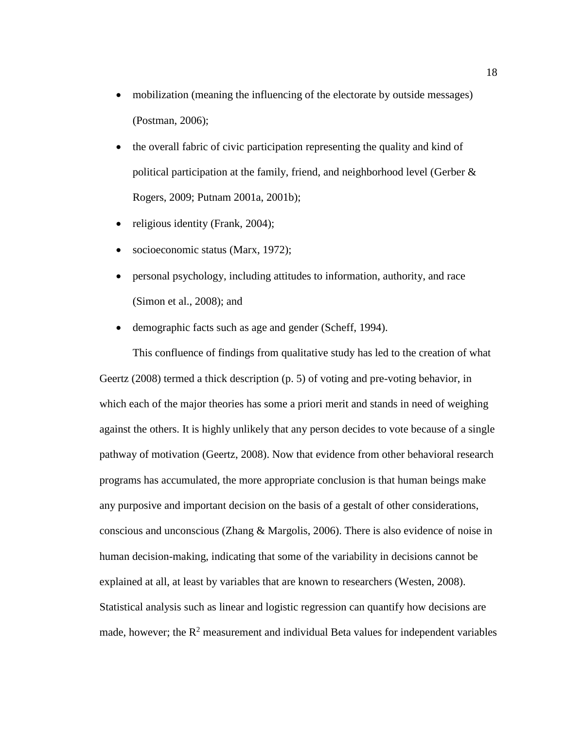- mobilization (meaning the influencing of the electorate by outside messages) (Postman, 2006);
- the overall fabric of civic participation representing the quality and kind of political participation at the family, friend, and neighborhood level (Gerber & Rogers, 2009; Putnam 2001a, 2001b);
- religious identity (Frank, 2004);
- socioeconomic status (Marx, 1972);
- personal psychology, including attitudes to information, authority, and race (Simon et al., 2008); and
- demographic facts such as age and gender (Scheff, 1994).

This confluence of findings from qualitative study has led to the creation of what Geertz (2008) termed a thick description (p. 5) of voting and pre-voting behavior, in which each of the major theories has some a priori merit and stands in need of weighing against the others. It is highly unlikely that any person decides to vote because of a single pathway of motivation (Geertz, 2008). Now that evidence from other behavioral research programs has accumulated, the more appropriate conclusion is that human beings make any purposive and important decision on the basis of a gestalt of other considerations, conscious and unconscious (Zhang & Margolis, 2006). There is also evidence of noise in human decision-making, indicating that some of the variability in decisions cannot be explained at all, at least by variables that are known to researchers (Westen, 2008). Statistical analysis such as linear and logistic regression can quantify how decisions are made, however; the $R^2$ measurement and individual Beta values for independent variables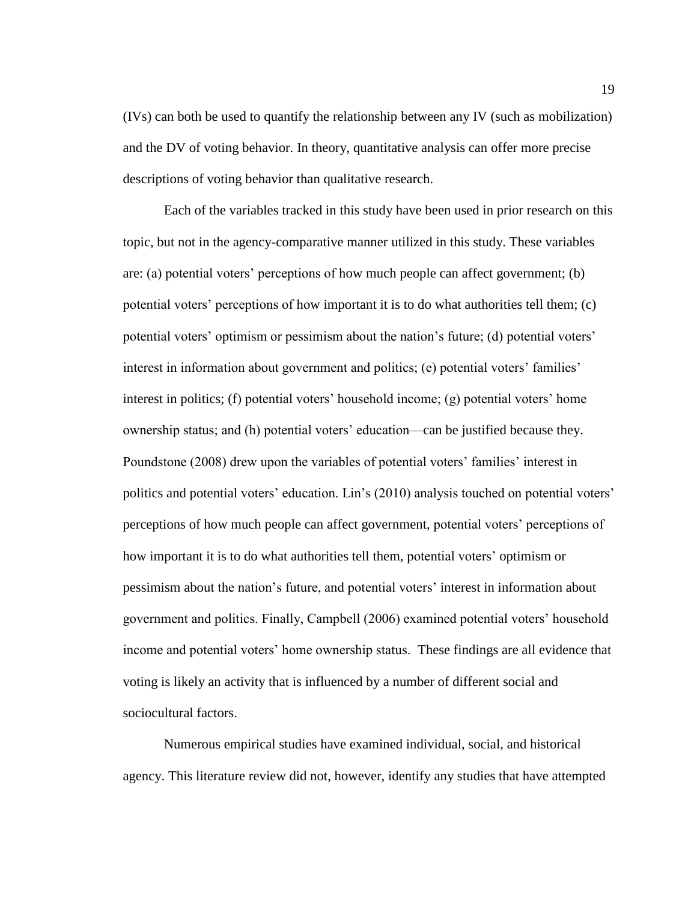(IVs) can both be used to quantify the relationship between any IV (such as mobilization) and the DV of voting behavior. In theory, quantitative analysis can offer more precise descriptions of voting behavior than qualitative research.

Each of the variables tracked in this study have been used in prior research on this topic, but not in the agency-comparative manner utilized in this study. These variables are: (a) potential voters' perceptions of how much people can affect government; (b) potential voters' perceptions of how important it is to do what authorities tell them; (c) potential voters' optimism or pessimism about the nation's future; (d) potential voters' interest in information about government and politics; (e) potential voters' families' interest in politics; (f) potential voters' household income; (g) potential voters' home ownership status; and (h) potential voters' education—can be justified because they. Poundstone (2008) drew upon the variables of potential voters' families' interest in politics and potential voters' education. Lin's (2010) analysis touched on potential voters' perceptions of how much people can affect government, potential voters' perceptions of how important it is to do what authorities tell them, potential voters' optimism or pessimism about the nation's future, and potential voters' interest in information about government and politics. Finally, Campbell (2006) examined potential voters' household income and potential voters' home ownership status. These findings are all evidence that voting is likely an activity that is influenced by a number of different social and sociocultural factors.

Numerous empirical studies have examined individual, social, and historical agency. This literature review did not, however, identify any studies that have attempted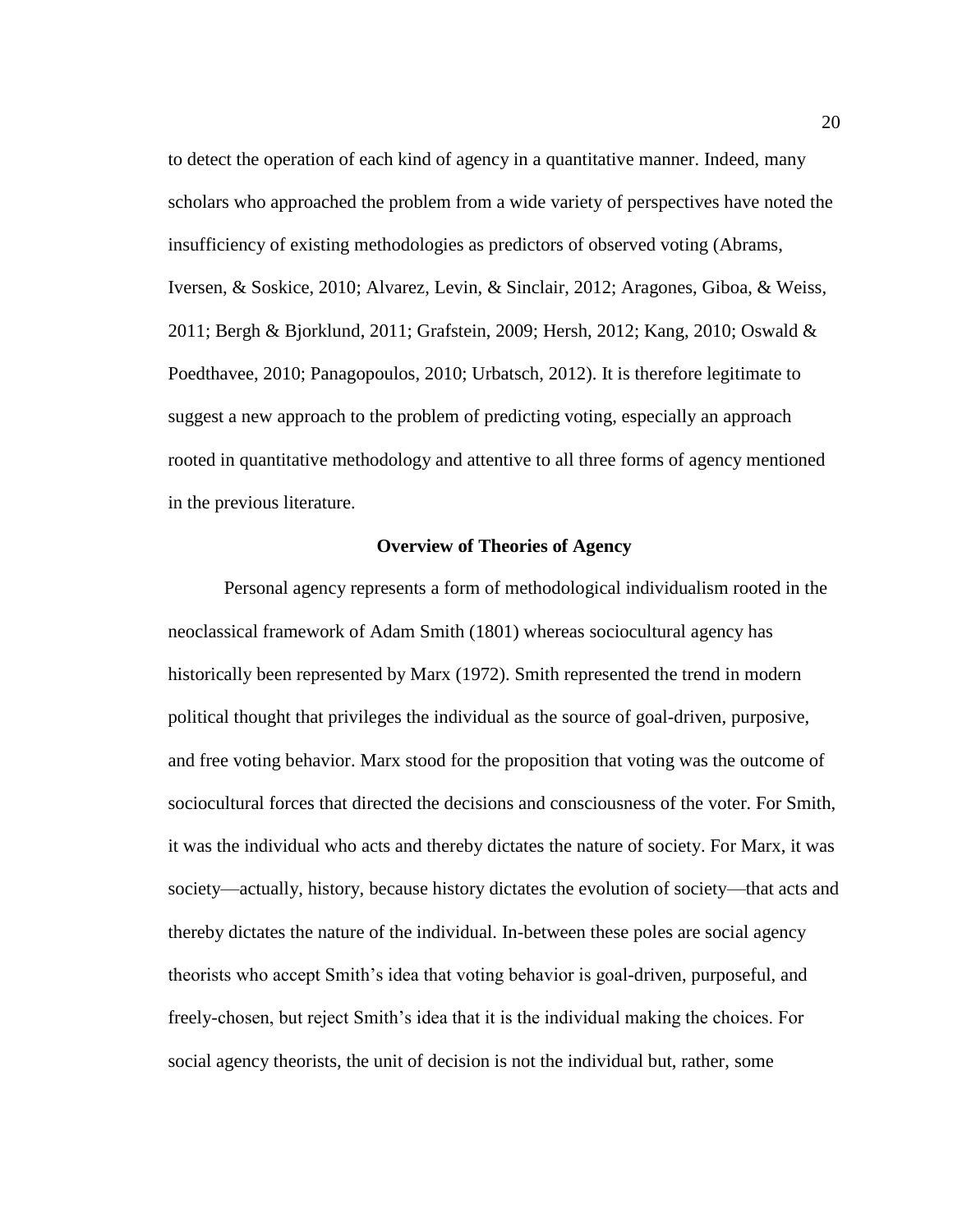to detect the operation of each kind of agency in a quantitative manner. Indeed, many scholars who approached the problem from a wide variety of perspectives have noted the insufficiency of existing methodologies as predictors of observed voting (Abrams, Iversen, & Soskice, 2010; Alvarez, Levin, & Sinclair, 2012; Aragones, Giboa, & Weiss, 2011; Bergh & Bjorklund, 2011; Grafstein, 2009; Hersh, 2012; Kang, 2010; Oswald & Poedthavee, 2010; Panagopoulos, 2010; Urbatsch, 2012). It is therefore legitimate to suggest a new approach to the problem of predicting voting, especially an approach rooted in quantitative methodology and attentive to all three forms of agency mentioned in the previous literature.

## Overview of Theories of Agency

Personal agency represents a form of methodological individualism rooted in the neoclassical framework of Adam Smith (1801) whereas sociocultural agency has historically been represented by Marx (1972). Smith represented the trend in modern political thought that privileges the individual as the source of goal-driven, purposive, and free voting behavior. Marx stood for the proposition that voting was the outcome of sociocultural forces that directed the decisions and consciousness of the voter. For Smith, it was the individual who acts and thereby dictates the nature of society. For Marx, it was society—actually, history, because history dictates the evolution of society—that acts and thereby dictates the nature of the individual. In-between these poles are social agency theorists who accept Smith's idea that voting behavior is goal-driven, purposeful, and freely-chosen, but reject Smith's idea that it is the individual making the choices. For social agency theorists, the unit of decision is not the individual but, rather, some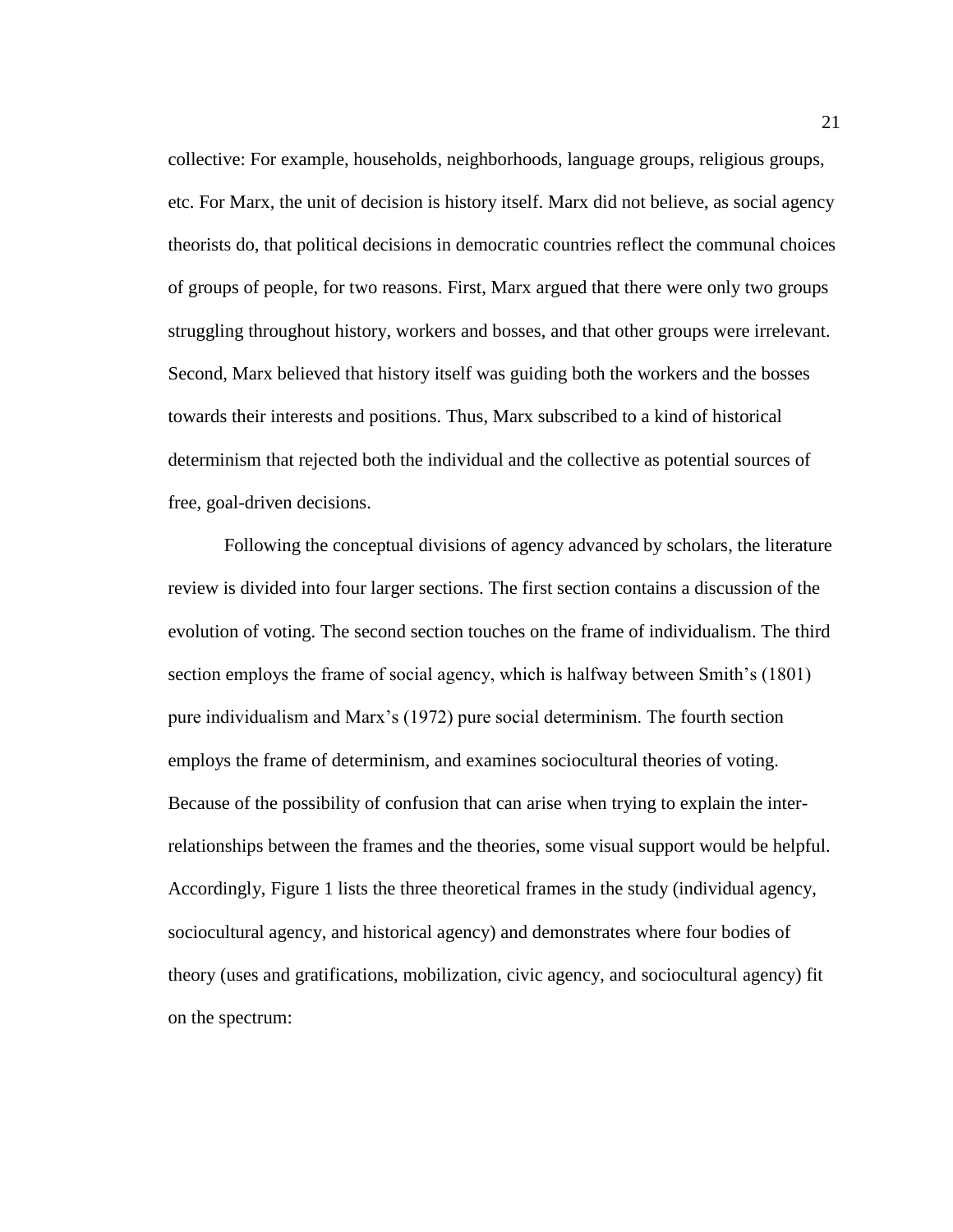collective: For example, households, neighborhoods, language groups, religious groups, etc. For Marx, the unit of decision is history itself. Marx did not believe, as social agency theorists do, that political decisions in democratic countries reflect the communal choices of groups of people, for two reasons. First, Marx argued that there were only two groups struggling throughout history, workers and bosses, and that other groups were irrelevant. Second, Marx believed that history itself was guiding both the workers and the bosses towards their interests and positions. Thus, Marx subscribed to a kind of historical determinism that rejected both the individual and the collective as potential sources of free, goal-driven decisions.

Following the conceptual divisions of agency advanced by scholars, the literature review is divided into four larger sections. The first section contains a discussion of the evolution of voting. The second section touches on the frame of individualism. The third section employs the frame of social agency, which is halfway between Smith's (1801) pure individualism and Marx's (1972) pure social determinism. The fourth section employs the frame of determinism, and examines sociocultural theories of voting. Because of the possibility of confusion that can arise when trying to explain the inter-relationships between the frames and the theories, some visual support would be helpful. Accordingly, Figure 1 lists the three theoretical frames in the study (individual agency, sociocultural agency, and historical agency) and demonstrates where four bodies of theory (uses and gratifications, mobilization, civic agency, and sociocultural agency) fit on the spectrum: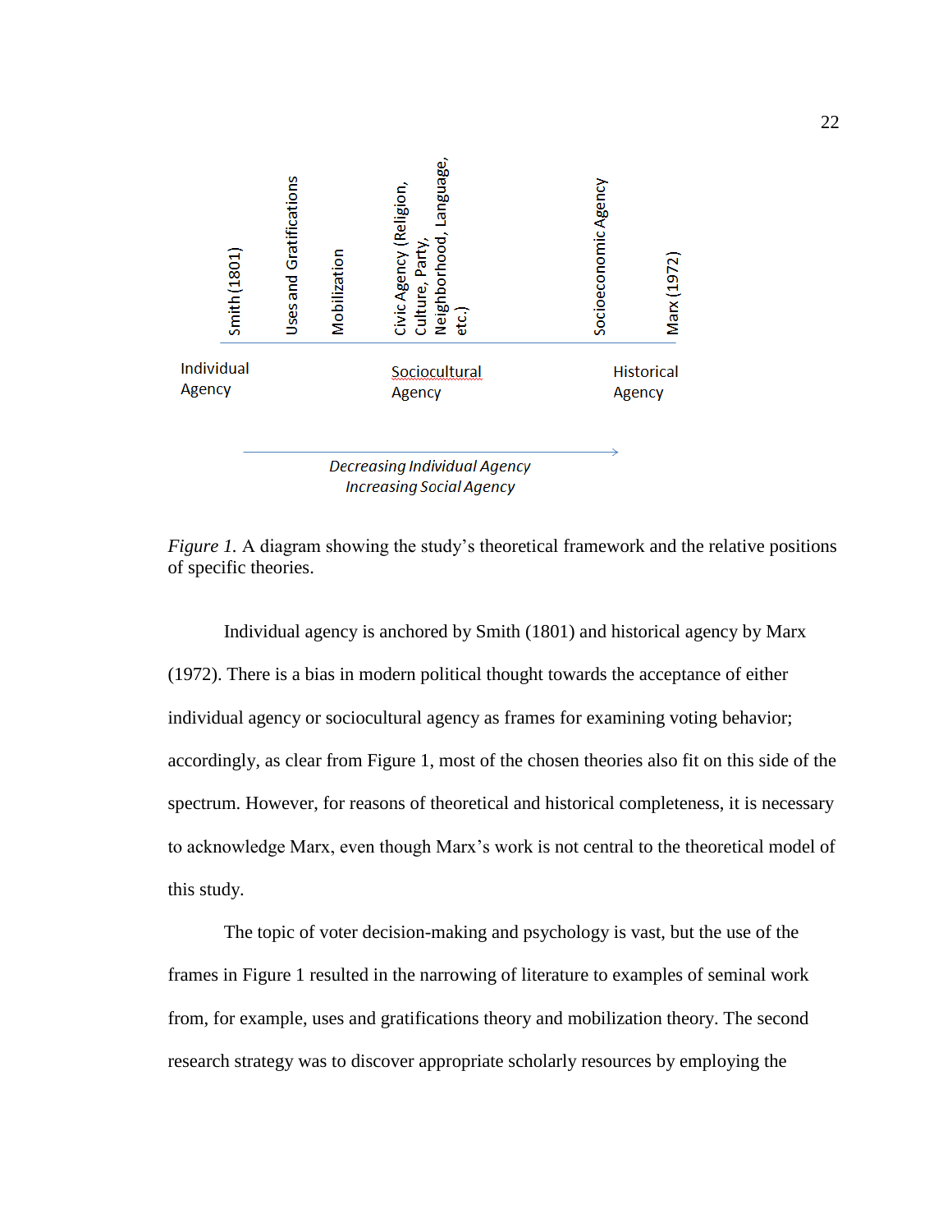Smith (1801) | Uses and Gratifications | Mobilization | Civic Agency (Religion, Culture, Party, Neighborhood, Language, etc.) | Socioeconomic Agency | Marx (1972)

Individual Agency — Sociocultural Agency — Historical Agency

*Decreasing Individual Agency*
*Increasing Social Agency*

*Figure 1.* A diagram showing the study's theoretical framework and the relative positions of specific theories.

Individual agency is anchored by Smith (1801) and historical agency by Marx (1972). There is a bias in modern political thought towards the acceptance of either individual agency or sociocultural agency as frames for examining voting behavior; accordingly, as clear from Figure 1, most of the chosen theories also fit on this side of the spectrum. However, for reasons of theoretical and historical completeness, it is necessary to acknowledge Marx, even though Marx's work is not central to the theoretical model of this study.

The topic of voter decision-making and psychology is vast, but the use of the frames in Figure 1 resulted in the narrowing of literature to examples of seminal work from, for example, uses and gratifications theory and mobilization theory. The second research strategy was to discover appropriate scholarly resources by employing the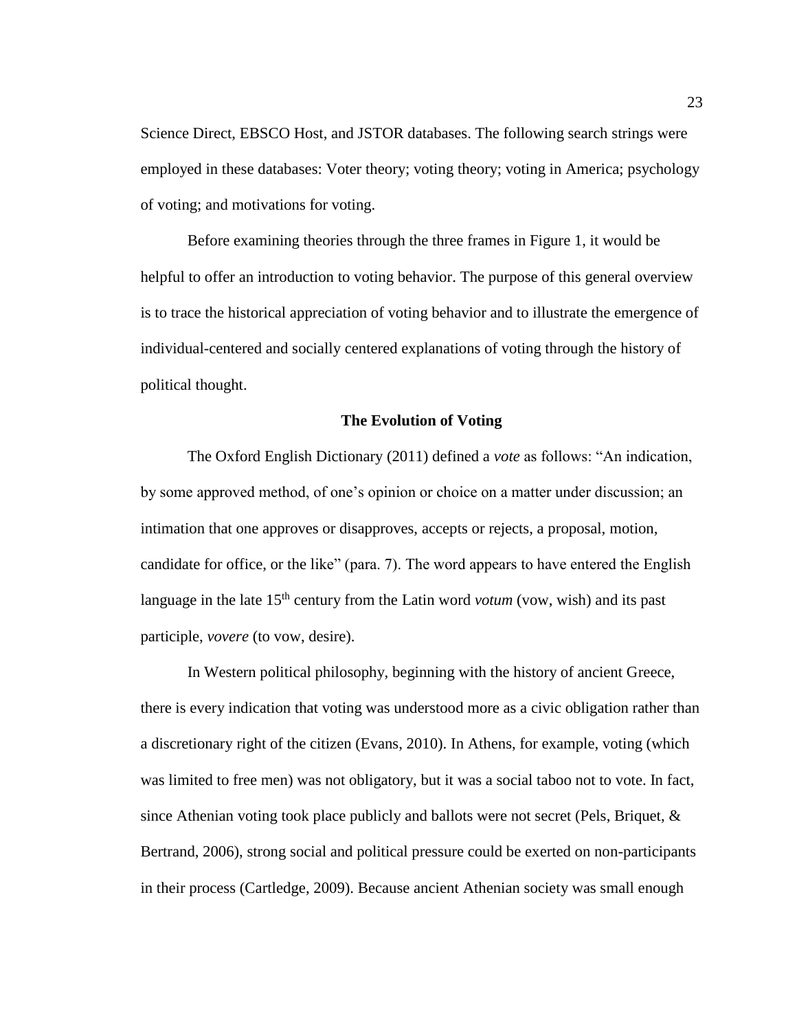Science Direct, EBSCO Host, and JSTOR databases. The following search strings were employed in these databases: Voter theory; voting theory; voting in America; psychology of voting; and motivations for voting.

Before examining theories through the three frames in Figure 1, it would be helpful to offer an introduction to voting behavior. The purpose of this general overview is to trace the historical appreciation of voting behavior and to illustrate the emergence of individual-centered and socially centered explanations of voting through the history of political thought.

## The Evolution of Voting

The Oxford English Dictionary (2011) defined a *vote* as follows: "An indication, by some approved method, of one's opinion or choice on a matter under discussion; an intimation that one approves or disapproves, accepts or rejects, a proposal, motion, candidate for office, or the like" (para. 7). The word appears to have entered the English language in the late 15th century from the Latin word *votum* (vow, wish) and its past participle, *vovere* (to vow, desire).

In Western political philosophy, beginning with the history of ancient Greece, there is every indication that voting was understood more as a civic obligation rather than a discretionary right of the citizen (Evans, 2010). In Athens, for example, voting (which was limited to free men) was not obligatory, but it was a social taboo not to vote. In fact, since Athenian voting took place publicly and ballots were not secret (Pels, Briquet, & Bertrand, 2006), strong social and political pressure could be exerted on non-participants in their process (Cartledge, 2009). Because ancient Athenian society was small enough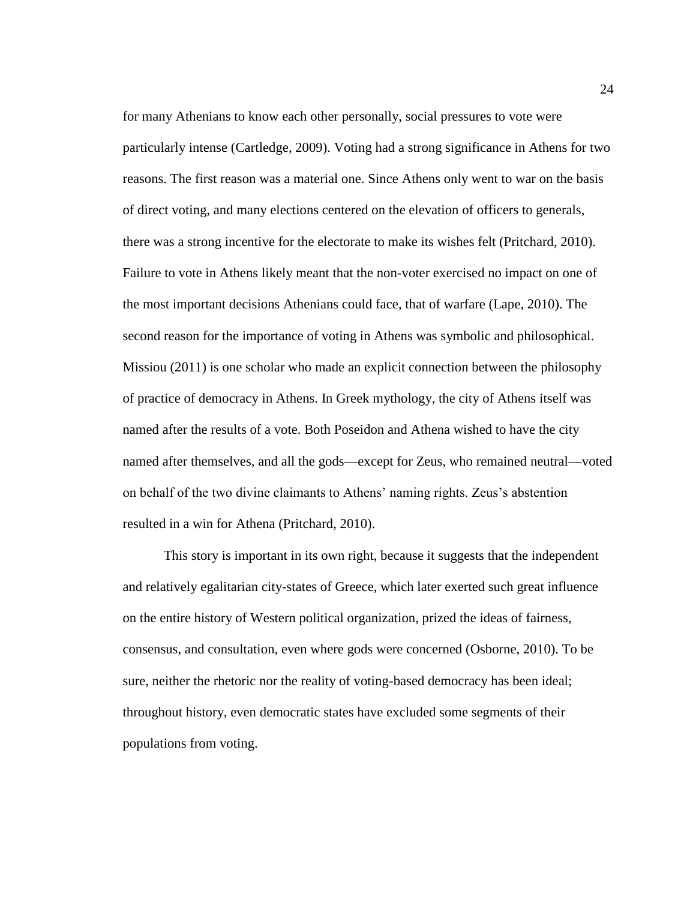for many Athenians to know each other personally, social pressures to vote were particularly intense (Cartledge, 2009). Voting had a strong significance in Athens for two reasons. The first reason was a material one. Since Athens only went to war on the basis of direct voting, and many elections centered on the elevation of officers to generals, there was a strong incentive for the electorate to make its wishes felt (Pritchard, 2010). Failure to vote in Athens likely meant that the non-voter exercised no impact on one of the most important decisions Athenians could face, that of warfare (Lape, 2010). The second reason for the importance of voting in Athens was symbolic and philosophical. Missiou (2011) is one scholar who made an explicit connection between the philosophy of practice of democracy in Athens. In Greek mythology, the city of Athens itself was named after the results of a vote. Both Poseidon and Athena wished to have the city named after themselves, and all the gods—except for Zeus, who remained neutral—voted on behalf of the two divine claimants to Athens' naming rights. Zeus's abstention resulted in a win for Athena (Pritchard, 2010).

This story is important in its own right, because it suggests that the independent and relatively egalitarian city-states of Greece, which later exerted such great influence on the entire history of Western political organization, prized the ideas of fairness, consensus, and consultation, even where gods were concerned (Osborne, 2010). To be sure, neither the rhetoric nor the reality of voting-based democracy has been ideal; throughout history, even democratic states have excluded some segments of their populations from voting.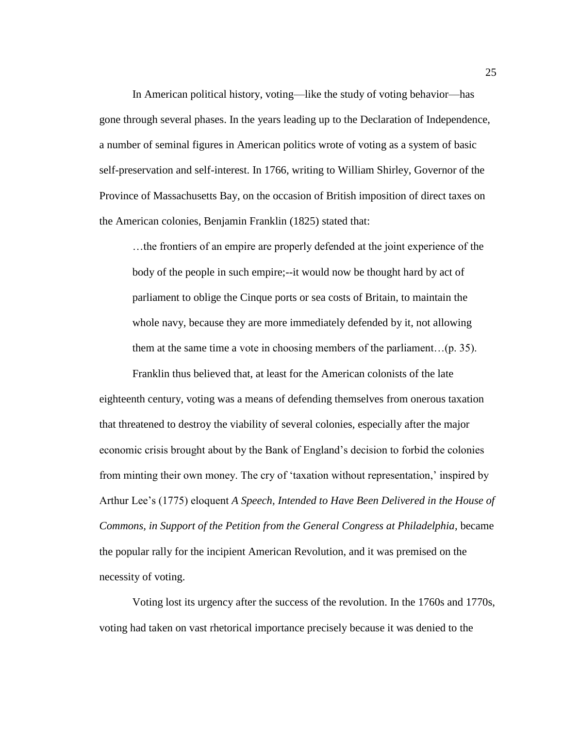In American political history, voting—like the study of voting behavior—has gone through several phases. In the years leading up to the Declaration of Independence, a number of seminal figures in American politics wrote of voting as a system of basic self-preservation and self-interest. In 1766, writing to William Shirley, Governor of the Province of Massachusetts Bay, on the occasion of British imposition of direct taxes on the American colonies, Benjamin Franklin (1825) stated that:

> …the frontiers of an empire are properly defended at the joint experience of the body of the people in such empire;--it would now be thought hard by act of parliament to oblige the Cinque ports or sea costs of Britain, to maintain the whole navy, because they are more immediately defended by it, not allowing them at the same time a vote in choosing members of the parliament…(p. 35).

Franklin thus believed that, at least for the American colonists of the late eighteenth century, voting was a means of defending themselves from onerous taxation that threatened to destroy the viability of several colonies, especially after the major economic crisis brought about by the Bank of England's decision to forbid the colonies from minting their own money. The cry of 'taxation without representation,' inspired by Arthur Lee's (1775) eloquent *A Speech, Intended to Have Been Delivered in the House of Commons, in Support of the Petition from the General Congress at Philadelphia*, became the popular rally for the incipient American Revolution, and it was premised on the necessity of voting.

Voting lost its urgency after the success of the revolution. In the 1760s and 1770s, voting had taken on vast rhetorical importance precisely because it was denied to the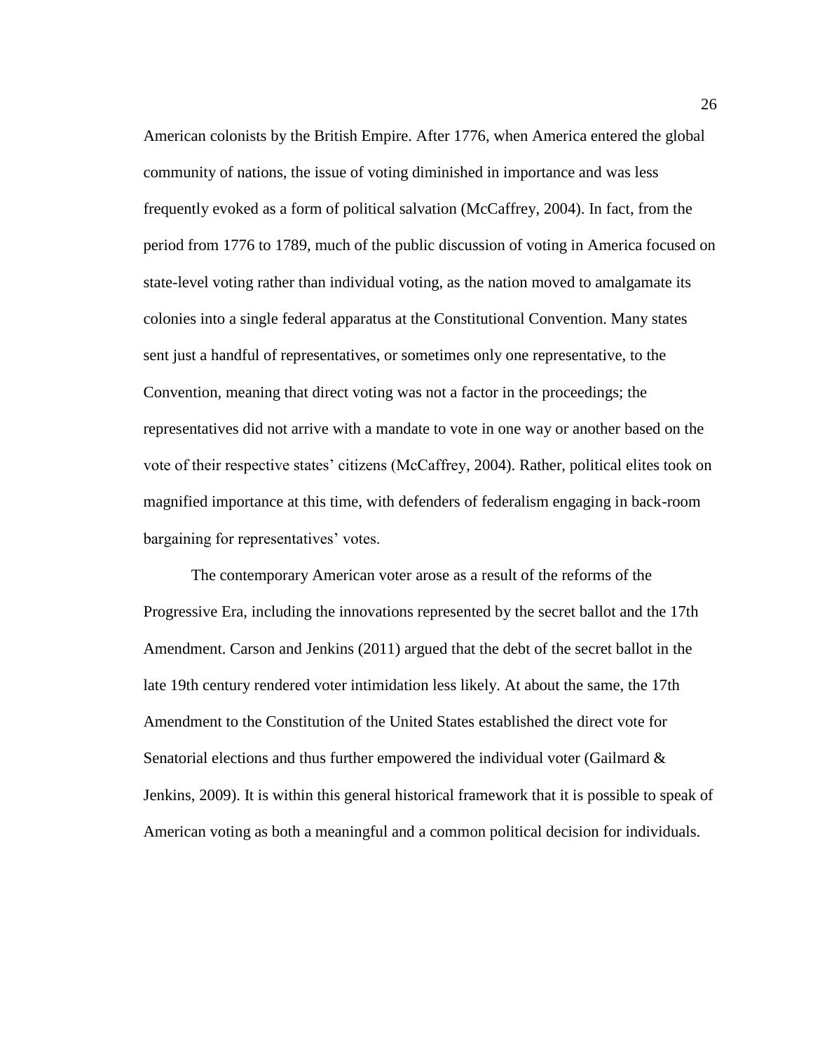American colonists by the British Empire. After 1776, when America entered the global community of nations, the issue of voting diminished in importance and was less frequently evoked as a form of political salvation (McCaffrey, 2004). In fact, from the period from 1776 to 1789, much of the public discussion of voting in America focused on state-level voting rather than individual voting, as the nation moved to amalgamate its colonies into a single federal apparatus at the Constitutional Convention. Many states sent just a handful of representatives, or sometimes only one representative, to the Convention, meaning that direct voting was not a factor in the proceedings; the representatives did not arrive with a mandate to vote in one way or another based on the vote of their respective states' citizens (McCaffrey, 2004). Rather, political elites took on magnified importance at this time, with defenders of federalism engaging in back-room bargaining for representatives' votes.

The contemporary American voter arose as a result of the reforms of the Progressive Era, including the innovations represented by the secret ballot and the 17th Amendment. Carson and Jenkins (2011) argued that the debt of the secret ballot in the late 19th century rendered voter intimidation less likely. At about the same, the 17th Amendment to the Constitution of the United States established the direct vote for Senatorial elections and thus further empowered the individual voter (Gailmard & Jenkins, 2009). It is within this general historical framework that it is possible to speak of American voting as both a meaningful and a common political decision for individuals.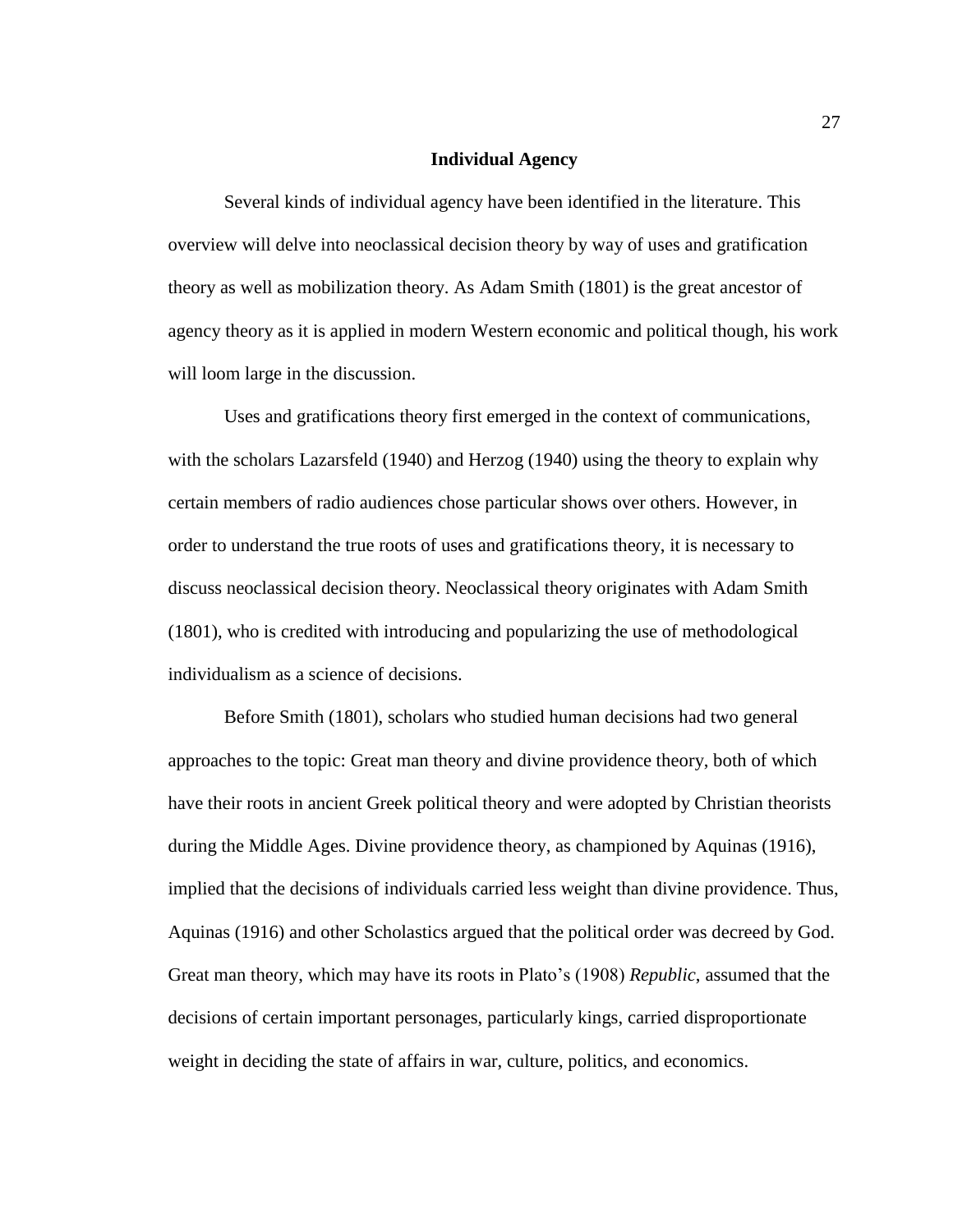## Individual Agency

Several kinds of individual agency have been identified in the literature. This overview will delve into neoclassical decision theory by way of uses and gratification theory as well as mobilization theory. As Adam Smith (1801) is the great ancestor of agency theory as it is applied in modern Western economic and political though, his work will loom large in the discussion.

Uses and gratifications theory first emerged in the context of communications, with the scholars Lazarsfeld (1940) and Herzog (1940) using the theory to explain why certain members of radio audiences chose particular shows over others. However, in order to understand the true roots of uses and gratifications theory, it is necessary to discuss neoclassical decision theory. Neoclassical theory originates with Adam Smith (1801), who is credited with introducing and popularizing the use of methodological individualism as a science of decisions.

Before Smith (1801), scholars who studied human decisions had two general approaches to the topic: Great man theory and divine providence theory, both of which have their roots in ancient Greek political theory and were adopted by Christian theorists during the Middle Ages. Divine providence theory, as championed by Aquinas (1916), implied that the decisions of individuals carried less weight than divine providence. Thus, Aquinas (1916) and other Scholastics argued that the political order was decreed by God. Great man theory, which may have its roots in Plato's (1908) *Republic*, assumed that the decisions of certain important personages, particularly kings, carried disproportionate weight in deciding the state of affairs in war, culture, politics, and economics.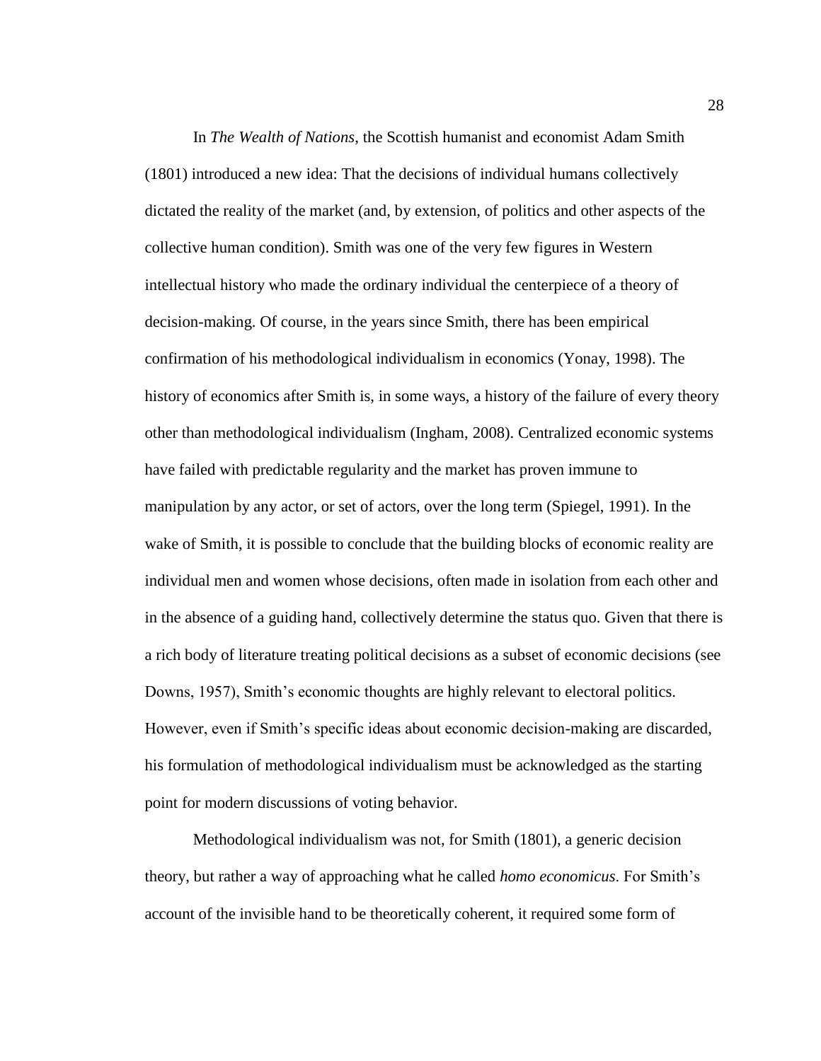In *The Wealth of Nations*, the Scottish humanist and economist Adam Smith (1801) introduced a new idea: That the decisions of individual humans collectively dictated the reality of the market (and, by extension, of politics and other aspects of the collective human condition). Smith was one of the very few figures in Western intellectual history who made the ordinary individual the centerpiece of a theory of decision-making. Of course, in the years since Smith, there has been empirical confirmation of his methodological individualism in economics (Yonay, 1998). The history of economics after Smith is, in some ways, a history of the failure of every theory other than methodological individualism (Ingham, 2008). Centralized economic systems have failed with predictable regularity and the market has proven immune to manipulation by any actor, or set of actors, over the long term (Spiegel, 1991). In the wake of Smith, it is possible to conclude that the building blocks of economic reality are individual men and women whose decisions, often made in isolation from each other and in the absence of a guiding hand, collectively determine the status quo. Given that there is a rich body of literature treating political decisions as a subset of economic decisions (see Downs, 1957), Smith's economic thoughts are highly relevant to electoral politics. However, even if Smith's specific ideas about economic decision-making are discarded, his formulation of methodological individualism must be acknowledged as the starting point for modern discussions of voting behavior.

Methodological individualism was not, for Smith (1801), a generic decision theory, but rather a way of approaching what he called *homo economicus*. For Smith's account of the invisible hand to be theoretically coherent, it required some form of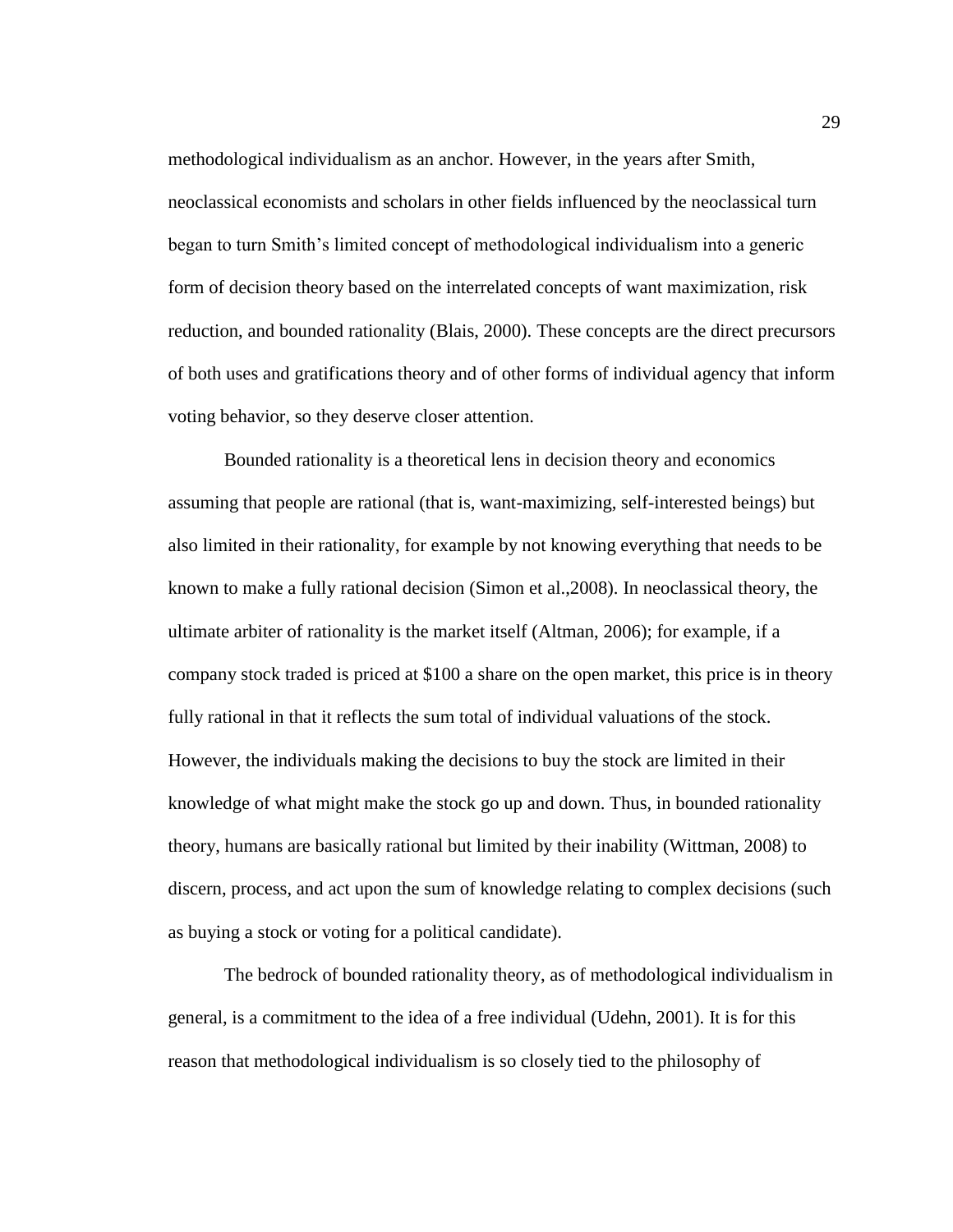methodological individualism as an anchor. However, in the years after Smith, neoclassical economists and scholars in other fields influenced by the neoclassical turn began to turn Smith's limited concept of methodological individualism into a generic form of decision theory based on the interrelated concepts of want maximization, risk reduction, and bounded rationality (Blais, 2000). These concepts are the direct precursors of both uses and gratifications theory and of other forms of individual agency that inform voting behavior, so they deserve closer attention.

Bounded rationality is a theoretical lens in decision theory and economics assuming that people are rational (that is, want-maximizing, self-interested beings) but also limited in their rationality, for example by not knowing everything that needs to be known to make a fully rational decision (Simon et al.,2008). In neoclassical theory, the ultimate arbiter of rationality is the market itself (Altman, 2006); for example, if a company stock traded is priced at $100 a share on the open market, this price is in theory fully rational in that it reflects the sum total of individual valuations of the stock. However, the individuals making the decisions to buy the stock are limited in their knowledge of what might make the stock go up and down. Thus, in bounded rationality theory, humans are basically rational but limited by their inability (Wittman, 2008) to discern, process, and act upon the sum of knowledge relating to complex decisions (such as buying a stock or voting for a political candidate).

The bedrock of bounded rationality theory, as of methodological individualism in general, is a commitment to the idea of a free individual (Udehn, 2001). It is for this reason that methodological individualism is so closely tied to the philosophy of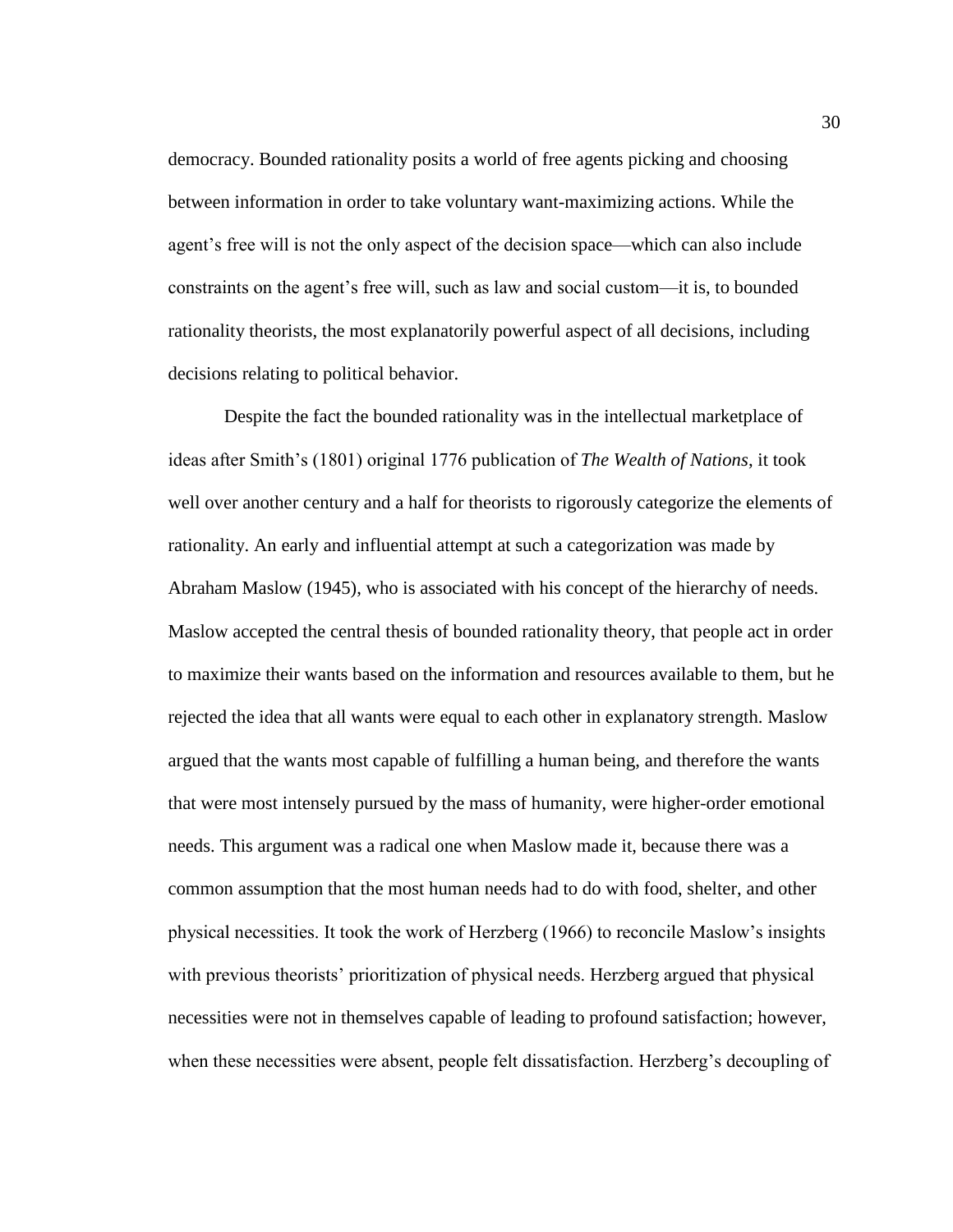democracy. Bounded rationality posits a world of free agents picking and choosing between information in order to take voluntary want-maximizing actions. While the agent's free will is not the only aspect of the decision space—which can also include constraints on the agent's free will, such as law and social custom—it is, to bounded rationality theorists, the most explanatorily powerful aspect of all decisions, including decisions relating to political behavior.

Despite the fact the bounded rationality was in the intellectual marketplace of ideas after Smith's (1801) original 1776 publication of *The Wealth of Nations*, it took well over another century and a half for theorists to rigorously categorize the elements of rationality. An early and influential attempt at such a categorization was made by Abraham Maslow (1945), who is associated with his concept of the hierarchy of needs. Maslow accepted the central thesis of bounded rationality theory, that people act in order to maximize their wants based on the information and resources available to them, but he rejected the idea that all wants were equal to each other in explanatory strength. Maslow argued that the wants most capable of fulfilling a human being, and therefore the wants that were most intensely pursued by the mass of humanity, were higher-order emotional needs. This argument was a radical one when Maslow made it, because there was a common assumption that the most human needs had to do with food, shelter, and other physical necessities. It took the work of Herzberg (1966) to reconcile Maslow's insights with previous theorists' prioritization of physical needs. Herzberg argued that physical necessities were not in themselves capable of leading to profound satisfaction; however, when these necessities were absent, people felt dissatisfaction. Herzberg's decoupling of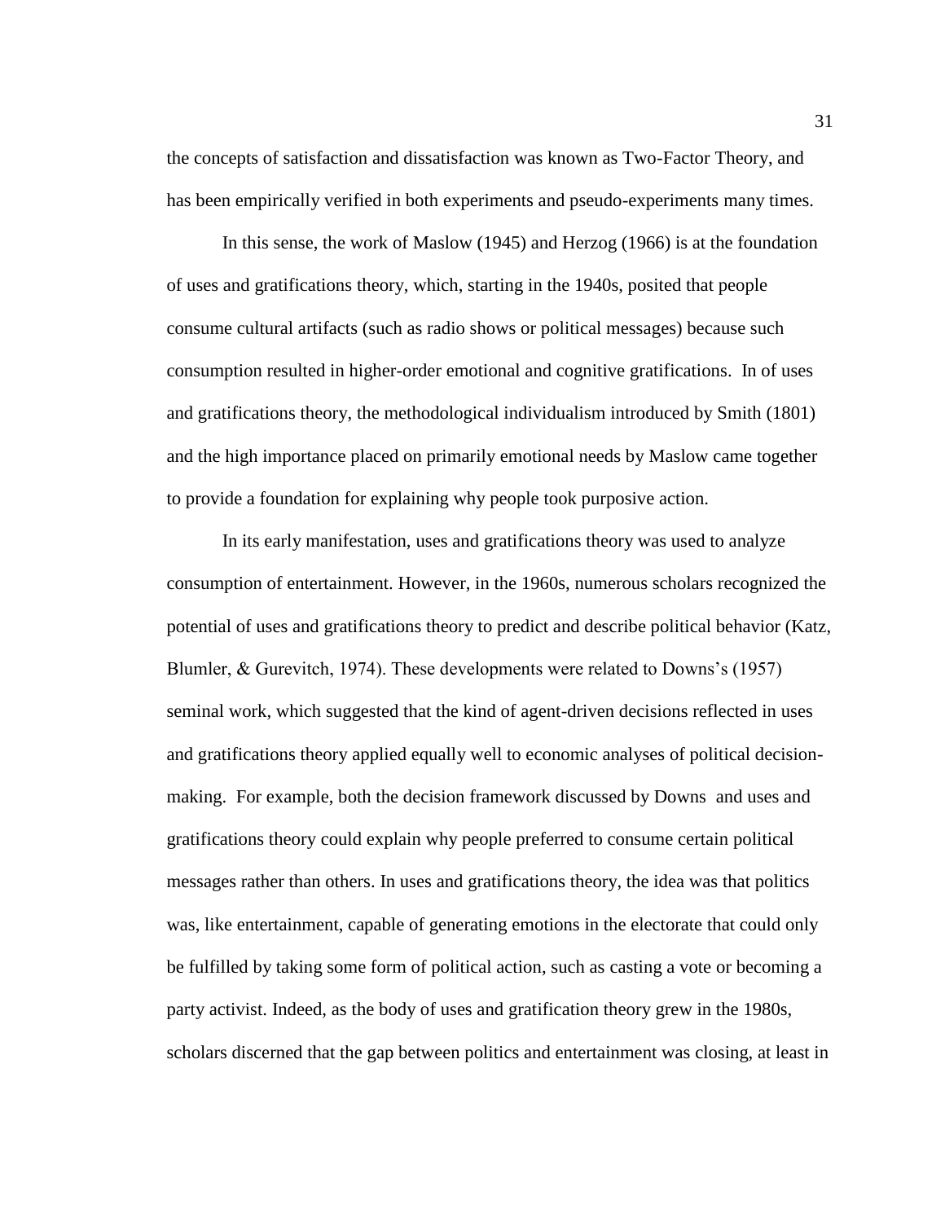the concepts of satisfaction and dissatisfaction was known as Two-Factor Theory, and has been empirically verified in both experiments and pseudo-experiments many times.

In this sense, the work of Maslow (1945) and Herzog (1966) is at the foundation of uses and gratifications theory, which, starting in the 1940s, posited that people consume cultural artifacts (such as radio shows or political messages) because such consumption resulted in higher-order emotional and cognitive gratifications. In of uses and gratifications theory, the methodological individualism introduced by Smith (1801) and the high importance placed on primarily emotional needs by Maslow came together to provide a foundation for explaining why people took purposive action.

In its early manifestation, uses and gratifications theory was used to analyze consumption of entertainment. However, in the 1960s, numerous scholars recognized the potential of uses and gratifications theory to predict and describe political behavior (Katz, Blumler, & Gurevitch, 1974). These developments were related to Downs's (1957) seminal work, which suggested that the kind of agent-driven decisions reflected in uses and gratifications theory applied equally well to economic analyses of political decision-making. For example, both the decision framework discussed by Downs and uses and gratifications theory could explain why people preferred to consume certain political messages rather than others. In uses and gratifications theory, the idea was that politics was, like entertainment, capable of generating emotions in the electorate that could only be fulfilled by taking some form of political action, such as casting a vote or becoming a party activist. Indeed, as the body of uses and gratification theory grew in the 1980s, scholars discerned that the gap between politics and entertainment was closing, at least in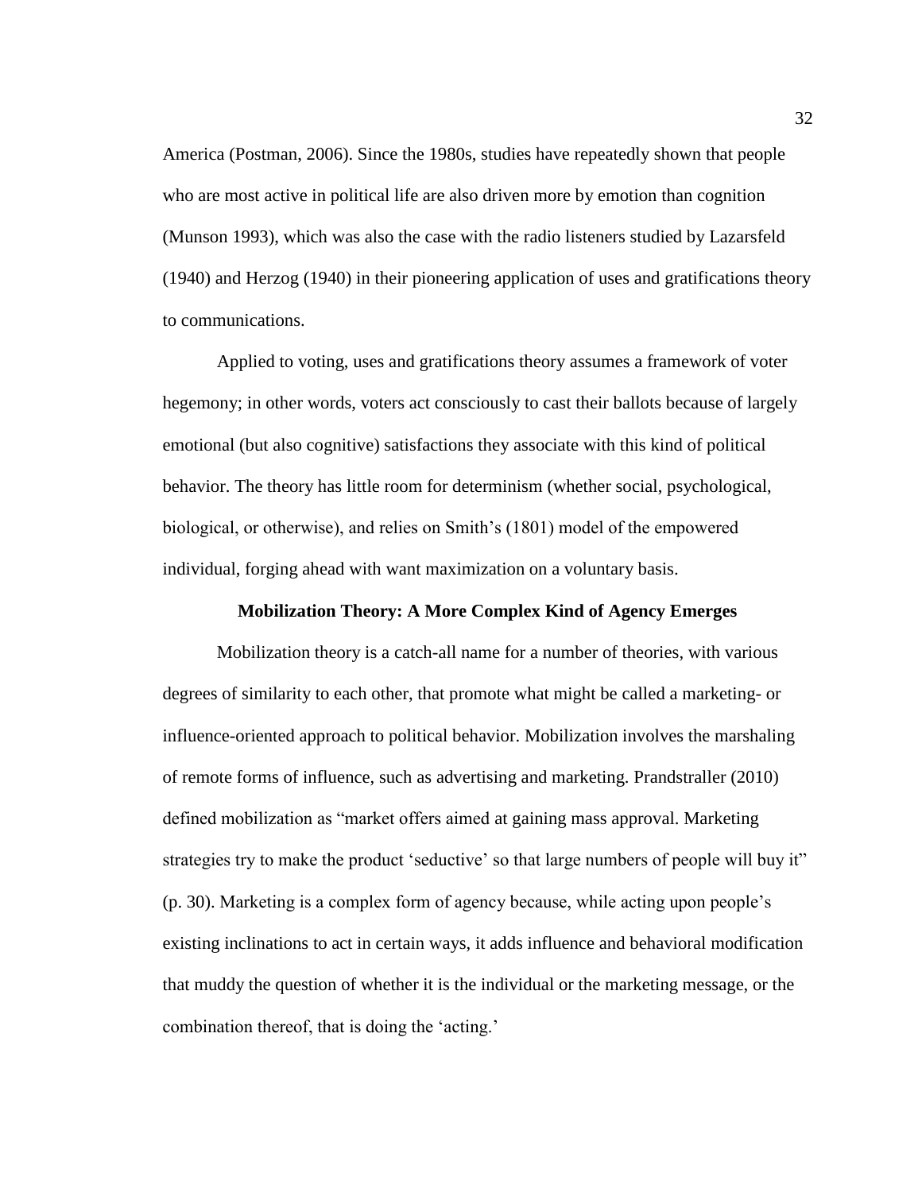America (Postman, 2006). Since the 1980s, studies have repeatedly shown that people who are most active in political life are also driven more by emotion than cognition (Munson 1993), which was also the case with the radio listeners studied by Lazarsfeld (1940) and Herzog (1940) in their pioneering application of uses and gratifications theory to communications.

Applied to voting, uses and gratifications theory assumes a framework of voter hegemony; in other words, voters act consciously to cast their ballots because of largely emotional (but also cognitive) satisfactions they associate with this kind of political behavior. The theory has little room for determinism (whether social, psychological, biological, or otherwise), and relies on Smith's (1801) model of the empowered individual, forging ahead with want maximization on a voluntary basis.

## Mobilization Theory: A More Complex Kind of Agency Emerges

Mobilization theory is a catch-all name for a number of theories, with various degrees of similarity to each other, that promote what might be called a marketing- or influence-oriented approach to political behavior. Mobilization involves the marshaling of remote forms of influence, such as advertising and marketing. Prandstraller (2010) defined mobilization as "market offers aimed at gaining mass approval. Marketing strategies try to make the product 'seductive' so that large numbers of people will buy it" (p. 30). Marketing is a complex form of agency because, while acting upon people's existing inclinations to act in certain ways, it adds influence and behavioral modification that muddy the question of whether it is the individual or the marketing message, or the combination thereof, that is doing the 'acting.'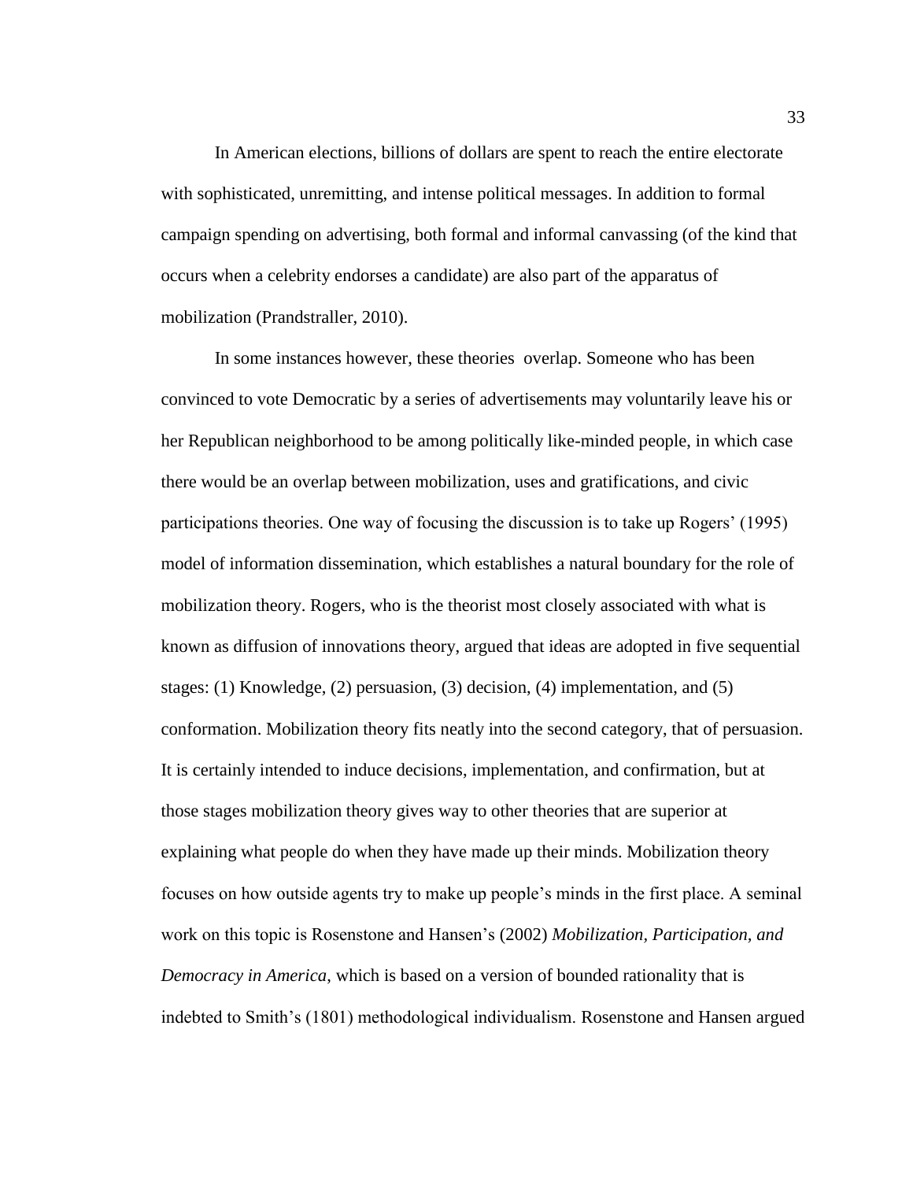In American elections, billions of dollars are spent to reach the entire electorate with sophisticated, unremitting, and intense political messages. In addition to formal campaign spending on advertising, both formal and informal canvassing (of the kind that occurs when a celebrity endorses a candidate) are also part of the apparatus of mobilization (Prandstraller, 2010).

In some instances however, these theories  overlap. Someone who has been convinced to vote Democratic by a series of advertisements may voluntarily leave his or her Republican neighborhood to be among politically like-minded people, in which case there would be an overlap between mobilization, uses and gratifications, and civic participations theories. One way of focusing the discussion is to take up Rogers' (1995) model of information dissemination, which establishes a natural boundary for the role of mobilization theory. Rogers, who is the theorist most closely associated with what is known as diffusion of innovations theory, argued that ideas are adopted in five sequential stages: (1) Knowledge, (2) persuasion, (3) decision, (4) implementation, and (5) conformation. Mobilization theory fits neatly into the second category, that of persuasion. It is certainly intended to induce decisions, implementation, and confirmation, but at those stages mobilization theory gives way to other theories that are superior at explaining what people do when they have made up their minds. Mobilization theory focuses on how outside agents try to make up people's minds in the first place. A seminal work on this topic is Rosenstone and Hansen's (2002) *Mobilization, Participation, and Democracy in America*, which is based on a version of bounded rationality that is indebted to Smith's (1801) methodological individualism. Rosenstone and Hansen argued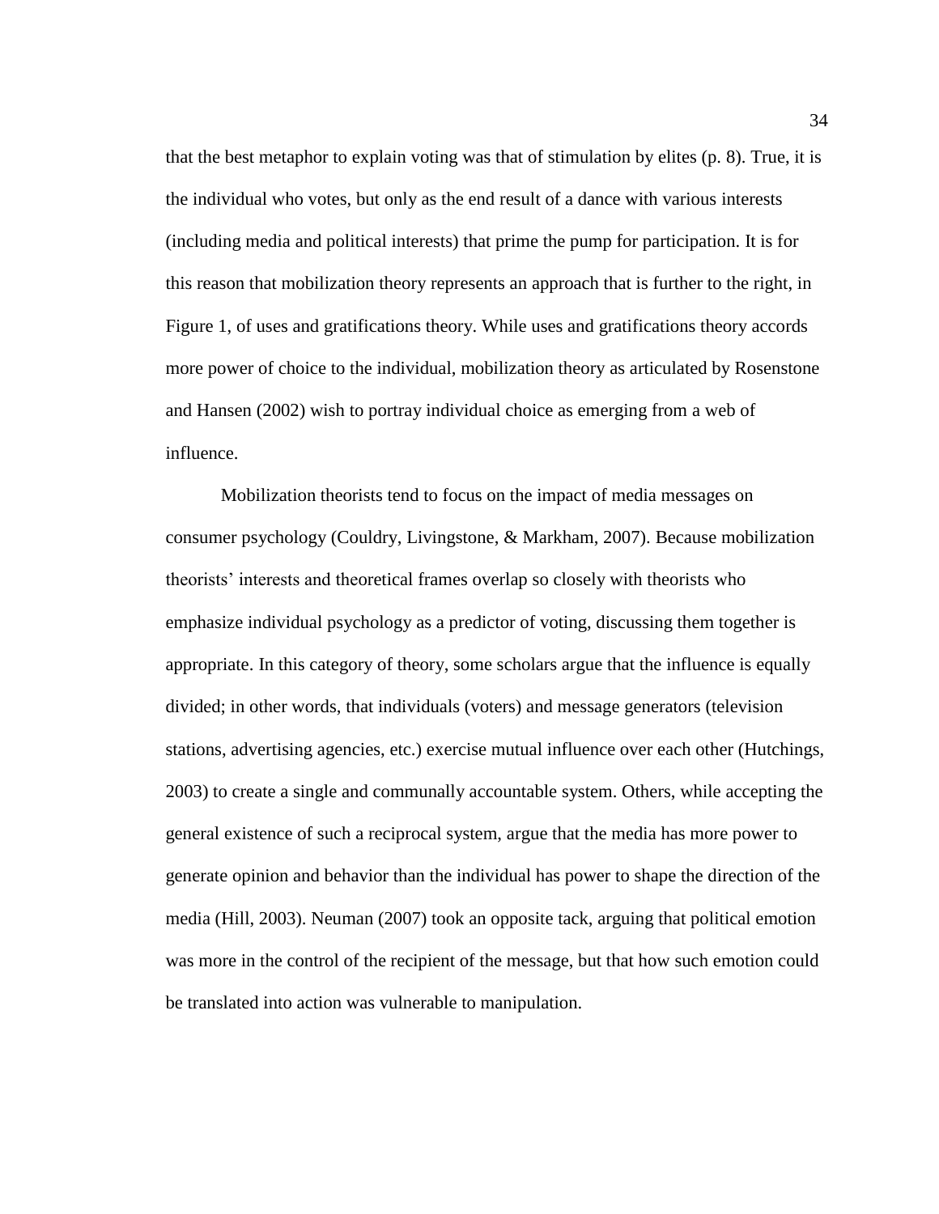that the best metaphor to explain voting was that of stimulation by elites (p. 8). True, it is the individual who votes, but only as the end result of a dance with various interests (including media and political interests) that prime the pump for participation. It is for this reason that mobilization theory represents an approach that is further to the right, in Figure 1, of uses and gratifications theory. While uses and gratifications theory accords more power of choice to the individual, mobilization theory as articulated by Rosenstone and Hansen (2002) wish to portray individual choice as emerging from a web of influence.

Mobilization theorists tend to focus on the impact of media messages on consumer psychology (Couldry, Livingstone, & Markham, 2007). Because mobilization theorists' interests and theoretical frames overlap so closely with theorists who emphasize individual psychology as a predictor of voting, discussing them together is appropriate. In this category of theory, some scholars argue that the influence is equally divided; in other words, that individuals (voters) and message generators (television stations, advertising agencies, etc.) exercise mutual influence over each other (Hutchings, 2003) to create a single and communally accountable system. Others, while accepting the general existence of such a reciprocal system, argue that the media has more power to generate opinion and behavior than the individual has power to shape the direction of the media (Hill, 2003). Neuman (2007) took an opposite tack, arguing that political emotion was more in the control of the recipient of the message, but that how such emotion could be translated into action was vulnerable to manipulation.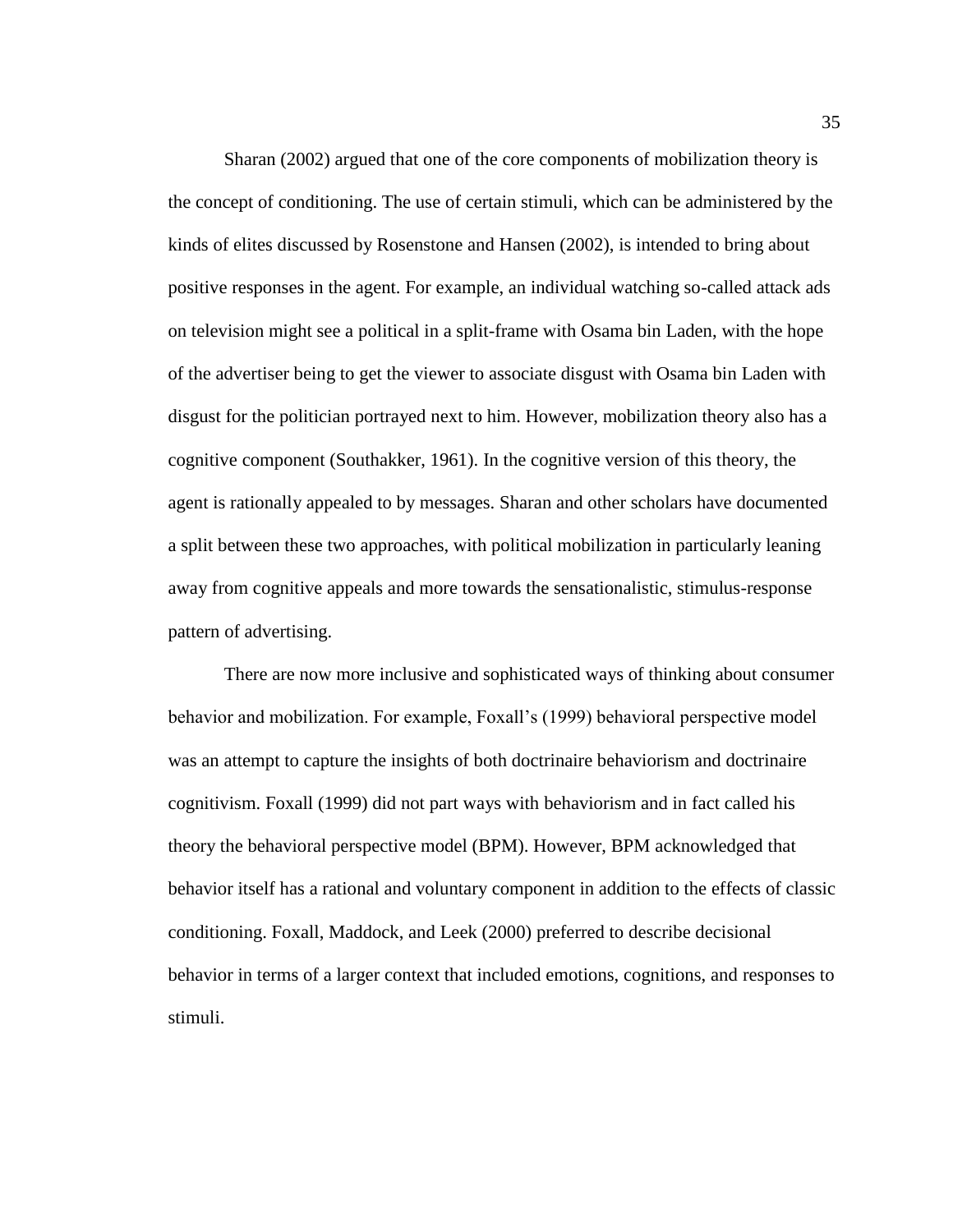Sharan (2002) argued that one of the core components of mobilization theory is the concept of conditioning. The use of certain stimuli, which can be administered by the kinds of elites discussed by Rosenstone and Hansen (2002), is intended to bring about positive responses in the agent. For example, an individual watching so-called attack ads on television might see a political in a split-frame with Osama bin Laden, with the hope of the advertiser being to get the viewer to associate disgust with Osama bin Laden with disgust for the politician portrayed next to him. However, mobilization theory also has a cognitive component (Southakker, 1961). In the cognitive version of this theory, the agent is rationally appealed to by messages. Sharan and other scholars have documented a split between these two approaches, with political mobilization in particularly leaning away from cognitive appeals and more towards the sensationalistic, stimulus-response pattern of advertising.

There are now more inclusive and sophisticated ways of thinking about consumer behavior and mobilization. For example, Foxall's (1999) behavioral perspective model was an attempt to capture the insights of both doctrinaire behaviorism and doctrinaire cognitivism. Foxall (1999) did not part ways with behaviorism and in fact called his theory the behavioral perspective model (BPM). However, BPM acknowledged that behavior itself has a rational and voluntary component in addition to the effects of classic conditioning. Foxall, Maddock, and Leek (2000) preferred to describe decisional behavior in terms of a larger context that included emotions, cognitions, and responses to stimuli.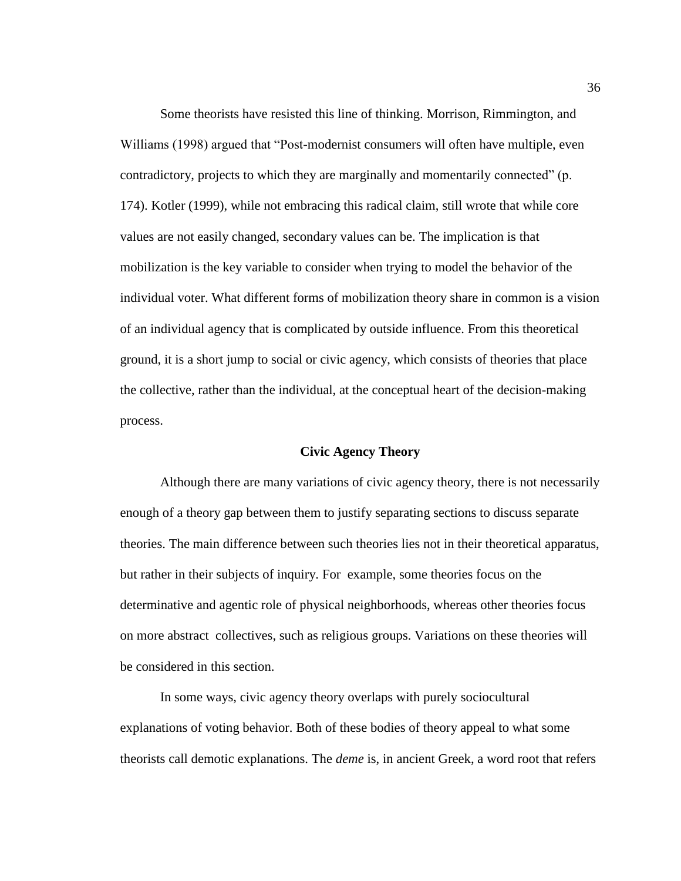Some theorists have resisted this line of thinking. Morrison, Rimmington, and Williams (1998) argued that "Post-modernist consumers will often have multiple, even contradictory, projects to which they are marginally and momentarily connected" (p. 174). Kotler (1999), while not embracing this radical claim, still wrote that while core values are not easily changed, secondary values can be. The implication is that mobilization is the key variable to consider when trying to model the behavior of the individual voter. What different forms of mobilization theory share in common is a vision of an individual agency that is complicated by outside influence. From this theoretical ground, it is a short jump to social or civic agency, which consists of theories that place the collective, rather than the individual, at the conceptual heart of the decision-making process.

## Civic Agency Theory

Although there are many variations of civic agency theory, there is not necessarily enough of a theory gap between them to justify separating sections to discuss separate theories. The main difference between such theories lies not in their theoretical apparatus, but rather in their subjects of inquiry. For example, some theories focus on the determinative and agentic role of physical neighborhoods, whereas other theories focus on more abstract collectives, such as religious groups. Variations on these theories will be considered in this section.

In some ways, civic agency theory overlaps with purely sociocultural explanations of voting behavior. Both of these bodies of theory appeal to what some theorists call demotic explanations. The *deme* is, in ancient Greek, a word root that refers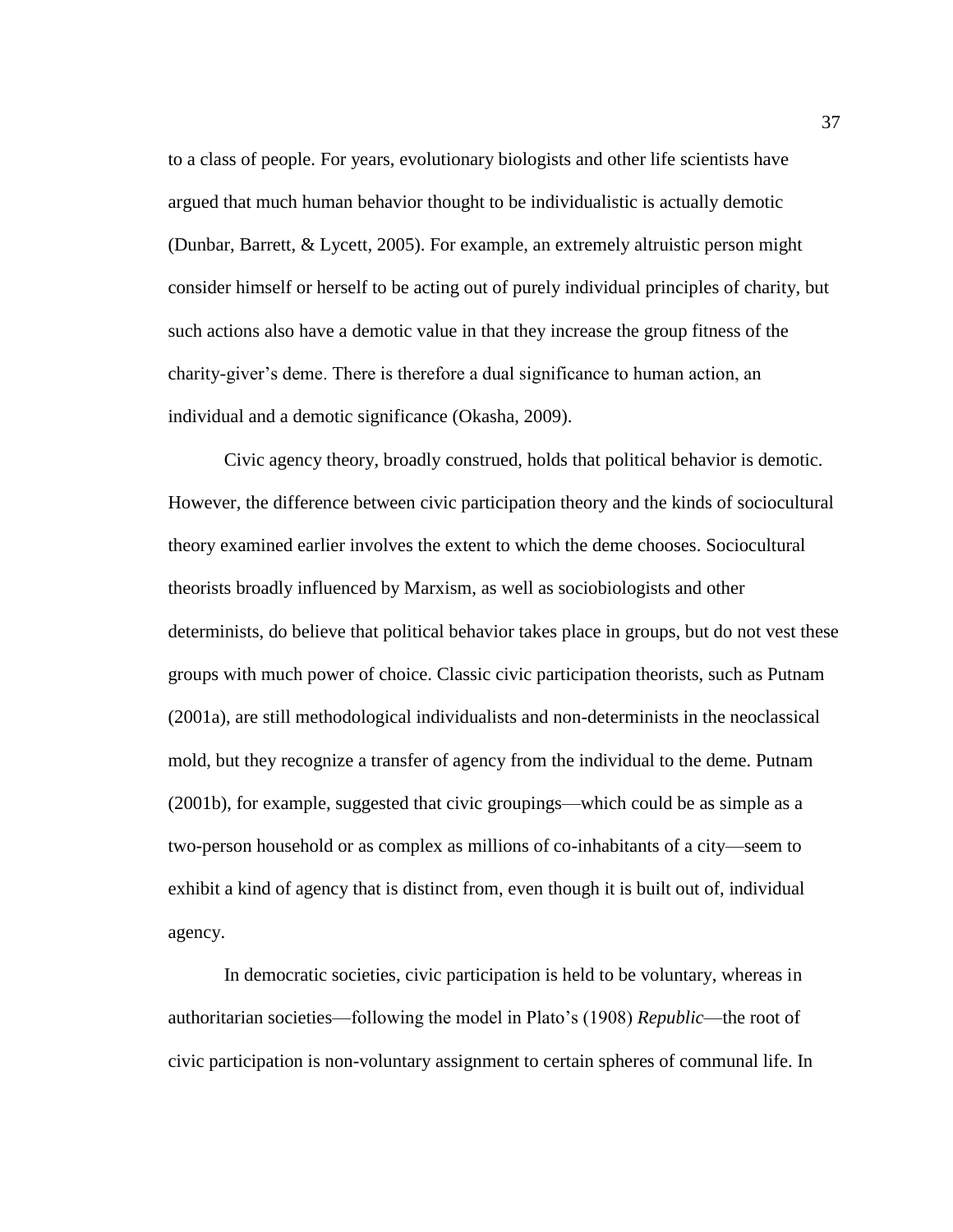to a class of people. For years, evolutionary biologists and other life scientists have argued that much human behavior thought to be individualistic is actually demotic (Dunbar, Barrett, & Lycett, 2005). For example, an extremely altruistic person might consider himself or herself to be acting out of purely individual principles of charity, but such actions also have a demotic value in that they increase the group fitness of the charity-giver's deme. There is therefore a dual significance to human action, an individual and a demotic significance (Okasha, 2009).

Civic agency theory, broadly construed, holds that political behavior is demotic. However, the difference between civic participation theory and the kinds of sociocultural theory examined earlier involves the extent to which the deme chooses. Sociocultural theorists broadly influenced by Marxism, as well as sociobiologists and other determinists, do believe that political behavior takes place in groups, but do not vest these groups with much power of choice. Classic civic participation theorists, such as Putnam (2001a), are still methodological individualists and non-determinists in the neoclassical mold, but they recognize a transfer of agency from the individual to the deme. Putnam (2001b), for example, suggested that civic groupings—which could be as simple as a two-person household or as complex as millions of co-inhabitants of a city—seem to exhibit a kind of agency that is distinct from, even though it is built out of, individual agency.

In democratic societies, civic participation is held to be voluntary, whereas in authoritarian societies—following the model in Plato's (1908) *Republic*—the root of civic participation is non-voluntary assignment to certain spheres of communal life. In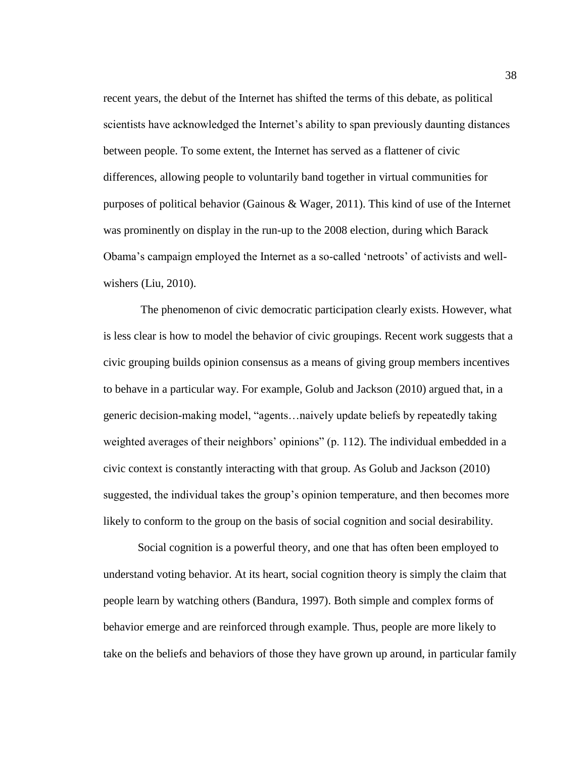recent years, the debut of the Internet has shifted the terms of this debate, as political scientists have acknowledged the Internet's ability to span previously daunting distances between people. To some extent, the Internet has served as a flattener of civic differences, allowing people to voluntarily band together in virtual communities for purposes of political behavior (Gainous & Wager, 2011). This kind of use of the Internet was prominently on display in the run-up to the 2008 election, during which Barack Obama's campaign employed the Internet as a so-called 'netroots' of activists and well-wishers (Liu, 2010).

The phenomenon of civic democratic participation clearly exists. However, what is less clear is how to model the behavior of civic groupings. Recent work suggests that a civic grouping builds opinion consensus as a means of giving group members incentives to behave in a particular way. For example, Golub and Jackson (2010) argued that, in a generic decision-making model, "agents…naively update beliefs by repeatedly taking weighted averages of their neighbors' opinions" (p. 112). The individual embedded in a civic context is constantly interacting with that group. As Golub and Jackson (2010) suggested, the individual takes the group's opinion temperature, and then becomes more likely to conform to the group on the basis of social cognition and social desirability.

Social cognition is a powerful theory, and one that has often been employed to understand voting behavior. At its heart, social cognition theory is simply the claim that people learn by watching others (Bandura, 1997). Both simple and complex forms of behavior emerge and are reinforced through example. Thus, people are more likely to take on the beliefs and behaviors of those they have grown up around, in particular family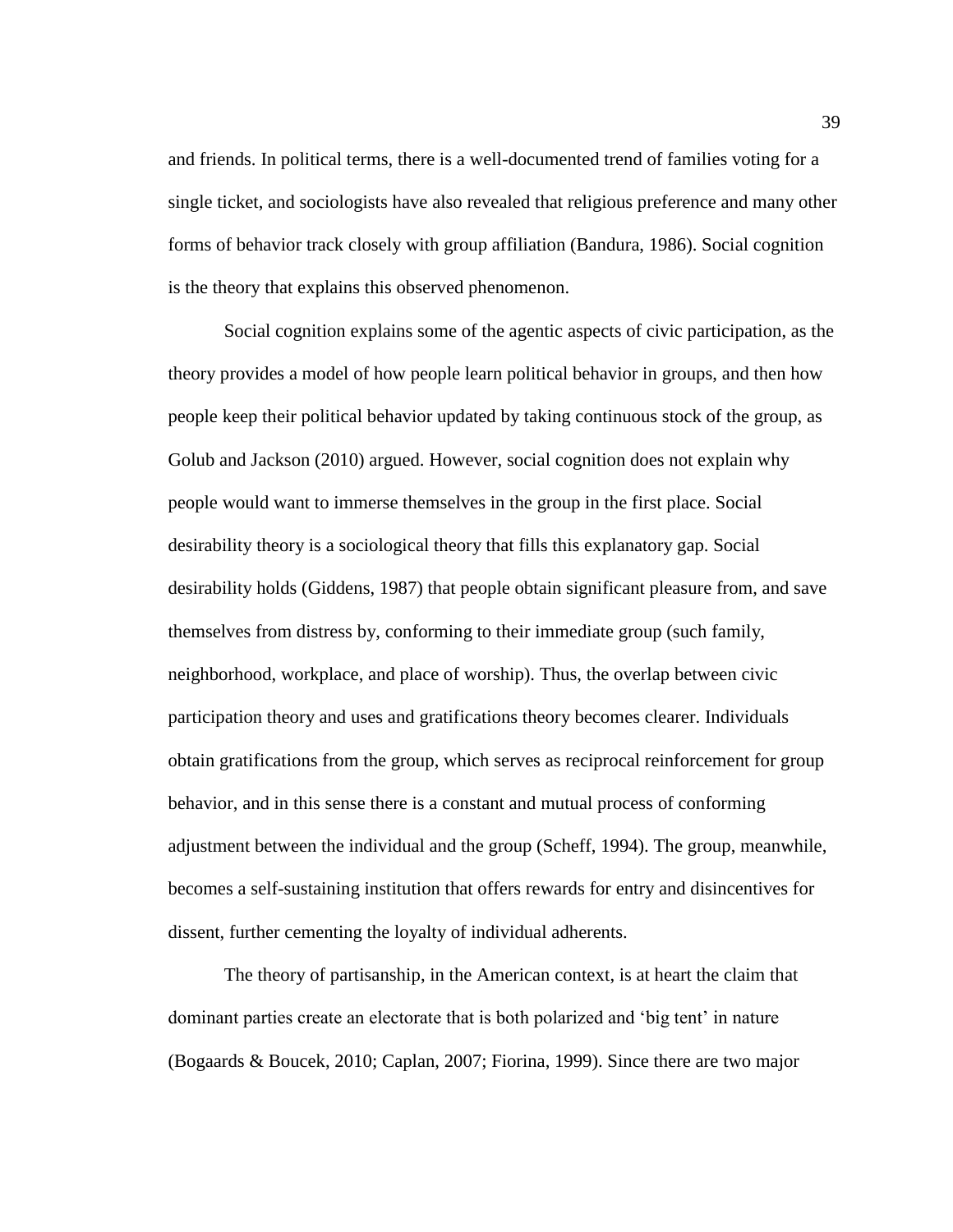and friends. In political terms, there is a well-documented trend of families voting for a single ticket, and sociologists have also revealed that religious preference and many other forms of behavior track closely with group affiliation (Bandura, 1986). Social cognition is the theory that explains this observed phenomenon.

Social cognition explains some of the agentic aspects of civic participation, as the theory provides a model of how people learn political behavior in groups, and then how people keep their political behavior updated by taking continuous stock of the group, as Golub and Jackson (2010) argued. However, social cognition does not explain why people would want to immerse themselves in the group in the first place. Social desirability theory is a sociological theory that fills this explanatory gap. Social desirability holds (Giddens, 1987) that people obtain significant pleasure from, and save themselves from distress by, conforming to their immediate group (such family, neighborhood, workplace, and place of worship). Thus, the overlap between civic participation theory and uses and gratifications theory becomes clearer. Individuals obtain gratifications from the group, which serves as reciprocal reinforcement for group behavior, and in this sense there is a constant and mutual process of conforming adjustment between the individual and the group (Scheff, 1994). The group, meanwhile, becomes a self-sustaining institution that offers rewards for entry and disincentives for dissent, further cementing the loyalty of individual adherents.

The theory of partisanship, in the American context, is at heart the claim that dominant parties create an electorate that is both polarized and 'big tent' in nature (Bogaards & Boucek, 2010; Caplan, 2007; Fiorina, 1999). Since there are two major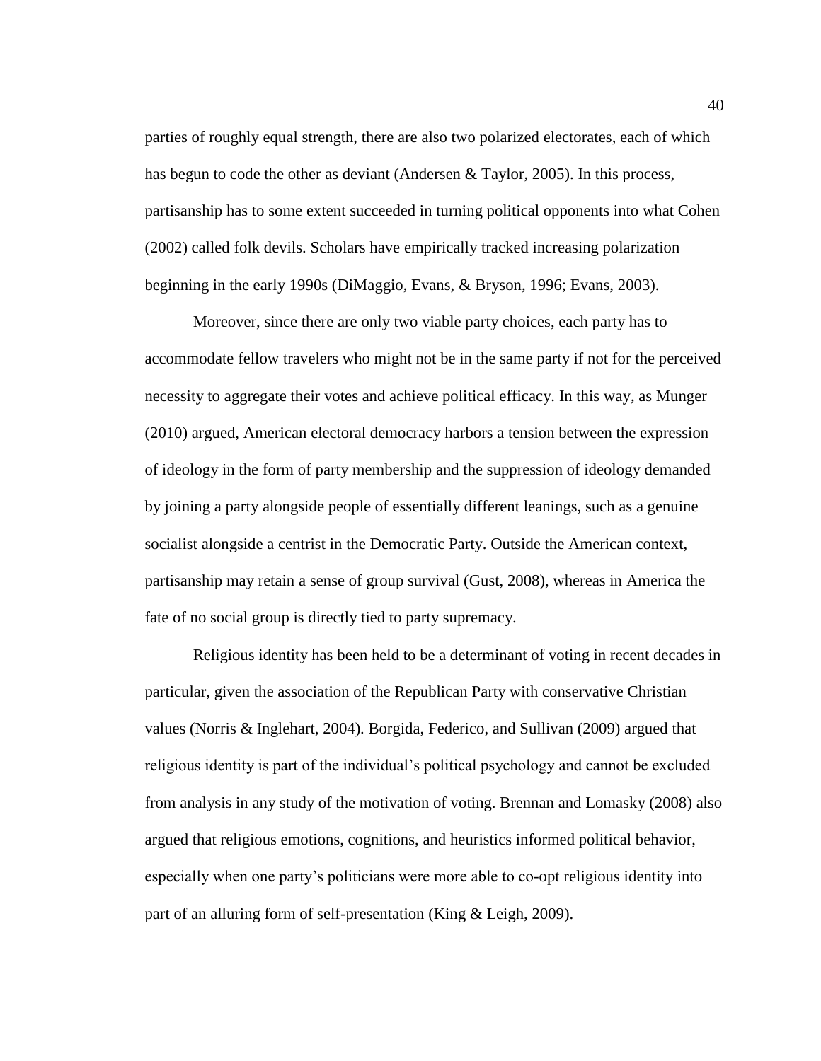parties of roughly equal strength, there are also two polarized electorates, each of which has begun to code the other as deviant (Andersen & Taylor, 2005). In this process, partisanship has to some extent succeeded in turning political opponents into what Cohen (2002) called folk devils. Scholars have empirically tracked increasing polarization beginning in the early 1990s (DiMaggio, Evans, & Bryson, 1996; Evans, 2003).

Moreover, since there are only two viable party choices, each party has to accommodate fellow travelers who might not be in the same party if not for the perceived necessity to aggregate their votes and achieve political efficacy. In this way, as Munger (2010) argued, American electoral democracy harbors a tension between the expression of ideology in the form of party membership and the suppression of ideology demanded by joining a party alongside people of essentially different leanings, such as a genuine socialist alongside a centrist in the Democratic Party. Outside the American context, partisanship may retain a sense of group survival (Gust, 2008), whereas in America the fate of no social group is directly tied to party supremacy.

Religious identity has been held to be a determinant of voting in recent decades in particular, given the association of the Republican Party with conservative Christian values (Norris & Inglehart, 2004). Borgida, Federico, and Sullivan (2009) argued that religious identity is part of the individual's political psychology and cannot be excluded from analysis in any study of the motivation of voting. Brennan and Lomasky (2008) also argued that religious emotions, cognitions, and heuristics informed political behavior, especially when one party's politicians were more able to co-opt religious identity into part of an alluring form of self-presentation (King & Leigh, 2009).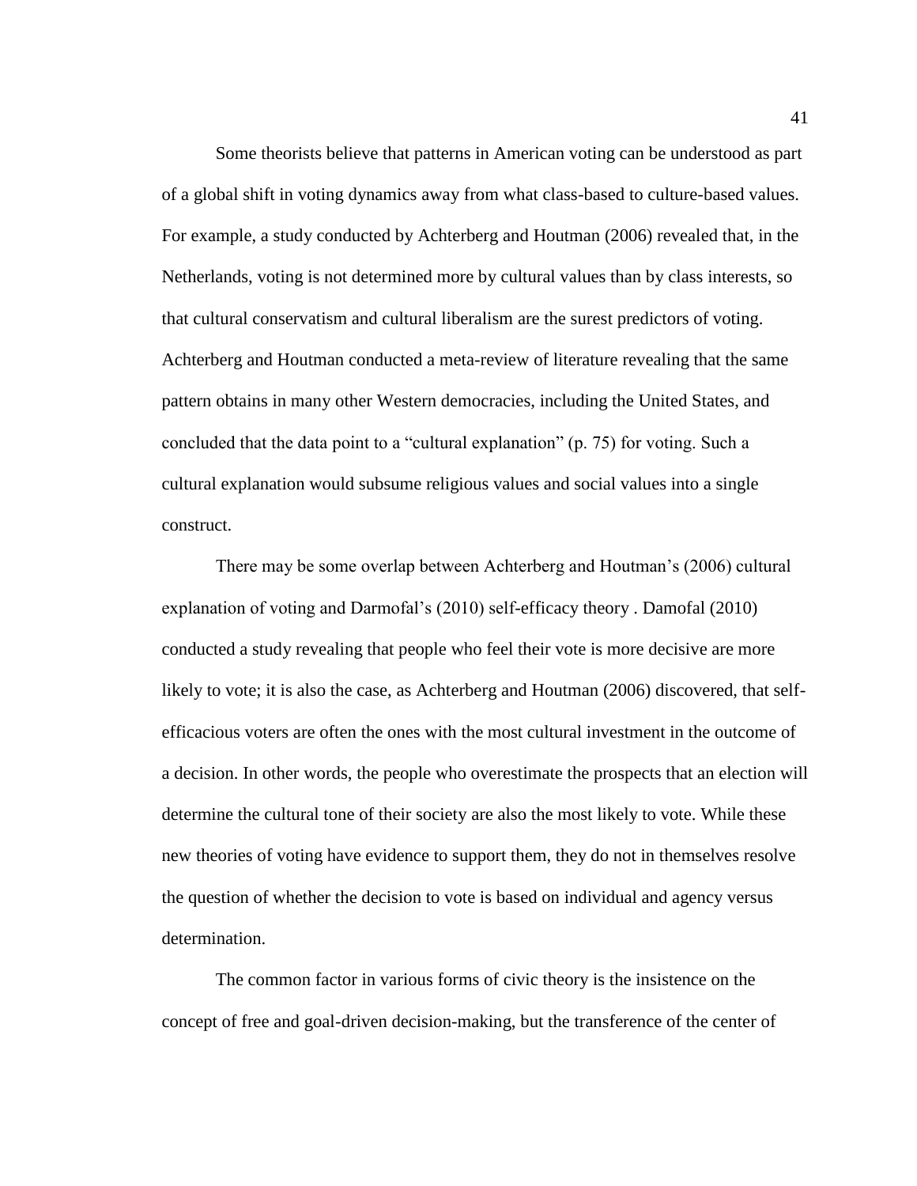Some theorists believe that patterns in American voting can be understood as part of a global shift in voting dynamics away from what class-based to culture-based values. For example, a study conducted by Achterberg and Houtman (2006) revealed that, in the Netherlands, voting is not determined more by cultural values than by class interests, so that cultural conservatism and cultural liberalism are the surest predictors of voting. Achterberg and Houtman conducted a meta-review of literature revealing that the same pattern obtains in many other Western democracies, including the United States, and concluded that the data point to a "cultural explanation" (p. 75) for voting. Such a cultural explanation would subsume religious values and social values into a single construct.

There may be some overlap between Achterberg and Houtman's (2006) cultural explanation of voting and Darmofal's (2010) self-efficacy theory . Damofal (2010) conducted a study revealing that people who feel their vote is more decisive are more likely to vote; it is also the case, as Achterberg and Houtman (2006) discovered, that self-efficacious voters are often the ones with the most cultural investment in the outcome of a decision. In other words, the people who overestimate the prospects that an election will determine the cultural tone of their society are also the most likely to vote. While these new theories of voting have evidence to support them, they do not in themselves resolve the question of whether the decision to vote is based on individual and agency versus determination.

The common factor in various forms of civic theory is the insistence on the concept of free and goal-driven decision-making, but the transference of the center of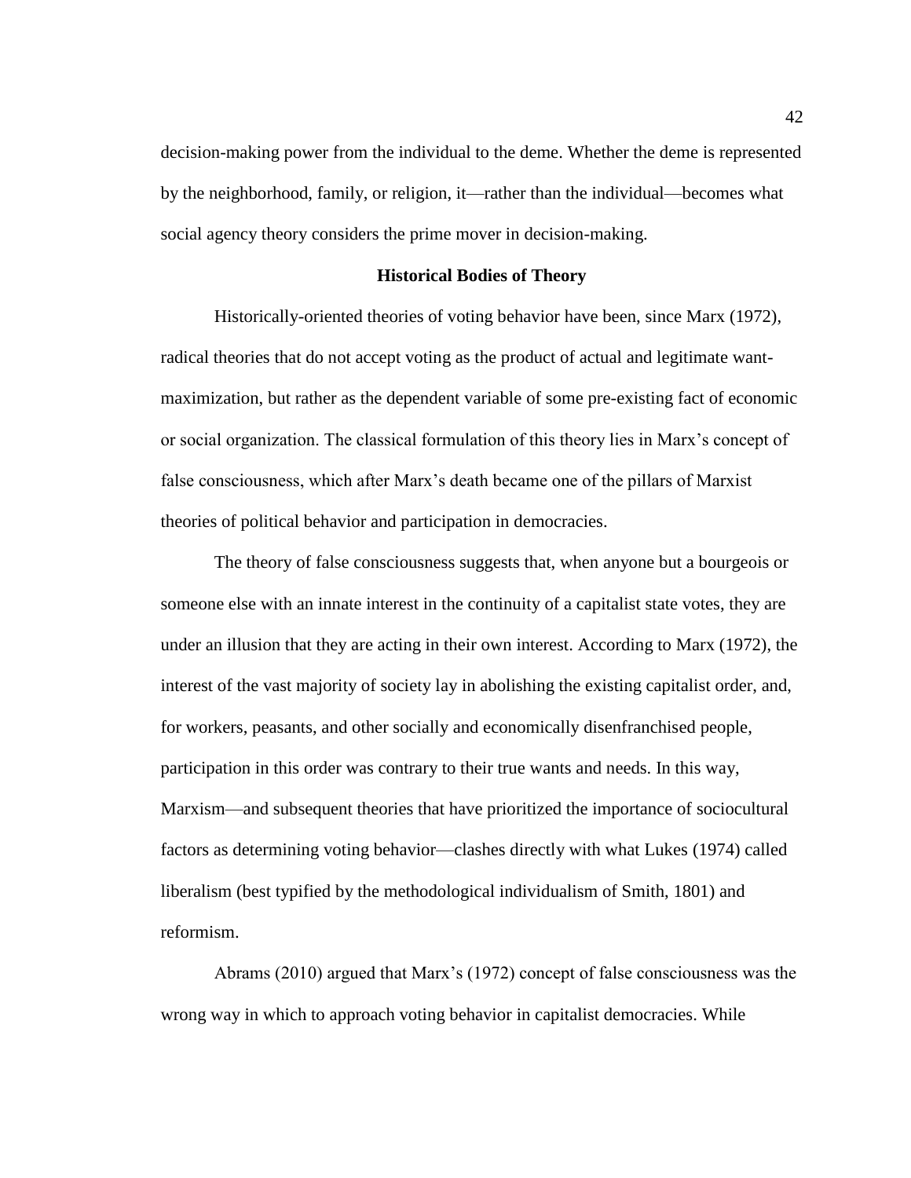decision-making power from the individual to the deme. Whether the deme is represented by the neighborhood, family, or religion, it—rather than the individual—becomes what social agency theory considers the prime mover in decision-making.

## Historical Bodies of Theory

Historically-oriented theories of voting behavior have been, since Marx (1972), radical theories that do not accept voting as the product of actual and legitimate want-maximization, but rather as the dependent variable of some pre-existing fact of economic or social organization. The classical formulation of this theory lies in Marx's concept of false consciousness, which after Marx's death became one of the pillars of Marxist theories of political behavior and participation in democracies.

The theory of false consciousness suggests that, when anyone but a bourgeois or someone else with an innate interest in the continuity of a capitalist state votes, they are under an illusion that they are acting in their own interest. According to Marx (1972), the interest of the vast majority of society lay in abolishing the existing capitalist order, and, for workers, peasants, and other socially and economically disenfranchised people, participation in this order was contrary to their true wants and needs. In this way, Marxism—and subsequent theories that have prioritized the importance of sociocultural factors as determining voting behavior—clashes directly with what Lukes (1974) called liberalism (best typified by the methodological individualism of Smith, 1801) and reformism.

Abrams (2010) argued that Marx's (1972) concept of false consciousness was the wrong way in which to approach voting behavior in capitalist democracies. While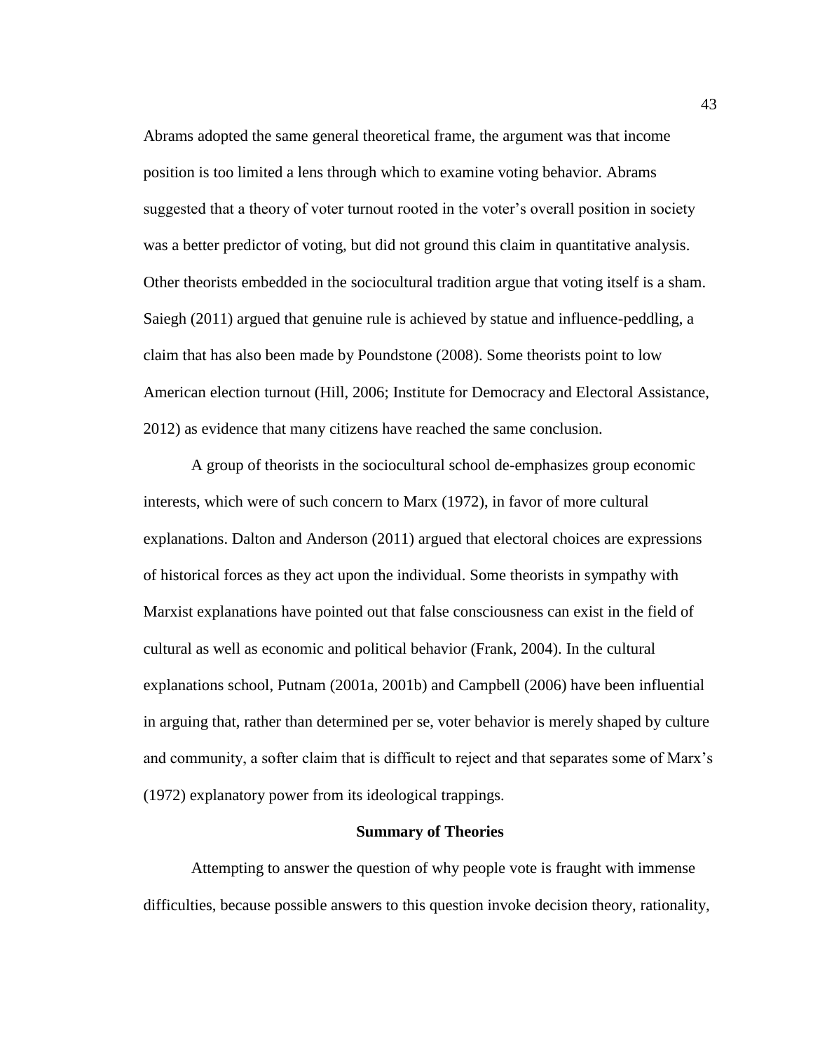Abrams adopted the same general theoretical frame, the argument was that income position is too limited a lens through which to examine voting behavior. Abrams suggested that a theory of voter turnout rooted in the voter's overall position in society was a better predictor of voting, but did not ground this claim in quantitative analysis. Other theorists embedded in the sociocultural tradition argue that voting itself is a sham. Saiegh (2011) argued that genuine rule is achieved by statue and influence-peddling, a claim that has also been made by Poundstone (2008). Some theorists point to low American election turnout (Hill, 2006; Institute for Democracy and Electoral Assistance, 2012) as evidence that many citizens have reached the same conclusion.

A group of theorists in the sociocultural school de-emphasizes group economic interests, which were of such concern to Marx (1972), in favor of more cultural explanations. Dalton and Anderson (2011) argued that electoral choices are expressions of historical forces as they act upon the individual. Some theorists in sympathy with Marxist explanations have pointed out that false consciousness can exist in the field of cultural as well as economic and political behavior (Frank, 2004). In the cultural explanations school, Putnam (2001a, 2001b) and Campbell (2006) have been influential in arguing that, rather than determined per se, voter behavior is merely shaped by culture and community, a softer claim that is difficult to reject and that separates some of Marx's (1972) explanatory power from its ideological trappings.

### Summary of Theories

Attempting to answer the question of why people vote is fraught with immense difficulties, because possible answers to this question invoke decision theory, rationality,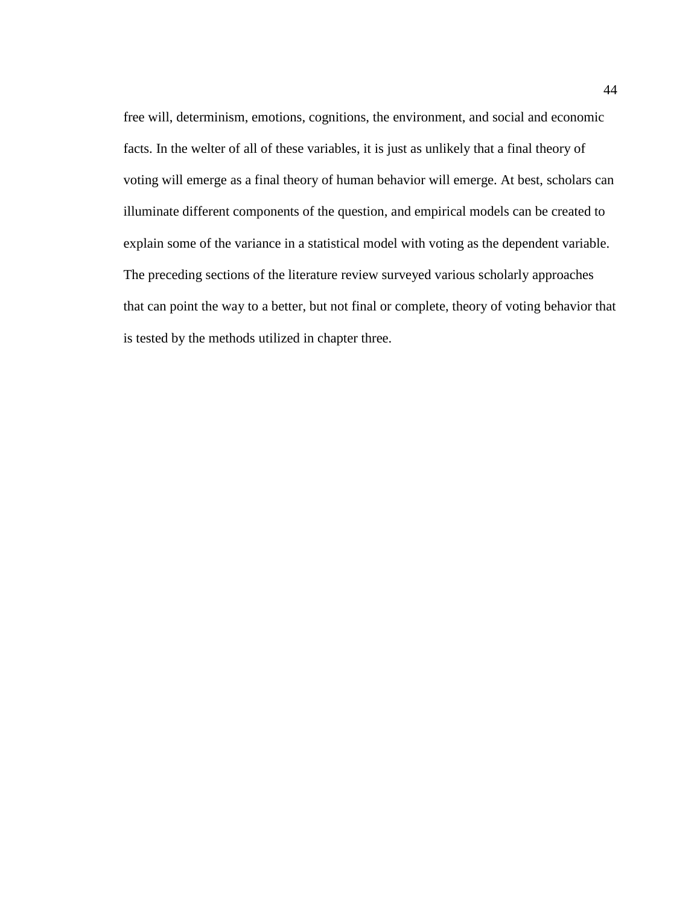free will, determinism, emotions, cognitions, the environment, and social and economic facts. In the welter of all of these variables, it is just as unlikely that a final theory of voting will emerge as a final theory of human behavior will emerge. At best, scholars can illuminate different components of the question, and empirical models can be created to explain some of the variance in a statistical model with voting as the dependent variable. The preceding sections of the literature review surveyed various scholarly approaches that can point the way to a better, but not final or complete, theory of voting behavior that is tested by the methods utilized in chapter three.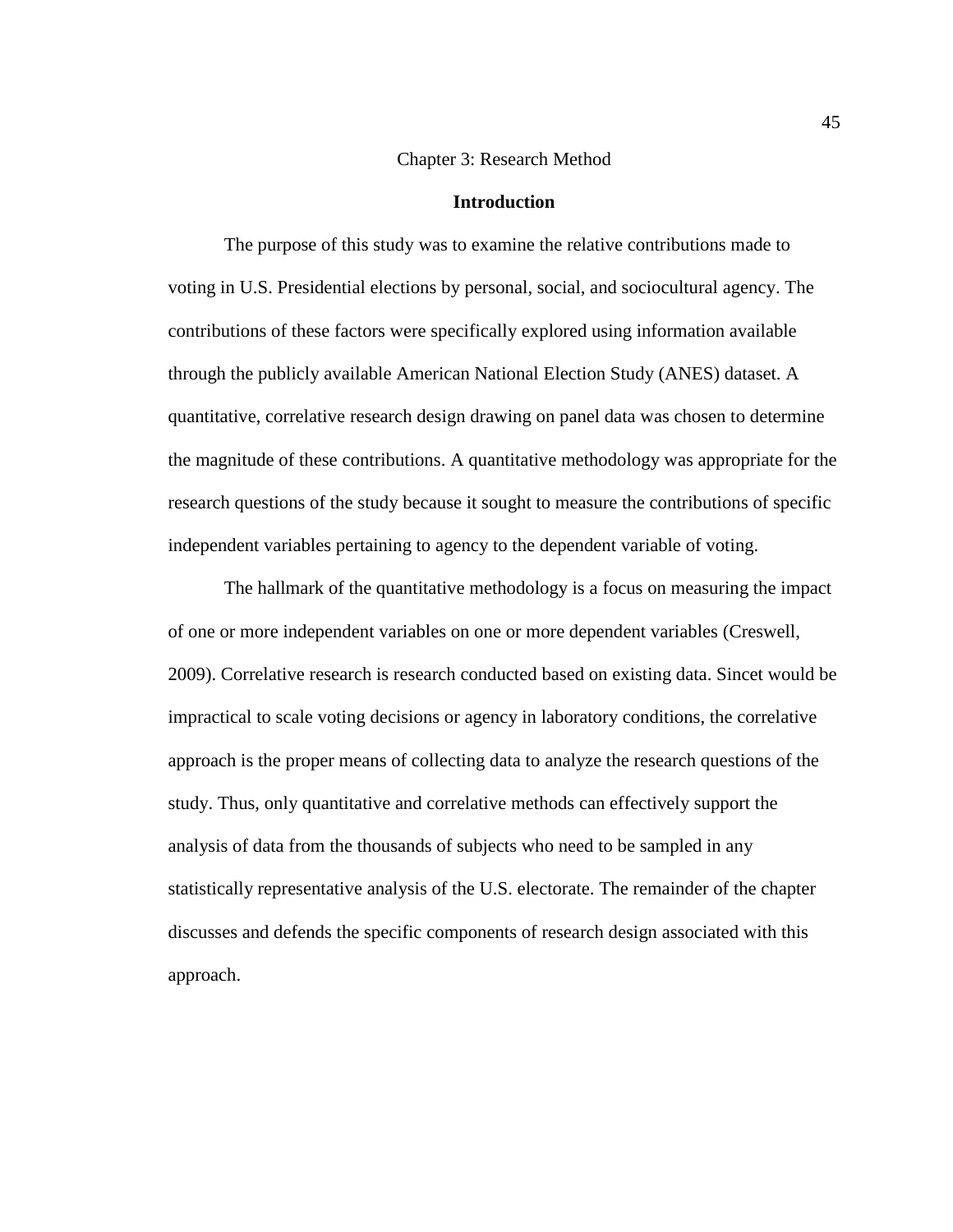# Chapter 3: Research Method

## Introduction

The purpose of this study was to examine the relative contributions made to voting in U.S. Presidential elections by personal, social, and sociocultural agency. The contributions of these factors were specifically explored using information available through the publicly available American National Election Study (ANES) dataset. A quantitative, correlative research design drawing on panel data was chosen to determine the magnitude of these contributions. A quantitative methodology was appropriate for the research questions of the study because it sought to measure the contributions of specific independent variables pertaining to agency to the dependent variable of voting.

The hallmark of the quantitative methodology is a focus on measuring the impact of one or more independent variables on one or more dependent variables (Creswell, 2009). Correlative research is research conducted based on existing data. Sincet would be impractical to scale voting decisions or agency in laboratory conditions, the correlative approach is the proper means of collecting data to analyze the research questions of the study. Thus, only quantitative and correlative methods can effectively support the analysis of data from the thousands of subjects who need to be sampled in any statistically representative analysis of the U.S. electorate. The remainder of the chapter discusses and defends the specific components of research design associated with this approach.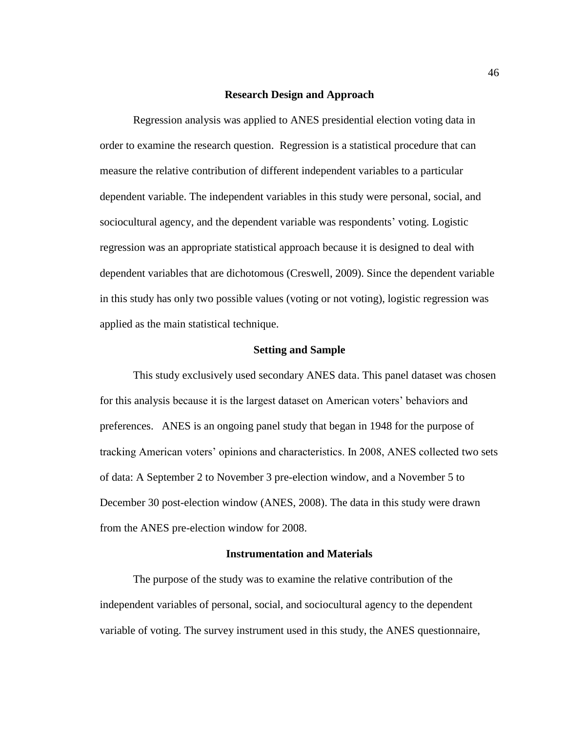## Research Design and Approach

Regression analysis was applied to ANES presidential election voting data in order to examine the research question. Regression is a statistical procedure that can measure the relative contribution of different independent variables to a particular dependent variable. The independent variables in this study were personal, social, and sociocultural agency, and the dependent variable was respondents' voting. Logistic regression was an appropriate statistical approach because it is designed to deal with dependent variables that are dichotomous (Creswell, 2009). Since the dependent variable in this study has only two possible values (voting or not voting), logistic regression was applied as the main statistical technique.

## Setting and Sample

This study exclusively used secondary ANES data. This panel dataset was chosen for this analysis because it is the largest dataset on American voters' behaviors and preferences. ANES is an ongoing panel study that began in 1948 for the purpose of tracking American voters' opinions and characteristics. In 2008, ANES collected two sets of data: A September 2 to November 3 pre-election window, and a November 5 to December 30 post-election window (ANES, 2008). The data in this study were drawn from the ANES pre-election window for 2008.

## Instrumentation and Materials

The purpose of the study was to examine the relative contribution of the independent variables of personal, social, and sociocultural agency to the dependent variable of voting. The survey instrument used in this study, the ANES questionnaire,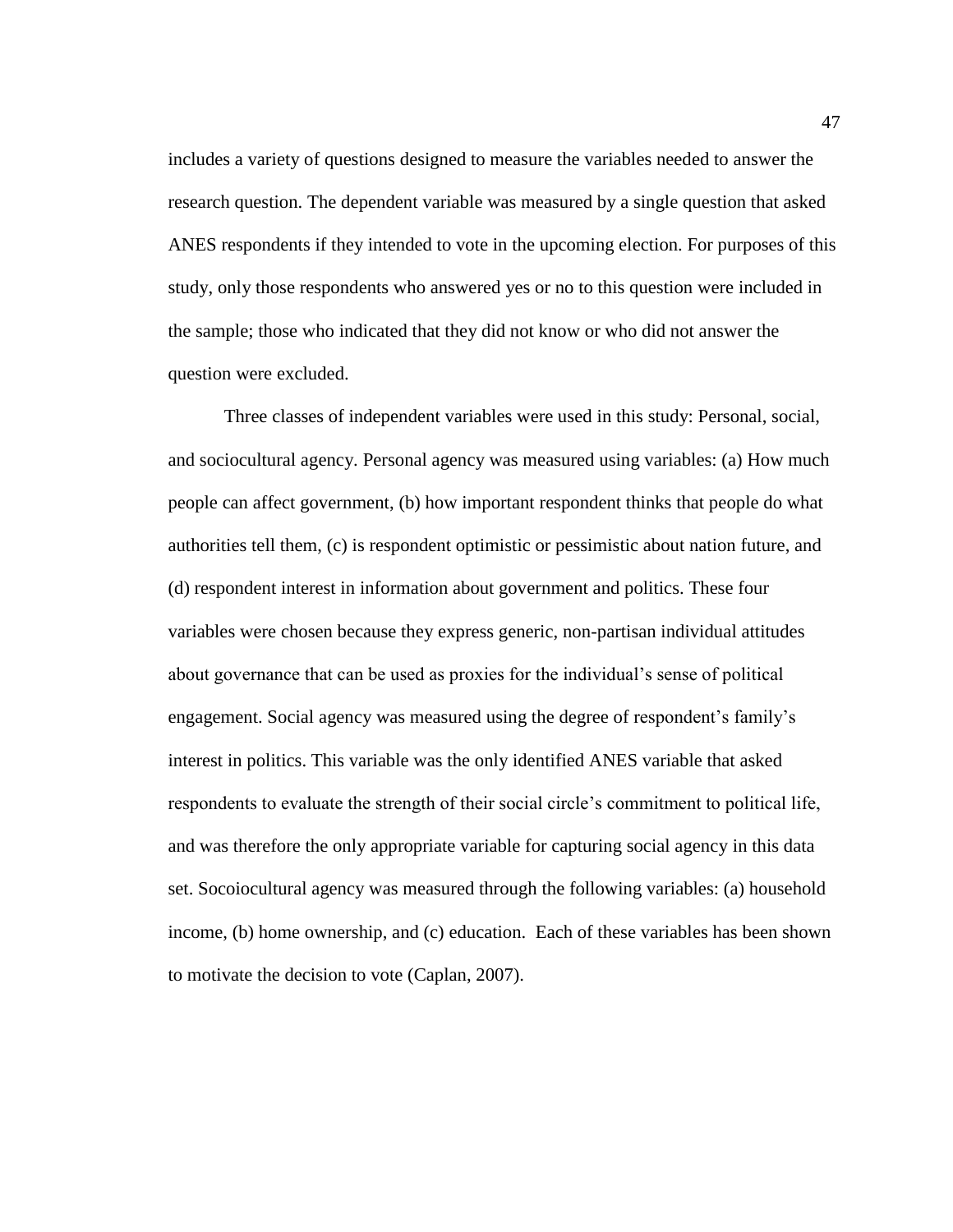includes a variety of questions designed to measure the variables needed to answer the research question. The dependent variable was measured by a single question that asked ANES respondents if they intended to vote in the upcoming election. For purposes of this study, only those respondents who answered yes or no to this question were included in the sample; those who indicated that they did not know or who did not answer the question were excluded.

Three classes of independent variables were used in this study: Personal, social, and sociocultural agency. Personal agency was measured using variables: (a) How much people can affect government, (b) how important respondent thinks that people do what authorities tell them, (c) is respondent optimistic or pessimistic about nation future, and (d) respondent interest in information about government and politics. These four variables were chosen because they express generic, non-partisan individual attitudes about governance that can be used as proxies for the individual's sense of political engagement. Social agency was measured using the degree of respondent's family's interest in politics. This variable was the only identified ANES variable that asked respondents to evaluate the strength of their social circle's commitment to political life, and was therefore the only appropriate variable for capturing social agency in this data set. Socoiocultural agency was measured through the following variables: (a) household income, (b) home ownership, and (c) education. Each of these variables has been shown to motivate the decision to vote (Caplan, 2007).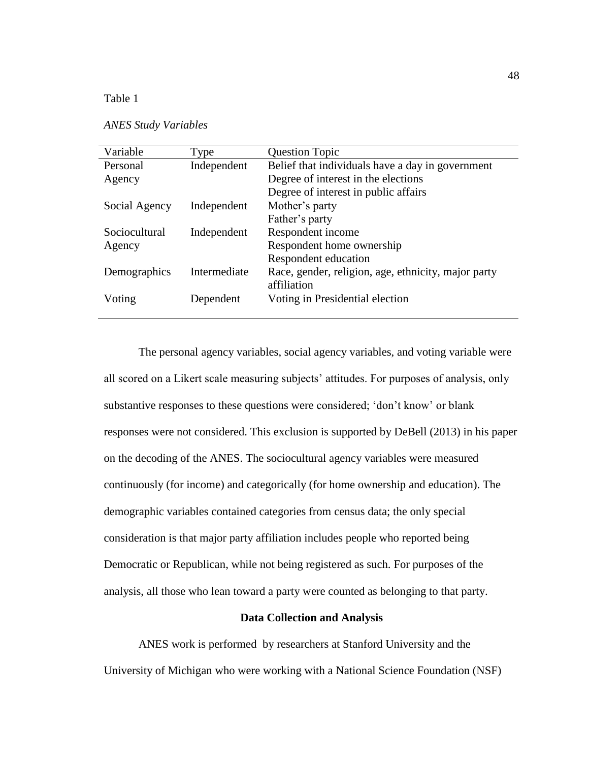Table 1

*ANES Study Variables*

| Variable | Type | Question Topic |
| --- | --- | --- |
| Personal Agency | Independent | Belief that individuals have a day in government<br>Degree of interest in the elections<br>Degree of interest in public affairs |
| Social Agency | Independent | Mother's party<br>Father's party |
| Sociocultural Agency | Independent | Respondent income<br>Respondent home ownership<br>Respondent education |
| Demographics | Intermediate | Race, gender, religion, age, ethnicity, major party affiliation |
| Voting | Dependent | Voting in Presidential election |

The personal agency variables, social agency variables, and voting variable were all scored on a Likert scale measuring subjects' attitudes. For purposes of analysis, only substantive responses to these questions were considered; 'don't know' or blank responses were not considered. This exclusion is supported by DeBell (2013) in his paper on the decoding of the ANES. The sociocultural agency variables were measured continuously (for income) and categorically (for home ownership and education). The demographic variables contained categories from census data; the only special consideration is that major party affiliation includes people who reported being Democratic or Republican, while not being registered as such. For purposes of the analysis, all those who lean toward a party were counted as belonging to that party.

## Data Collection and Analysis

ANES work is performed by researchers at Stanford University and the University of Michigan who were working with a National Science Foundation (NSF)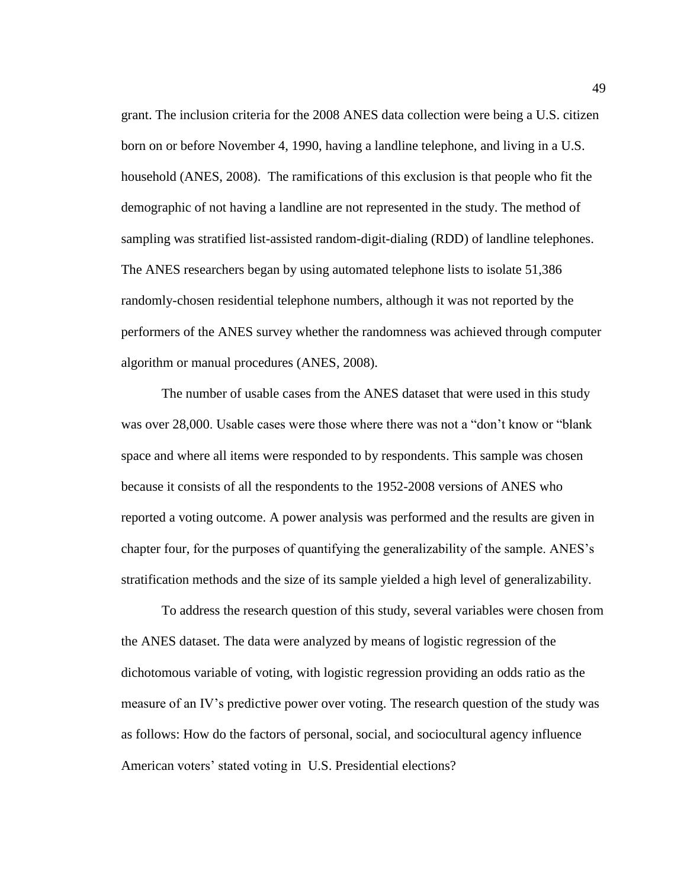grant. The inclusion criteria for the 2008 ANES data collection were being a U.S. citizen born on or before November 4, 1990, having a landline telephone, and living in a U.S. household (ANES, 2008). The ramifications of this exclusion is that people who fit the demographic of not having a landline are not represented in the study. The method of sampling was stratified list-assisted random-digit-dialing (RDD) of landline telephones. The ANES researchers began by using automated telephone lists to isolate 51,386 randomly-chosen residential telephone numbers, although it was not reported by the performers of the ANES survey whether the randomness was achieved through computer algorithm or manual procedures (ANES, 2008).

The number of usable cases from the ANES dataset that were used in this study was over 28,000. Usable cases were those where there was not a "don't know or "blank space and where all items were responded to by respondents. This sample was chosen because it consists of all the respondents to the 1952-2008 versions of ANES who reported a voting outcome. A power analysis was performed and the results are given in chapter four, for the purposes of quantifying the generalizability of the sample. ANES's stratification methods and the size of its sample yielded a high level of generalizability.

To address the research question of this study, several variables were chosen from the ANES dataset. The data were analyzed by means of logistic regression of the dichotomous variable of voting, with logistic regression providing an odds ratio as the measure of an IV's predictive power over voting. The research question of the study was as follows: How do the factors of personal, social, and sociocultural agency influence American voters' stated voting in U.S. Presidential elections?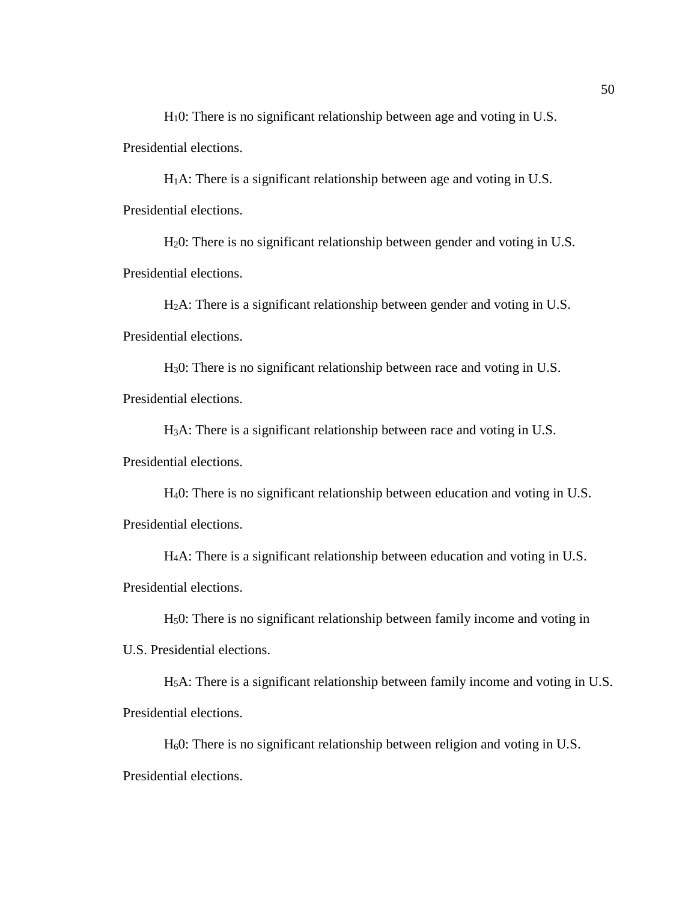$H_1$0: There is no significant relationship between age and voting in U.S. Presidential elections.

$H_1$A: There is a significant relationship between age and voting in U.S. Presidential elections.

$H_2$0: There is no significant relationship between gender and voting in U.S. Presidential elections.

$H_2$A: There is a significant relationship between gender and voting in U.S. Presidential elections.

$H_3$0: There is no significant relationship between race and voting in U.S. Presidential elections.

$H_3$A: There is a significant relationship between race and voting in U.S. Presidential elections.

$H_4$0: There is no significant relationship between education and voting in U.S. Presidential elections.

$H_4$A: There is a significant relationship between education and voting in U.S. Presidential elections.

$H_5$0: There is no significant relationship between family income and voting in U.S. Presidential elections.

$H_5$A: There is a significant relationship between family income and voting in U.S. Presidential elections.

$H_6$0: There is no significant relationship between religion and voting in U.S. Presidential elections.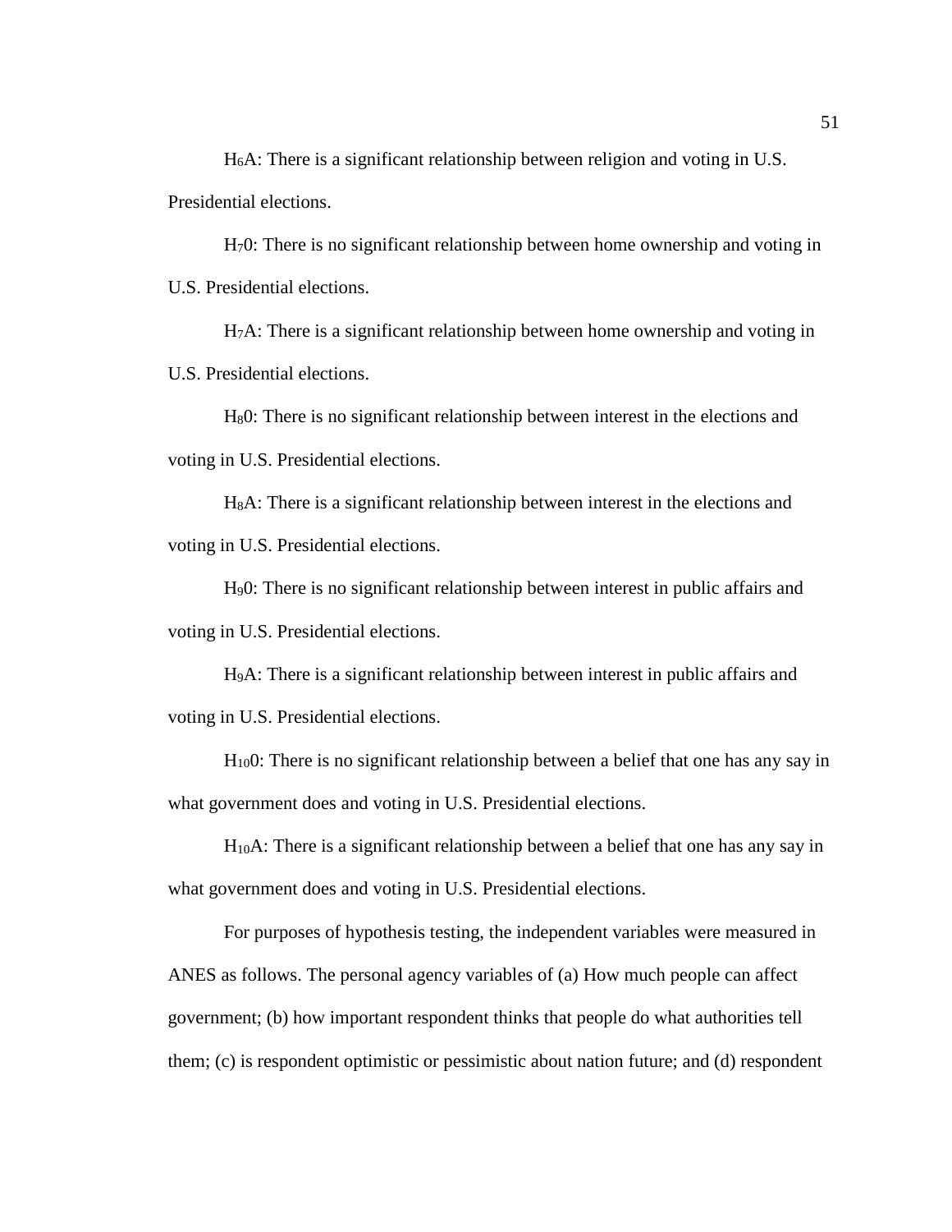$H_6A$: There is a significant relationship between religion and voting in U.S. Presidential elections.

$H_70$: There is no significant relationship between home ownership and voting in U.S. Presidential elections.

$H_7A$: There is a significant relationship between home ownership and voting in U.S. Presidential elections.

$H_80$: There is no significant relationship between interest in the elections and voting in U.S. Presidential elections.

$H_8A$: There is a significant relationship between interest in the elections and voting in U.S. Presidential elections.

$H_90$: There is no significant relationship between interest in public affairs and voting in U.S. Presidential elections.

$H_9A$: There is a significant relationship between interest in public affairs and voting in U.S. Presidential elections.

$H_{10}0$: There is no significant relationship between a belief that one has any say in what government does and voting in U.S. Presidential elections.

$H_{10}A$: There is a significant relationship between a belief that one has any say in what government does and voting in U.S. Presidential elections.

For purposes of hypothesis testing, the independent variables were measured in ANES as follows. The personal agency variables of (a) How much people can affect government; (b) how important respondent thinks that people do what authorities tell them; (c) is respondent optimistic or pessimistic about nation future; and (d) respondent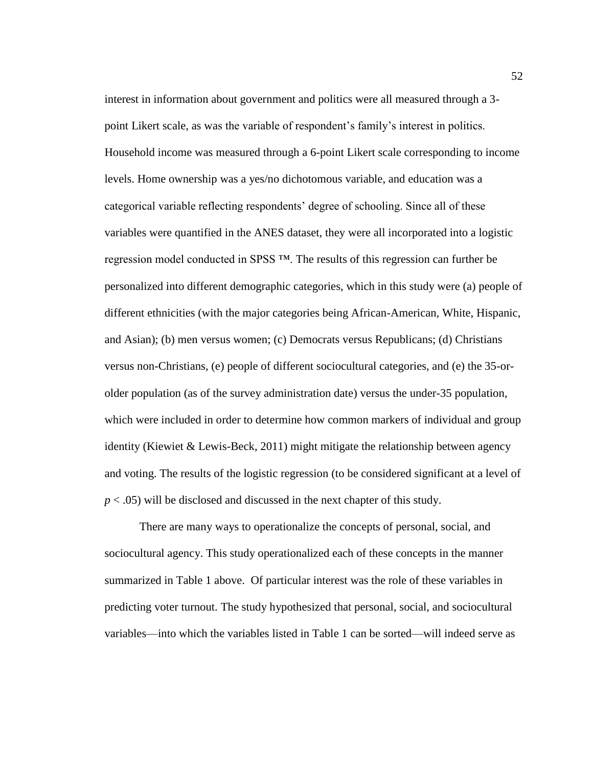interest in information about government and politics were all measured through a 3-point Likert scale, as was the variable of respondent's family's interest in politics. Household income was measured through a 6-point Likert scale corresponding to income levels. Home ownership was a yes/no dichotomous variable, and education was a categorical variable reflecting respondents' degree of schooling. Since all of these variables were quantified in the ANES dataset, they were all incorporated into a logistic regression model conducted in SPSS ™. The results of this regression can further be personalized into different demographic categories, which in this study were (a) people of different ethnicities (with the major categories being African-American, White, Hispanic, and Asian); (b) men versus women; (c) Democrats versus Republicans; (d) Christians versus non-Christians, (e) people of different sociocultural categories, and (e) the 35-or-older population (as of the survey administration date) versus the under-35 population, which were included in order to determine how common markers of individual and group identity (Kiewiet & Lewis-Beck, 2011) might mitigate the relationship between agency and voting. The results of the logistic regression (to be considered significant at a level of $p < .05$) will be disclosed and discussed in the next chapter of this study.

There are many ways to operationalize the concepts of personal, social, and sociocultural agency. This study operationalized each of these concepts in the manner summarized in Table 1 above. Of particular interest was the role of these variables in predicting voter turnout. The study hypothesized that personal, social, and sociocultural variables—into which the variables listed in Table 1 can be sorted—will indeed serve as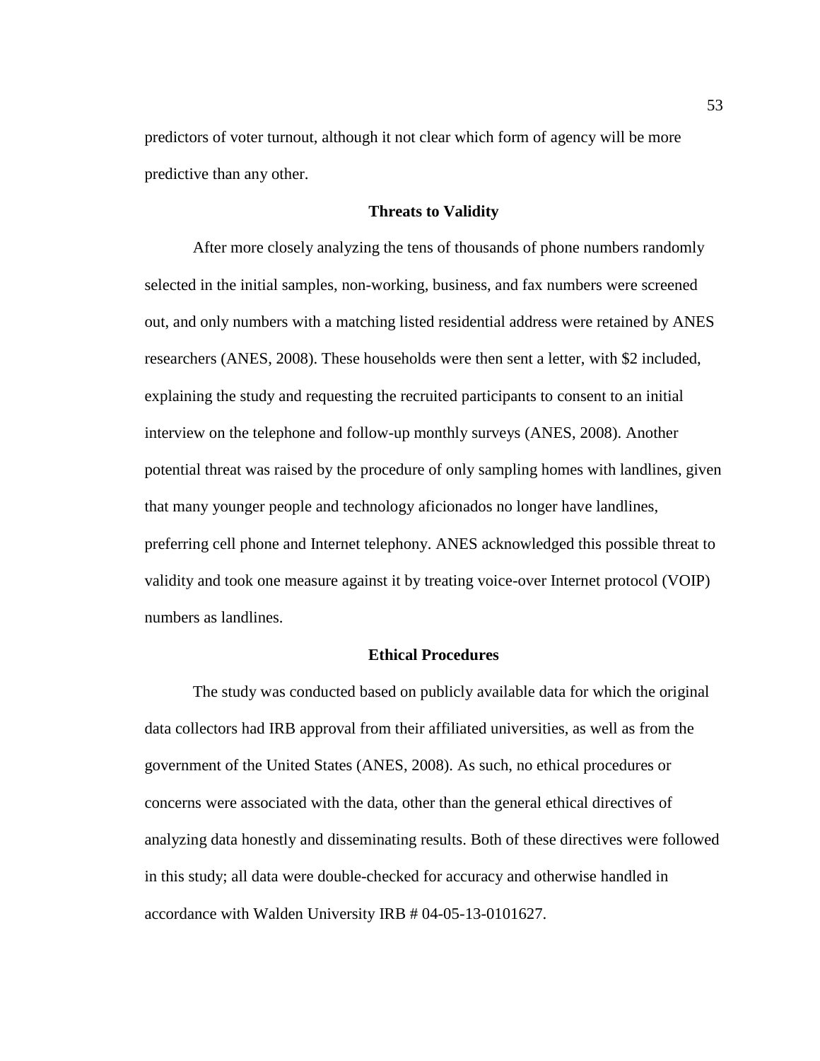predictors of voter turnout, although it not clear which form of agency will be more predictive than any other.

## Threats to Validity

After more closely analyzing the tens of thousands of phone numbers randomly selected in the initial samples, non-working, business, and fax numbers were screened out, and only numbers with a matching listed residential address were retained by ANES researchers (ANES, 2008). These households were then sent a letter, with $2 included, explaining the study and requesting the recruited participants to consent to an initial interview on the telephone and follow-up monthly surveys (ANES, 2008). Another potential threat was raised by the procedure of only sampling homes with landlines, given that many younger people and technology aficionados no longer have landlines, preferring cell phone and Internet telephony. ANES acknowledged this possible threat to validity and took one measure against it by treating voice-over Internet protocol (VOIP) numbers as landlines.

## Ethical Procedures

The study was conducted based on publicly available data for which the original data collectors had IRB approval from their affiliated universities, as well as from the government of the United States (ANES, 2008). As such, no ethical procedures or concerns were associated with the data, other than the general ethical directives of analyzing data honestly and disseminating results. Both of these directives were followed in this study; all data were double-checked for accuracy and otherwise handled in accordance with Walden University IRB # 04-05-13-0101627.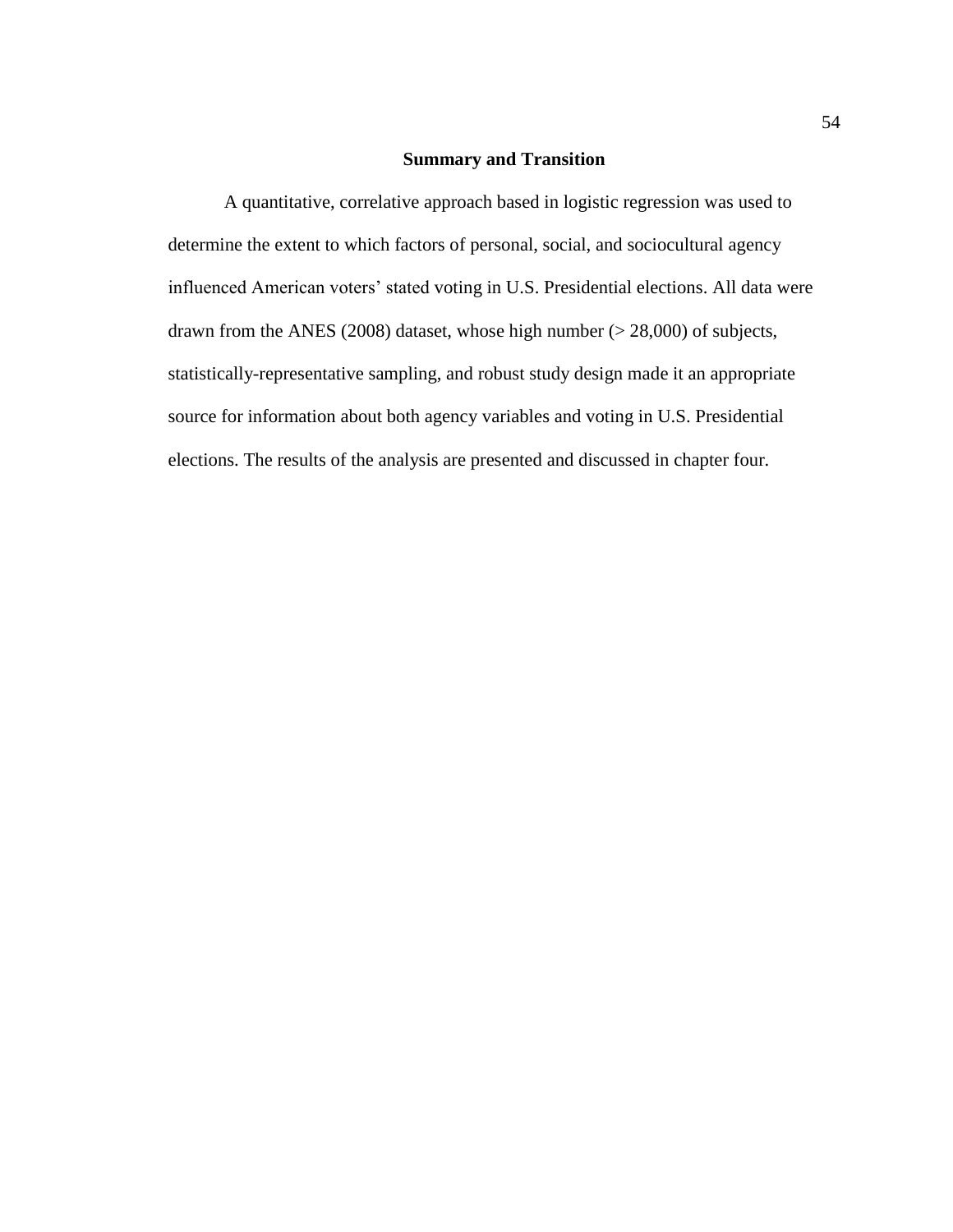## Summary and Transition

A quantitative, correlative approach based in logistic regression was used to determine the extent to which factors of personal, social, and sociocultural agency influenced American voters' stated voting in U.S. Presidential elections. All data were drawn from the ANES (2008) dataset, whose high number (> 28,000) of subjects, statistically-representative sampling, and robust study design made it an appropriate source for information about both agency variables and voting in U.S. Presidential elections. The results of the analysis are presented and discussed in chapter four.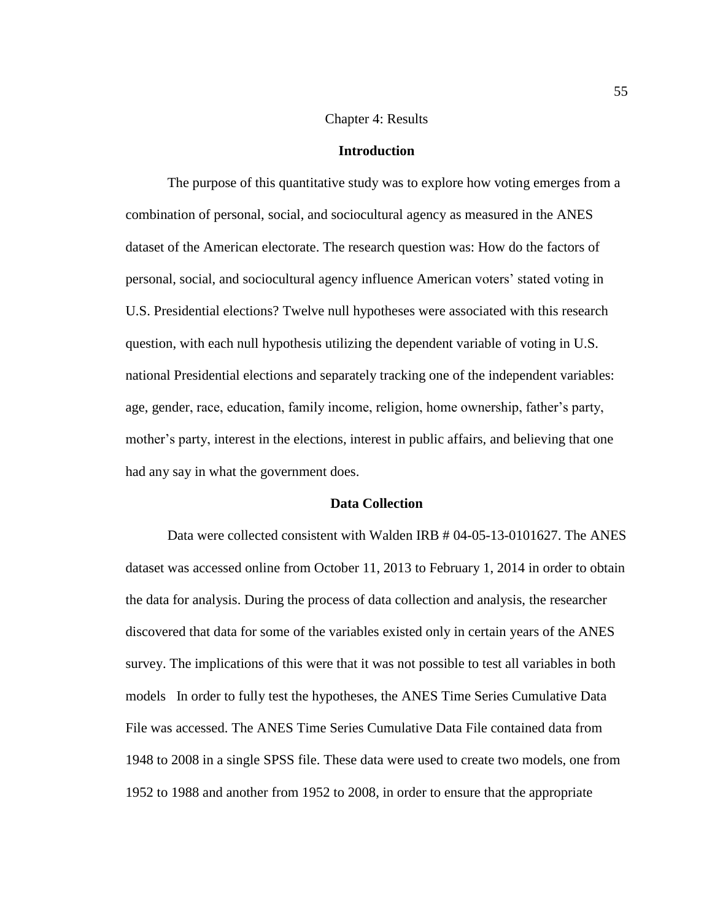# Chapter 4: Results

## Introduction

The purpose of this quantitative study was to explore how voting emerges from a combination of personal, social, and sociocultural agency as measured in the ANES dataset of the American electorate. The research question was: How do the factors of personal, social, and sociocultural agency influence American voters' stated voting in U.S. Presidential elections? Twelve null hypotheses were associated with this research question, with each null hypothesis utilizing the dependent variable of voting in U.S. national Presidential elections and separately tracking one of the independent variables: age, gender, race, education, family income, religion, home ownership, father's party, mother's party, interest in the elections, interest in public affairs, and believing that one had any say in what the government does.

## Data Collection

Data were collected consistent with Walden IRB # 04-05-13-0101627. The ANES dataset was accessed online from October 11, 2013 to February 1, 2014 in order to obtain the data for analysis. During the process of data collection and analysis, the researcher discovered that data for some of the variables existed only in certain years of the ANES survey. The implications of this were that it was not possible to test all variables in both models In order to fully test the hypotheses, the ANES Time Series Cumulative Data File was accessed. The ANES Time Series Cumulative Data File contained data from 1948 to 2008 in a single SPSS file. These data were used to create two models, one from 1952 to 1988 and another from 1952 to 2008, in order to ensure that the appropriate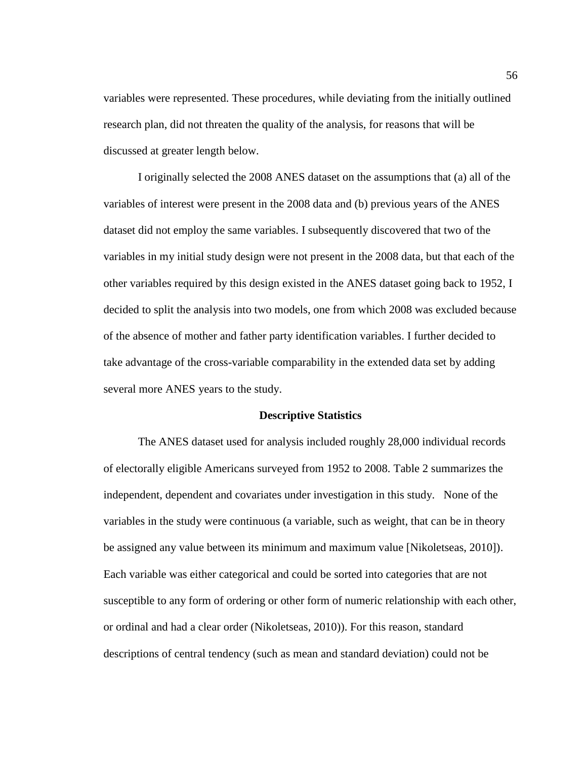variables were represented. These procedures, while deviating from the initially outlined research plan, did not threaten the quality of the analysis, for reasons that will be discussed at greater length below.

I originally selected the 2008 ANES dataset on the assumptions that (a) all of the variables of interest were present in the 2008 data and (b) previous years of the ANES dataset did not employ the same variables. I subsequently discovered that two of the variables in my initial study design were not present in the 2008 data, but that each of the other variables required by this design existed in the ANES dataset going back to 1952, I decided to split the analysis into two models, one from which 2008 was excluded because of the absence of mother and father party identification variables. I further decided to take advantage of the cross-variable comparability in the extended data set by adding several more ANES years to the study.

## Descriptive Statistics

The ANES dataset used for analysis included roughly 28,000 individual records of electorally eligible Americans surveyed from 1952 to 2008. Table 2 summarizes the independent, dependent and covariates under investigation in this study. None of the variables in the study were continuous (a variable, such as weight, that can be in theory be assigned any value between its minimum and maximum value [Nikoletseas, 2010]). Each variable was either categorical and could be sorted into categories that are not susceptible to any form of ordering or other form of numeric relationship with each other, or ordinal and had a clear order (Nikoletseas, 2010)). For this reason, standard descriptions of central tendency (such as mean and standard deviation) could not be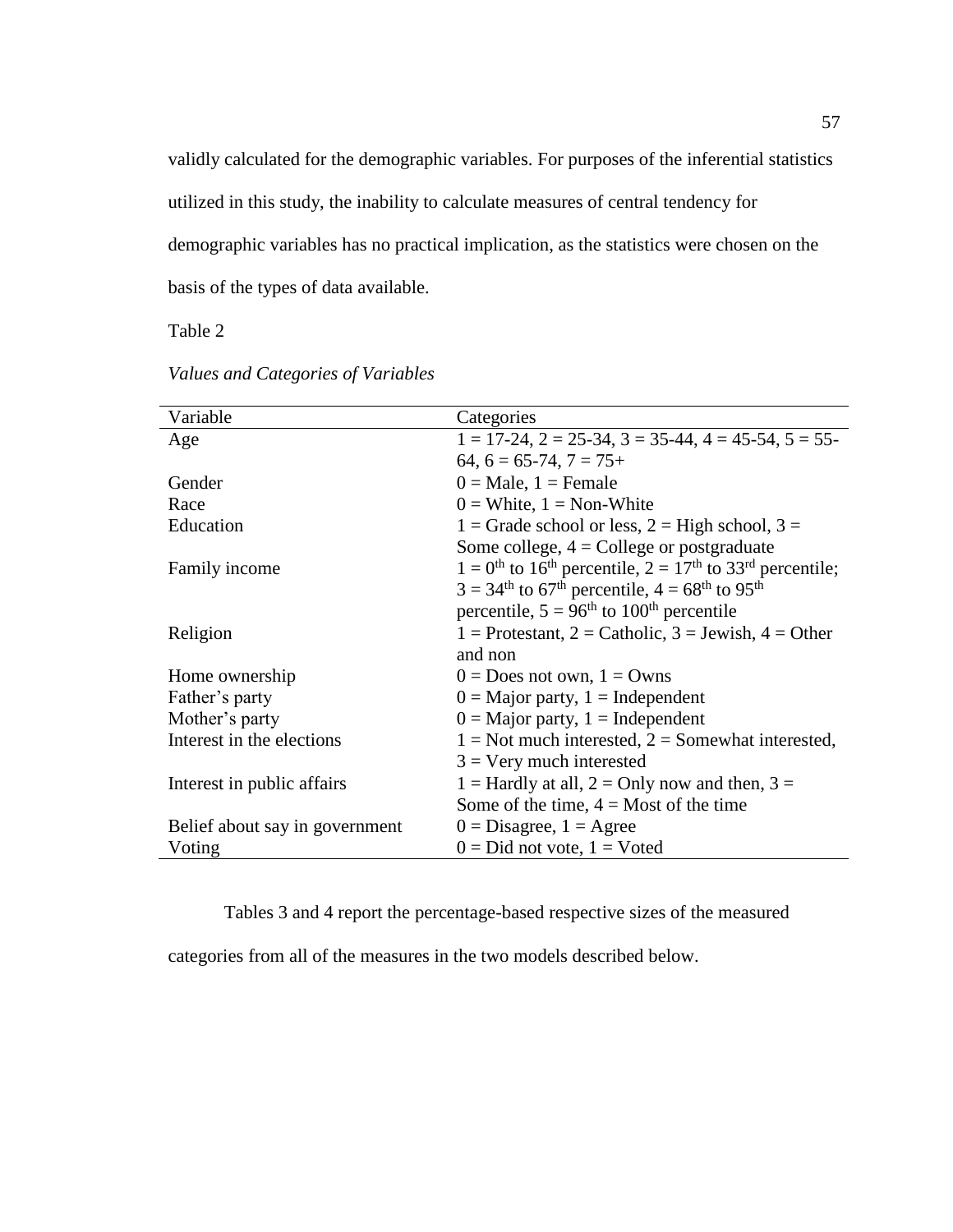validly calculated for the demographic variables. For purposes of the inferential statistics utilized in this study, the inability to calculate measures of central tendency for demographic variables has no practical implication, as the statistics were chosen on the basis of the types of data available.

Table 2

*Values and Categories of Variables*

| Variable | Categories |
|---|---|
| Age | 1 = 17-24, 2 = 25-34, 3 = 35-44, 4 = 45-54, 5 = 55-64, 6 = 65-74, 7 = 75+ |
| Gender | 0 = Male, 1 = Female |
| Race | 0 = White, 1 = Non-White |
| Education | 1 = Grade school or less, 2 = High school, 3 = Some college, 4 = College or postgraduate |
| Family income | 1 = 0th to 16th percentile, 2 = 17th to 33rd percentile; 3 = 34th to 67th percentile, 4 = 68th to 95th percentile, 5 = 96th to 100th percentile |
| Religion | 1 = Protestant, 2 = Catholic, 3 = Jewish, 4 = Other and non |
| Home ownership | 0 = Does not own, 1 = Owns |
| Father's party | 0 = Major party, 1 = Independent |
| Mother's party | 0 = Major party, 1 = Independent |
| Interest in the elections | 1 = Not much interested, 2 = Somewhat interested, 3 = Very much interested |
| Interest in public affairs | 1 = Hardly at all, 2 = Only now and then, 3 = Some of the time, 4 = Most of the time |
| Belief about say in government | 0 = Disagree, 1 = Agree |
| Voting | 0 = Did not vote, 1 = Voted |

Tables 3 and 4 report the percentage-based respective sizes of the measured categories from all of the measures in the two models described below.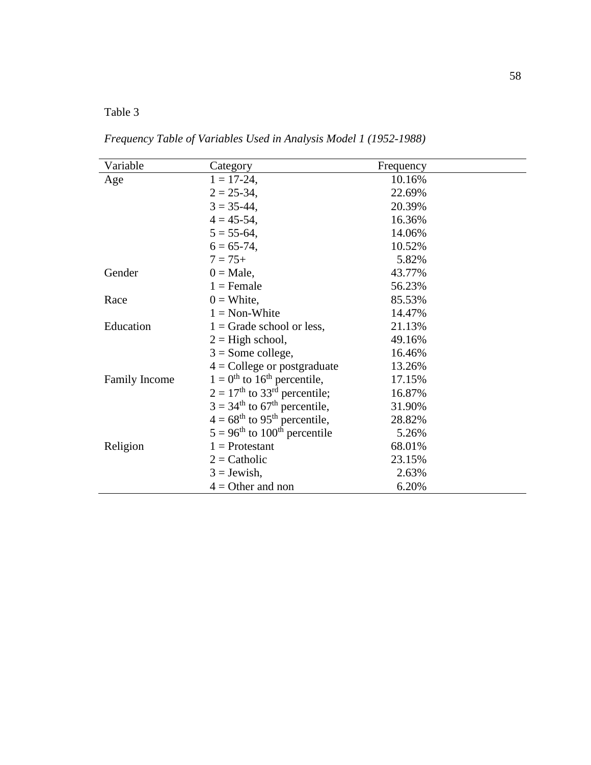Table 3

*Frequency Table of Variables Used in Analysis Model 1 (1952-1988)*

| Variable | Category | Frequency |
|---|---|---|
| Age | 1 = 17-24, | 10.16% |
| | 2 = 25-34, | 22.69% |
| | 3 = 35-44, | 20.39% |
| | 4 = 45-54, | 16.36% |
| | 5 = 55-64, | 14.06% |
| | 6 = 65-74, | 10.52% |
| | 7 = 75+ | 5.82% |
| Gender | 0 = Male, | 43.77% |
| | 1 = Female | 56.23% |
| Race | 0 = White, | 85.53% |
| | 1 = Non-White | 14.47% |
| Education | 1 = Grade school or less, | 21.13% |
| | 2 = High school, | 49.16% |
| | 3 = Some college, | 16.46% |
| | 4 = College or postgraduate | 13.26% |
| Family Income | 1 = $0^{th}$ to $16^{th}$ percentile, | 17.15% |
| | 2 = $17^{th}$ to $33^{rd}$ percentile; | 16.87% |
| | 3 = $34^{th}$ to $67^{th}$ percentile, | 31.90% |
| | 4 = $68^{th}$ to $95^{th}$ percentile, | 28.82% |
| | 5 = $96^{th}$ to $100^{th}$ percentile | 5.26% |
| Religion | 1 = Protestant | 68.01% |
| | 2 = Catholic | 23.15% |
| | 3 = Jewish, | 2.63% |
| | 4 = Other and non | 6.20% |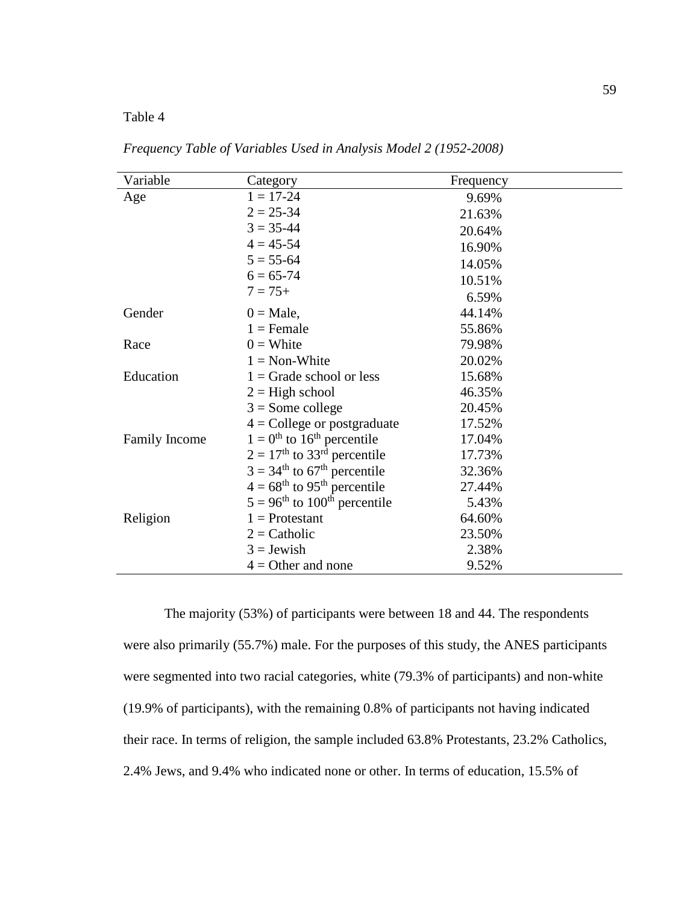Table 4

*Frequency Table of Variables Used in Analysis Model 2 (1952-2008)*

| Variable | Category | Frequency |
|---|---|---|
| Age | 1 = 17-24 | 9.69% |
| | 2 = 25-34 | 21.63% |
| | 3 = 35-44 | 20.64% |
| | 4 = 45-54 | 16.90% |
| | 5 = 55-64 | 14.05% |
| | 6 = 65-74 | 10.51% |
| | 7 = 75+ | 6.59% |
| Gender | 0 = Male, | 44.14% |
| | 1 = Female | 55.86% |
| Race | 0 = White | 79.98% |
| | 1 = Non-White | 20.02% |
| Education | 1 = Grade school or less | 15.68% |
| | 2 = High school | 46.35% |
| | 3 = Some college | 20.45% |
| | 4 = College or postgraduate | 17.52% |
| Family Income | 1 = $0^{th}$ to $16^{th}$ percentile | 17.04% |
| | 2 = $17^{th}$ to $33^{rd}$ percentile | 17.73% |
| | 3 = $34^{th}$ to $67^{th}$ percentile | 32.36% |
| | 4 = $68^{th}$ to $95^{th}$ percentile | 27.44% |
| | 5 = $96^{th}$ to $100^{th}$ percentile | 5.43% |
| Religion | 1 = Protestant | 64.60% |
| | 2 = Catholic | 23.50% |
| | 3 = Jewish | 2.38% |
| | 4 = Other and none | 9.52% |

The majority (53%) of participants were between 18 and 44. The respondents were also primarily (55.7%) male. For the purposes of this study, the ANES participants were segmented into two racial categories, white (79.3% of participants) and non-white (19.9% of participants), with the remaining 0.8% of participants not having indicated their race. In terms of religion, the sample included 63.8% Protestants, 23.2% Catholics, 2.4% Jews, and 9.4% who indicated none or other. In terms of education, 15.5% of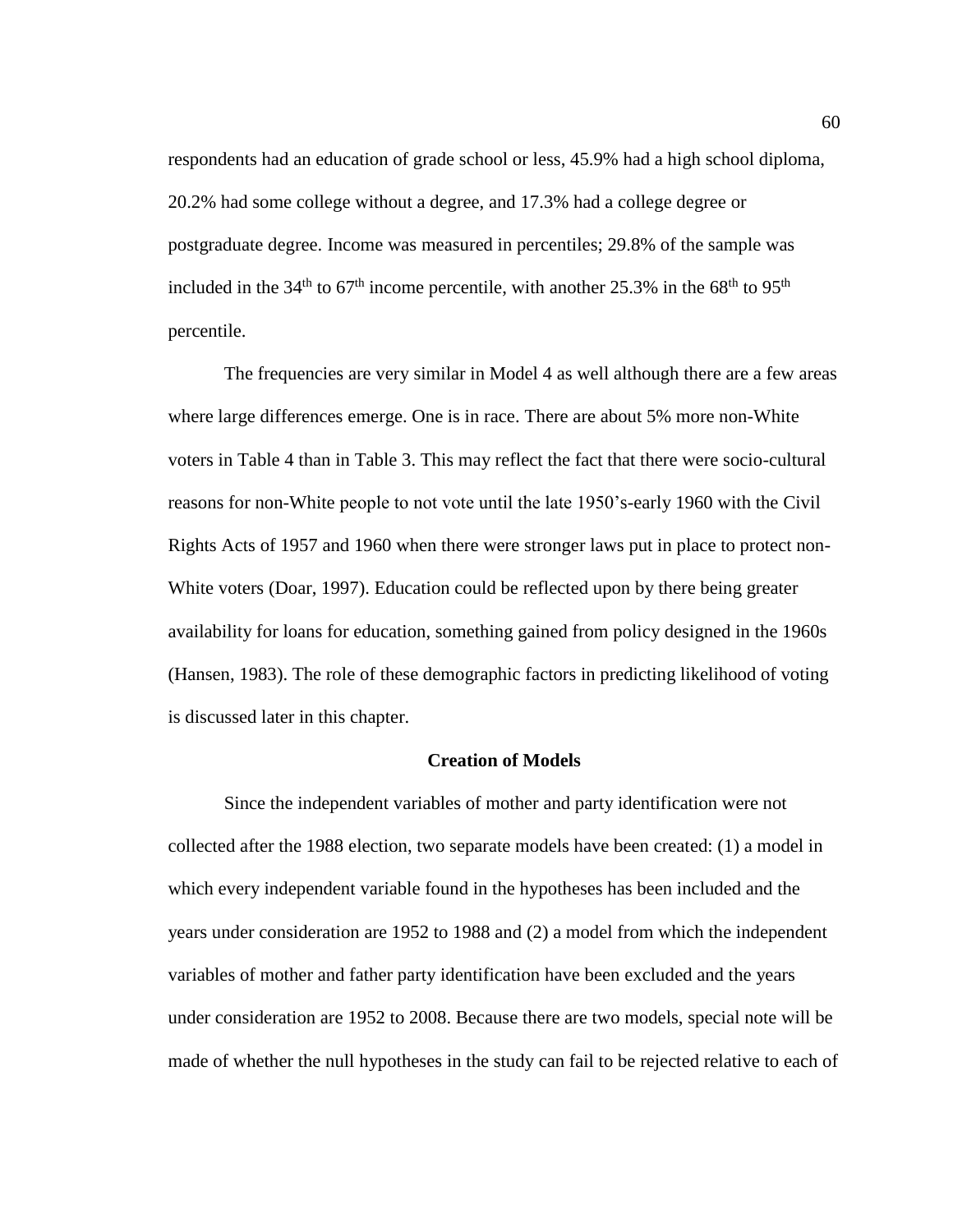respondents had an education of grade school or less, 45.9% had a high school diploma, 20.2% had some college without a degree, and 17.3% had a college degree or postgraduate degree. Income was measured in percentiles; 29.8% of the sample was included in the 34th to 67th income percentile, with another 25.3% in the 68th to 95th percentile.

The frequencies are very similar in Model 4 as well although there are a few areas where large differences emerge. One is in race. There are about 5% more non-White voters in Table 4 than in Table 3. This may reflect the fact that there were socio-cultural reasons for non-White people to not vote until the late 1950's-early 1960 with the Civil Rights Acts of 1957 and 1960 when there were stronger laws put in place to protect non-White voters (Doar, 1997). Education could be reflected upon by there being greater availability for loans for education, something gained from policy designed in the 1960s (Hansen, 1983). The role of these demographic factors in predicting likelihood of voting is discussed later in this chapter.

**Creation of Models**

Since the independent variables of mother and party identification were not collected after the 1988 election, two separate models have been created: (1) a model in which every independent variable found in the hypotheses has been included and the years under consideration are 1952 to 1988 and (2) a model from which the independent variables of mother and father party identification have been excluded and the years under consideration are 1952 to 2008. Because there are two models, special note will be made of whether the null hypotheses in the study can fail to be rejected relative to each of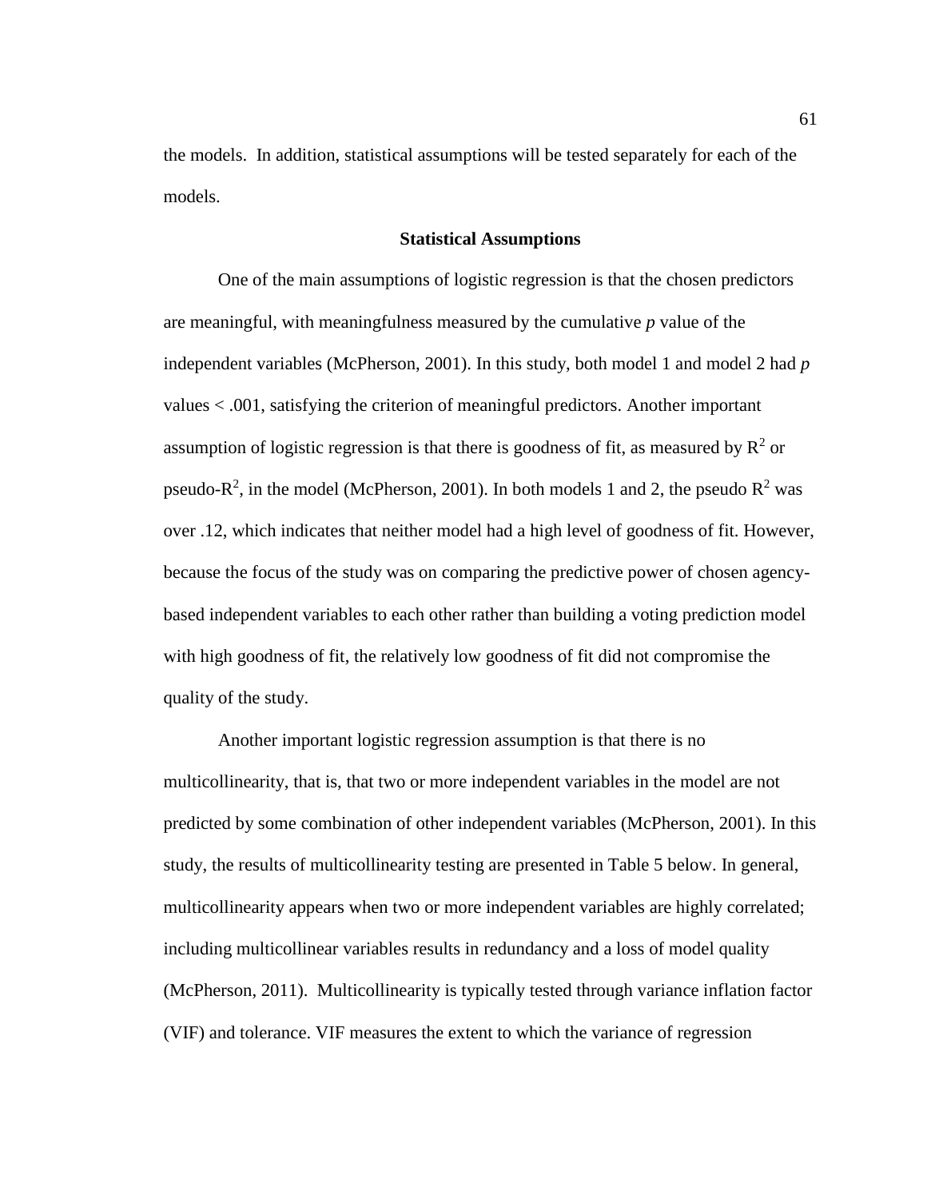the models. In addition, statistical assumptions will be tested separately for each of the models.

### Statistical Assumptions

One of the main assumptions of logistic regression is that the chosen predictors are meaningful, with meaningfulness measured by the cumulative *p* value of the independent variables (McPherson, 2001). In this study, both model 1 and model 2 had *p* values < .001, satisfying the criterion of meaningful predictors. Another important assumption of logistic regression is that there is goodness of fit, as measured by $R^2$ or pseudo-$R^2$, in the model (McPherson, 2001). In both models 1 and 2, the pseudo $R^2$ was over .12, which indicates that neither model had a high level of goodness of fit. However, because the focus of the study was on comparing the predictive power of chosen agency-based independent variables to each other rather than building a voting prediction model with high goodness of fit, the relatively low goodness of fit did not compromise the quality of the study.

Another important logistic regression assumption is that there is no multicollinearity, that is, that two or more independent variables in the model are not predicted by some combination of other independent variables (McPherson, 2001). In this study, the results of multicollinearity testing are presented in Table 5 below. In general, multicollinearity appears when two or more independent variables are highly correlated; including multicollinear variables results in redundancy and a loss of model quality (McPherson, 2011). Multicollinearity is typically tested through variance inflation factor (VIF) and tolerance. VIF measures the extent to which the variance of regression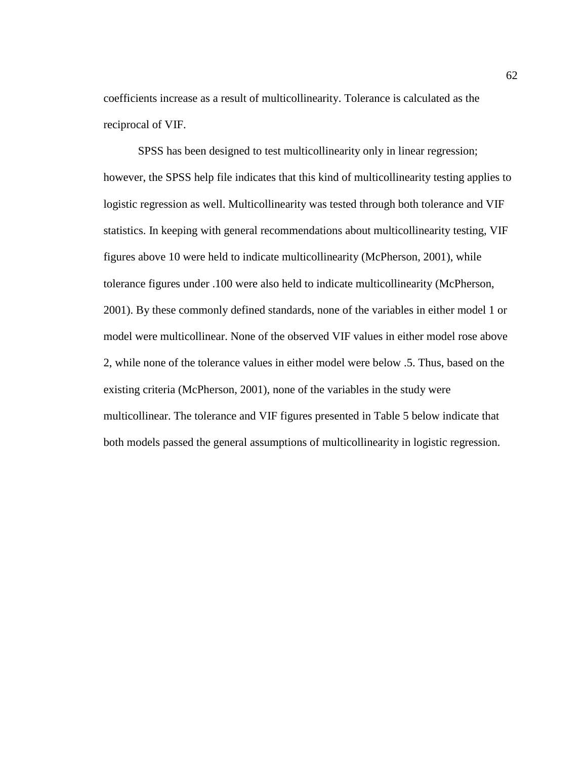coefficients increase as a result of multicollinearity. Tolerance is calculated as the reciprocal of VIF.

SPSS has been designed to test multicollinearity only in linear regression; however, the SPSS help file indicates that this kind of multicollinearity testing applies to logistic regression as well. Multicollinearity was tested through both tolerance and VIF statistics. In keeping with general recommendations about multicollinearity testing, VIF figures above 10 were held to indicate multicollinearity (McPherson, 2001), while tolerance figures under .100 were also held to indicate multicollinearity (McPherson, 2001). By these commonly defined standards, none of the variables in either model 1 or model were multicollinear. None of the observed VIF values in either model rose above 2, while none of the tolerance values in either model were below .5. Thus, based on the existing criteria (McPherson, 2001), none of the variables in the study were multicollinear. The tolerance and VIF figures presented in Table 5 below indicate that both models passed the general assumptions of multicollinearity in logistic regression.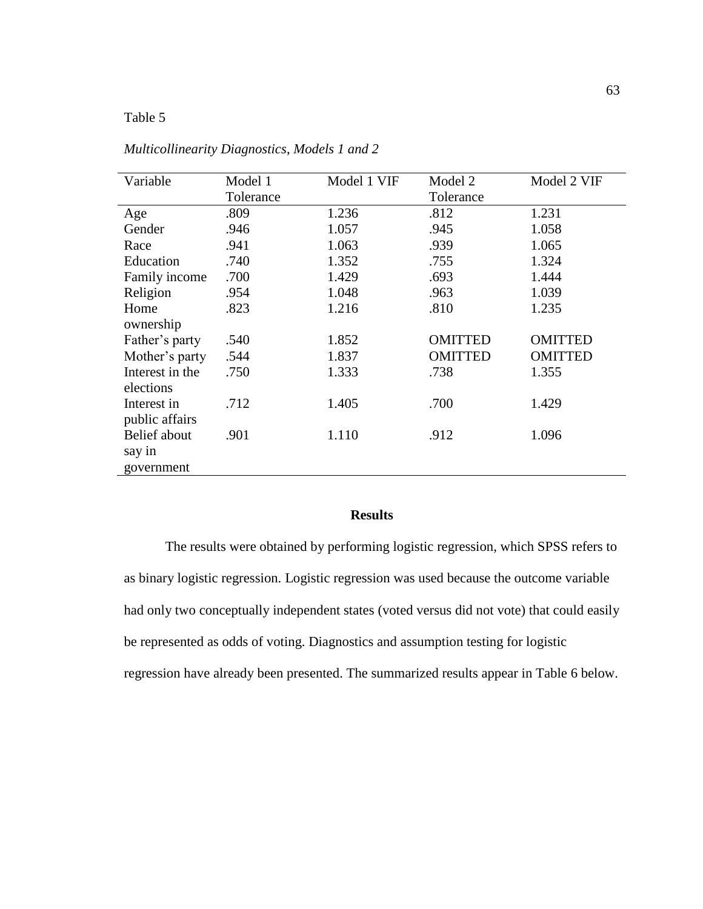Table 5

*Multicollinearity Diagnostics, Models 1 and 2*

| Variable | Model 1 Tolerance | Model 1 VIF | Model 2 Tolerance | Model 2 VIF |
|---|---|---|---|---|
| Age | .809 | 1.236 | .812 | 1.231 |
| Gender | .946 | 1.057 | .945 | 1.058 |
| Race | .941 | 1.063 | .939 | 1.065 |
| Education | .740 | 1.352 | .755 | 1.324 |
| Family income | .700 | 1.429 | .693 | 1.444 |
| Religion | .954 | 1.048 | .963 | 1.039 |
| Home ownership | .823 | 1.216 | .810 | 1.235 |
| Father's party | .540 | 1.852 | OMITTED | OMITTED |
| Mother's party | .544 | 1.837 | OMITTED | OMITTED |
| Interest in the elections | .750 | 1.333 | .738 | 1.355 |
| Interest in public affairs | .712 | 1.405 | .700 | 1.429 |
| Belief about say in government | .901 | 1.110 | .912 | 1.096 |

## Results

The results were obtained by performing logistic regression, which SPSS refers to as binary logistic regression. Logistic regression was used because the outcome variable had only two conceptually independent states (voted versus did not vote) that could easily be represented as odds of voting. Diagnostics and assumption testing for logistic regression have already been presented. The summarized results appear in Table 6 below.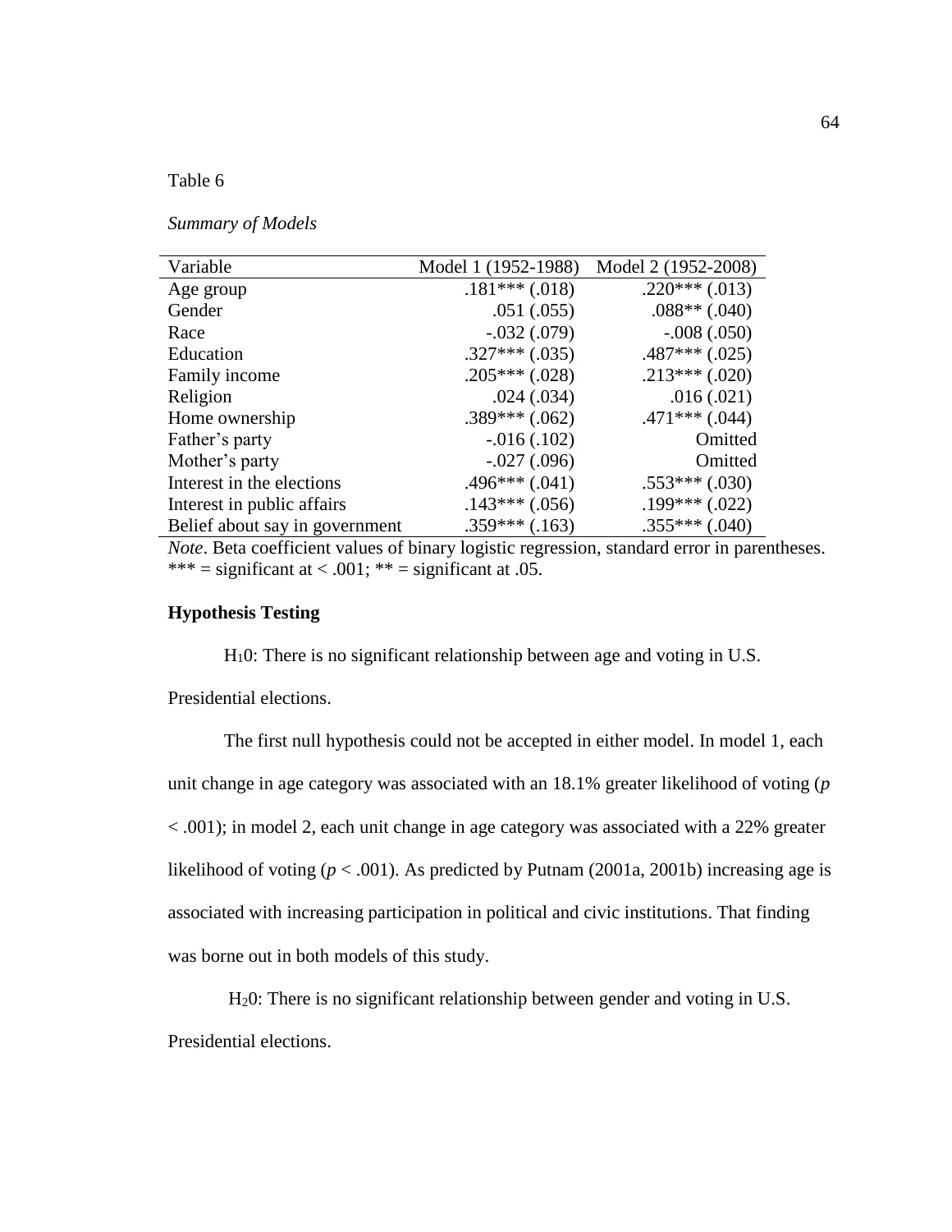Table 6

*Summary of Models*

| Variable | Model 1 (1952-1988) | Model 2 (1952-2008) |
|---|---|---|
| Age group | .181*** (.018) | .220*** (.013) |
| Gender | .051 (.055) | .088** (.040) |
| Race | -.032 (.079) | -.008 (.050) |
| Education | .327*** (.035) | .487*** (.025) |
| Family income | .205*** (.028) | .213*** (.020) |
| Religion | .024 (.034) | .016 (.021) |
| Home ownership | .389*** (.062) | .471*** (.044) |
| Father's party | -.016 (.102) | Omitted |
| Mother's party | -.027 (.096) | Omitted |
| Interest in the elections | .496*** (.041) | .553*** (.030) |
| Interest in public affairs | .143*** (.056) | .199*** (.022) |
| Belief about say in government | .359*** (.163) | .355*** (.040) |

*Note*. Beta coefficient values of binary logistic regression, standard error in parentheses. *** = significant at < .001; ** = significant at .05.

**Hypothesis Testing**

$H_1 0$: There is no significant relationship between age and voting in U.S. Presidential elections.

The first null hypothesis could not be accepted in either model. In model 1, each unit change in age category was associated with an 18.1% greater likelihood of voting ($p < .001$); in model 2, each unit change in age category was associated with a 22% greater likelihood of voting ($p < .001$). As predicted by Putnam (2001a, 2001b) increasing age is associated with increasing participation in political and civic institutions. That finding was borne out in both models of this study.

$H_2 0$: There is no significant relationship between gender and voting in U.S. Presidential elections.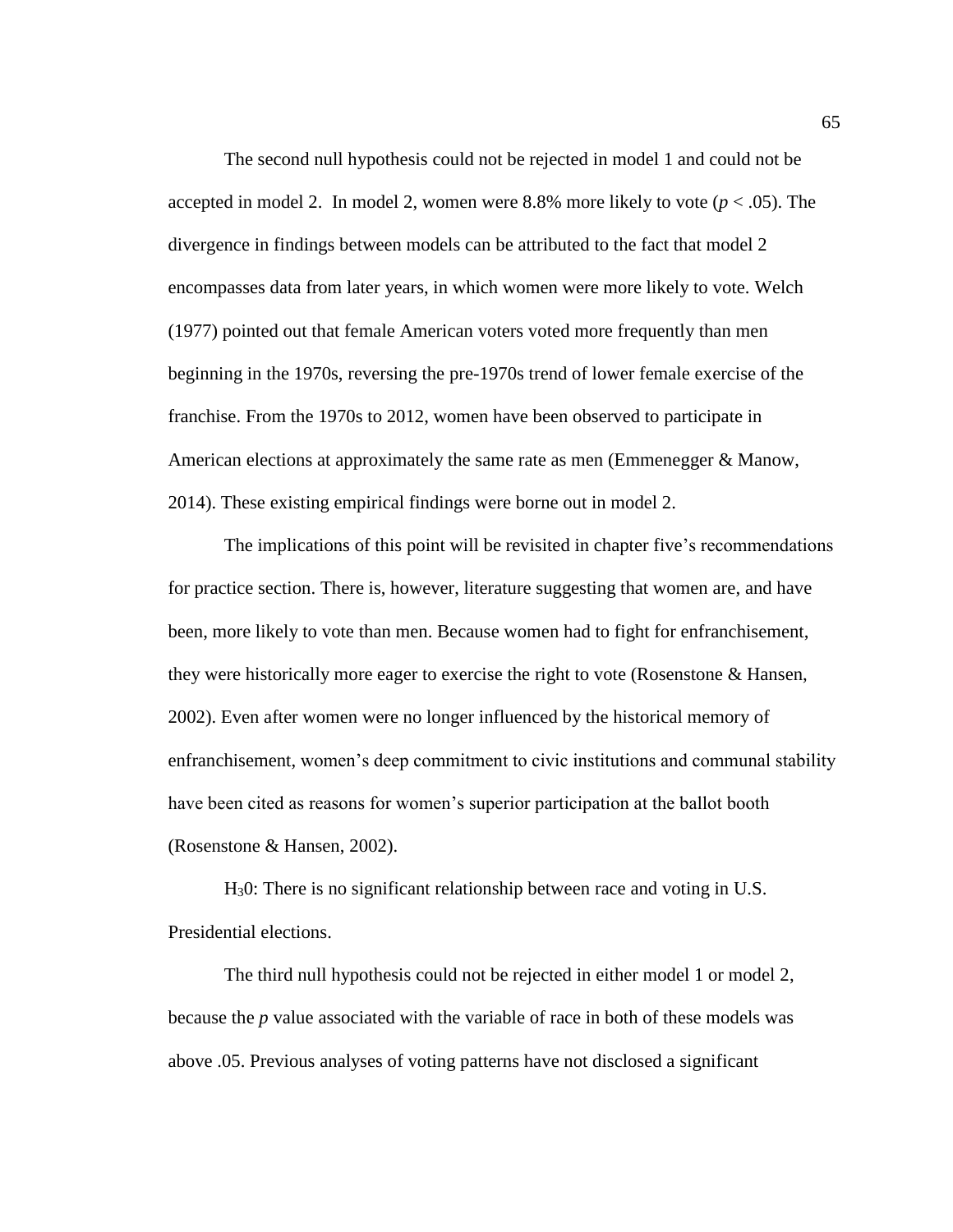The second null hypothesis could not be rejected in model 1 and could not be accepted in model 2. In model 2, women were 8.8% more likely to vote ($p < .05$). The divergence in findings between models can be attributed to the fact that model 2 encompasses data from later years, in which women were more likely to vote. Welch (1977) pointed out that female American voters voted more frequently than men beginning in the 1970s, reversing the pre-1970s trend of lower female exercise of the franchise. From the 1970s to 2012, women have been observed to participate in American elections at approximately the same rate as men (Emmenegger & Manow, 2014). These existing empirical findings were borne out in model 2.

The implications of this point will be revisited in chapter five's recommendations for practice section. There is, however, literature suggesting that women are, and have been, more likely to vote than men. Because women had to fight for enfranchisement, they were historically more eager to exercise the right to vote (Rosenstone & Hansen, 2002). Even after women were no longer influenced by the historical memory of enfranchisement, women's deep commitment to civic institutions and communal stability have been cited as reasons for women's superior participation at the ballot booth (Rosenstone & Hansen, 2002).

$H_30$: There is no significant relationship between race and voting in U.S. Presidential elections.

The third null hypothesis could not be rejected in either model 1 or model 2, because the *p* value associated with the variable of race in both of these models was above .05. Previous analyses of voting patterns have not disclosed a significant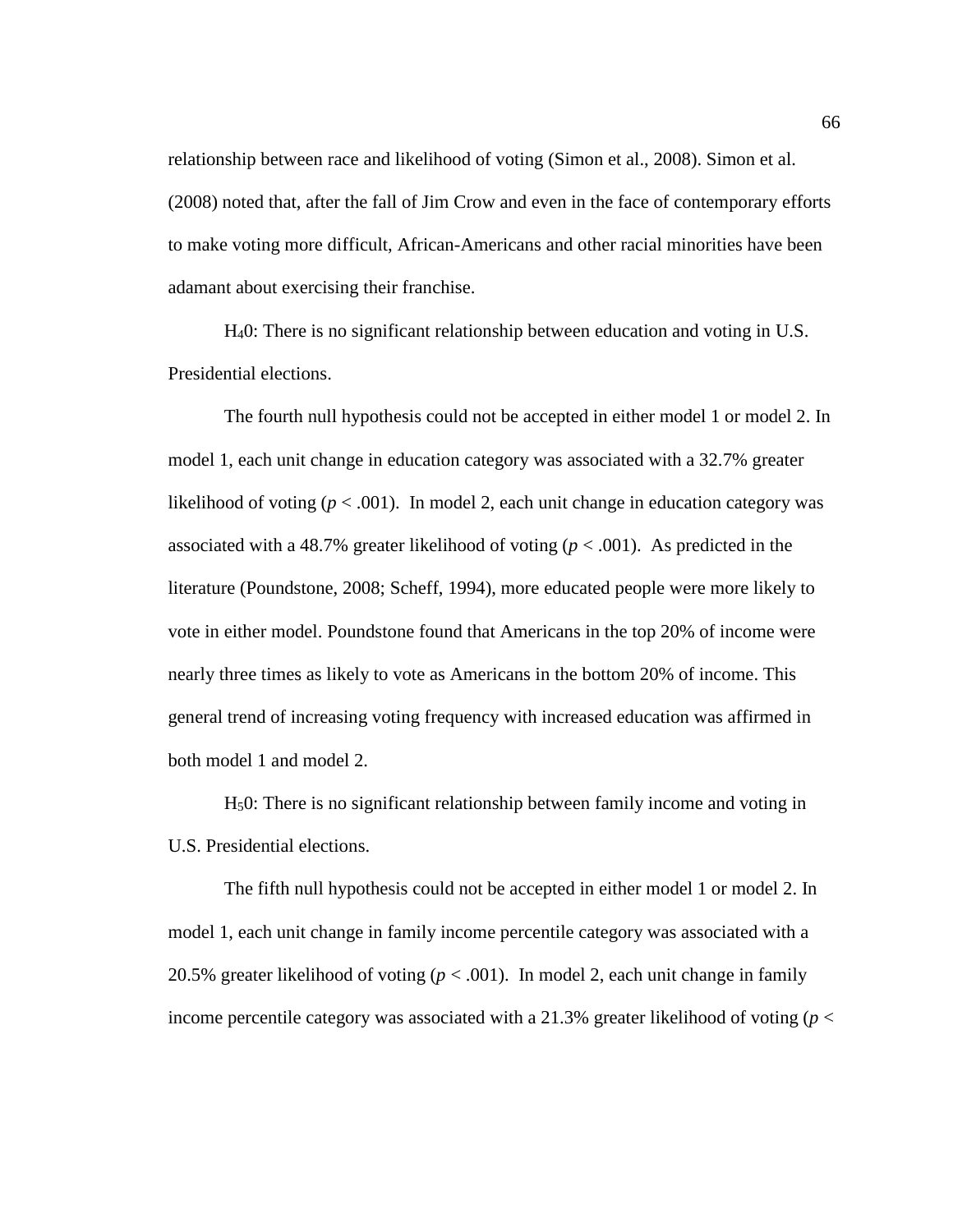relationship between race and likelihood of voting (Simon et al., 2008). Simon et al. (2008) noted that, after the fall of Jim Crow and even in the face of contemporary efforts to make voting more difficult, African-Americans and other racial minorities have been adamant about exercising their franchise.

$H_4 0$: There is no significant relationship between education and voting in U.S. Presidential elections.

The fourth null hypothesis could not be accepted in either model 1 or model 2. In model 1, each unit change in education category was associated with a 32.7% greater likelihood of voting ($p < .001$). In model 2, each unit change in education category was associated with a 48.7% greater likelihood of voting ($p < .001$). As predicted in the literature (Poundstone, 2008; Scheff, 1994), more educated people were more likely to vote in either model. Poundstone found that Americans in the top 20% of income were nearly three times as likely to vote as Americans in the bottom 20% of income. This general trend of increasing voting frequency with increased education was affirmed in both model 1 and model 2.

$H_5 0$: There is no significant relationship between family income and voting in U.S. Presidential elections.

The fifth null hypothesis could not be accepted in either model 1 or model 2. In model 1, each unit change in family income percentile category was associated with a 20.5% greater likelihood of voting ($p < .001$). In model 2, each unit change in family income percentile category was associated with a 21.3% greater likelihood of voting ($p <$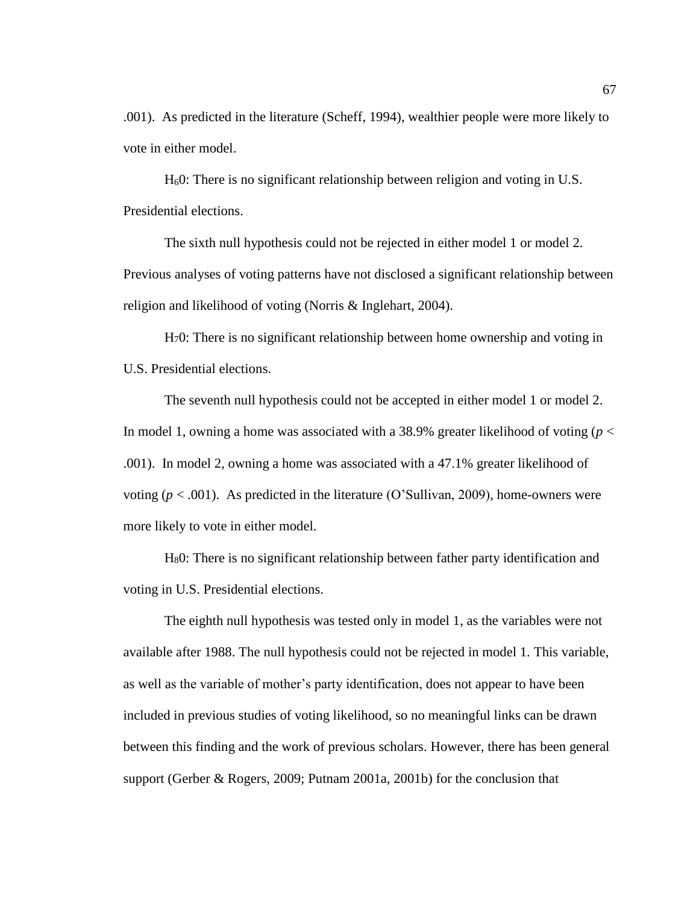.001). As predicted in the literature (Scheff, 1994), wealthier people were more likely to vote in either model.

$H_6 0$: There is no significant relationship between religion and voting in U.S. Presidential elections.

The sixth null hypothesis could not be rejected in either model 1 or model 2. Previous analyses of voting patterns have not disclosed a significant relationship between religion and likelihood of voting (Norris & Inglehart, 2004).

$H_7 0$: There is no significant relationship between home ownership and voting in U.S. Presidential elections.

The seventh null hypothesis could not be accepted in either model 1 or model 2. In model 1, owning a home was associated with a 38.9% greater likelihood of voting ($p < .001$). In model 2, owning a home was associated with a 47.1% greater likelihood of voting ($p < .001$). As predicted in the literature (O'Sullivan, 2009), home-owners were more likely to vote in either model.

$H_8 0$: There is no significant relationship between father party identification and voting in U.S. Presidential elections.

The eighth null hypothesis was tested only in model 1, as the variables were not available after 1988. The null hypothesis could not be rejected in model 1. This variable, as well as the variable of mother's party identification, does not appear to have been included in previous studies of voting likelihood, so no meaningful links can be drawn between this finding and the work of previous scholars. However, there has been general support (Gerber & Rogers, 2009; Putnam 2001a, 2001b) for the conclusion that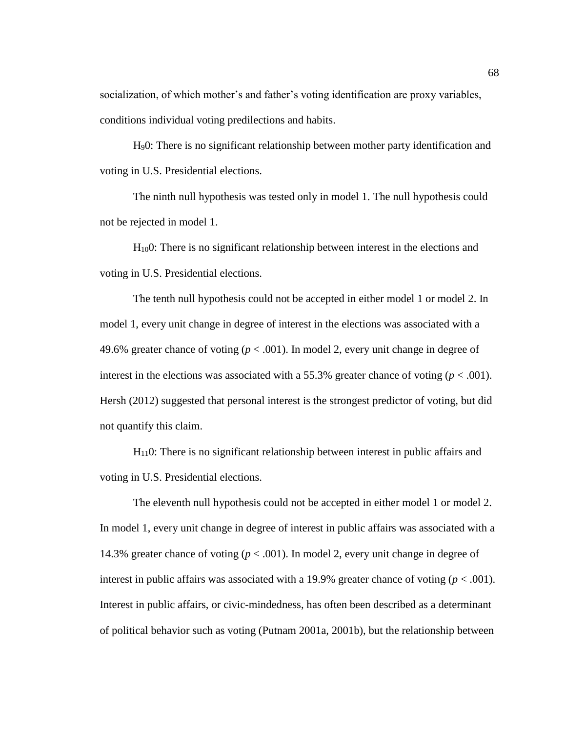socialization, of which mother's and father's voting identification are proxy variables, conditions individual voting predilections and habits.

$H_9$0: There is no significant relationship between mother party identification and voting in U.S. Presidential elections.

The ninth null hypothesis was tested only in model 1. The null hypothesis could not be rejected in model 1.

$H_{10}$0: There is no significant relationship between interest in the elections and voting in U.S. Presidential elections.

The tenth null hypothesis could not be accepted in either model 1 or model 2. In model 1, every unit change in degree of interest in the elections was associated with a 49.6% greater chance of voting ($p < .001$). In model 2, every unit change in degree of interest in the elections was associated with a 55.3% greater chance of voting ($p < .001$). Hersh (2012) suggested that personal interest is the strongest predictor of voting, but did not quantify this claim.

$H_{11}$0: There is no significant relationship between interest in public affairs and voting in U.S. Presidential elections.

The eleventh null hypothesis could not be accepted in either model 1 or model 2. In model 1, every unit change in degree of interest in public affairs was associated with a 14.3% greater chance of voting ($p < .001$). In model 2, every unit change in degree of interest in public affairs was associated with a 19.9% greater chance of voting ($p < .001$). Interest in public affairs, or civic-mindedness, has often been described as a determinant of political behavior such as voting (Putnam 2001a, 2001b), but the relationship between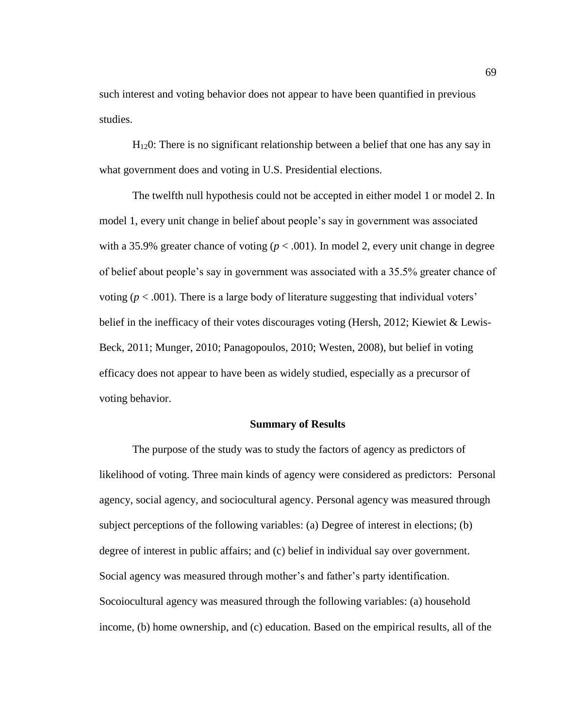such interest and voting behavior does not appear to have been quantified in previous studies.

$H_{12}0$: There is no significant relationship between a belief that one has any say in what government does and voting in U.S. Presidential elections.

The twelfth null hypothesis could not be accepted in either model 1 or model 2. In model 1, every unit change in belief about people's say in government was associated with a 35.9% greater chance of voting ($p < .001$). In model 2, every unit change in degree of belief about people's say in government was associated with a 35.5% greater chance of voting ($p < .001$). There is a large body of literature suggesting that individual voters' belief in the inefficacy of their votes discourages voting (Hersh, 2012; Kiewiet & Lewis-Beck, 2011; Munger, 2010; Panagopoulos, 2010; Westen, 2008), but belief in voting efficacy does not appear to have been as widely studied, especially as a precursor of voting behavior.

## Summary of Results

The purpose of the study was to study the factors of agency as predictors of likelihood of voting. Three main kinds of agency were considered as predictors: Personal agency, social agency, and sociocultural agency. Personal agency was measured through subject perceptions of the following variables: (a) Degree of interest in elections; (b) degree of interest in public affairs; and (c) belief in individual say over government. Social agency was measured through mother's and father's party identification. Socoiocultural agency was measured through the following variables: (a) household income, (b) home ownership, and (c) education. Based on the empirical results, all of the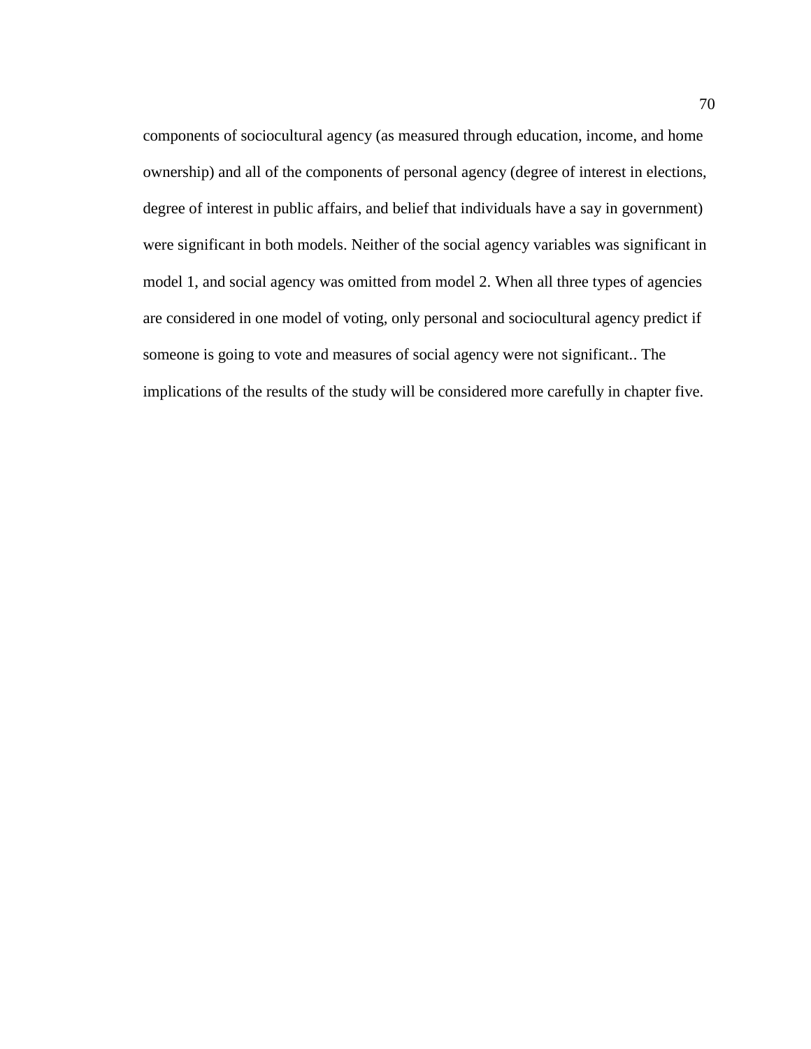components of sociocultural agency (as measured through education, income, and home ownership) and all of the components of personal agency (degree of interest in elections, degree of interest in public affairs, and belief that individuals have a say in government) were significant in both models. Neither of the social agency variables was significant in model 1, and social agency was omitted from model 2. When all three types of agencies are considered in one model of voting, only personal and sociocultural agency predict if someone is going to vote and measures of social agency were not significant.. The implications of the results of the study will be considered more carefully in chapter five.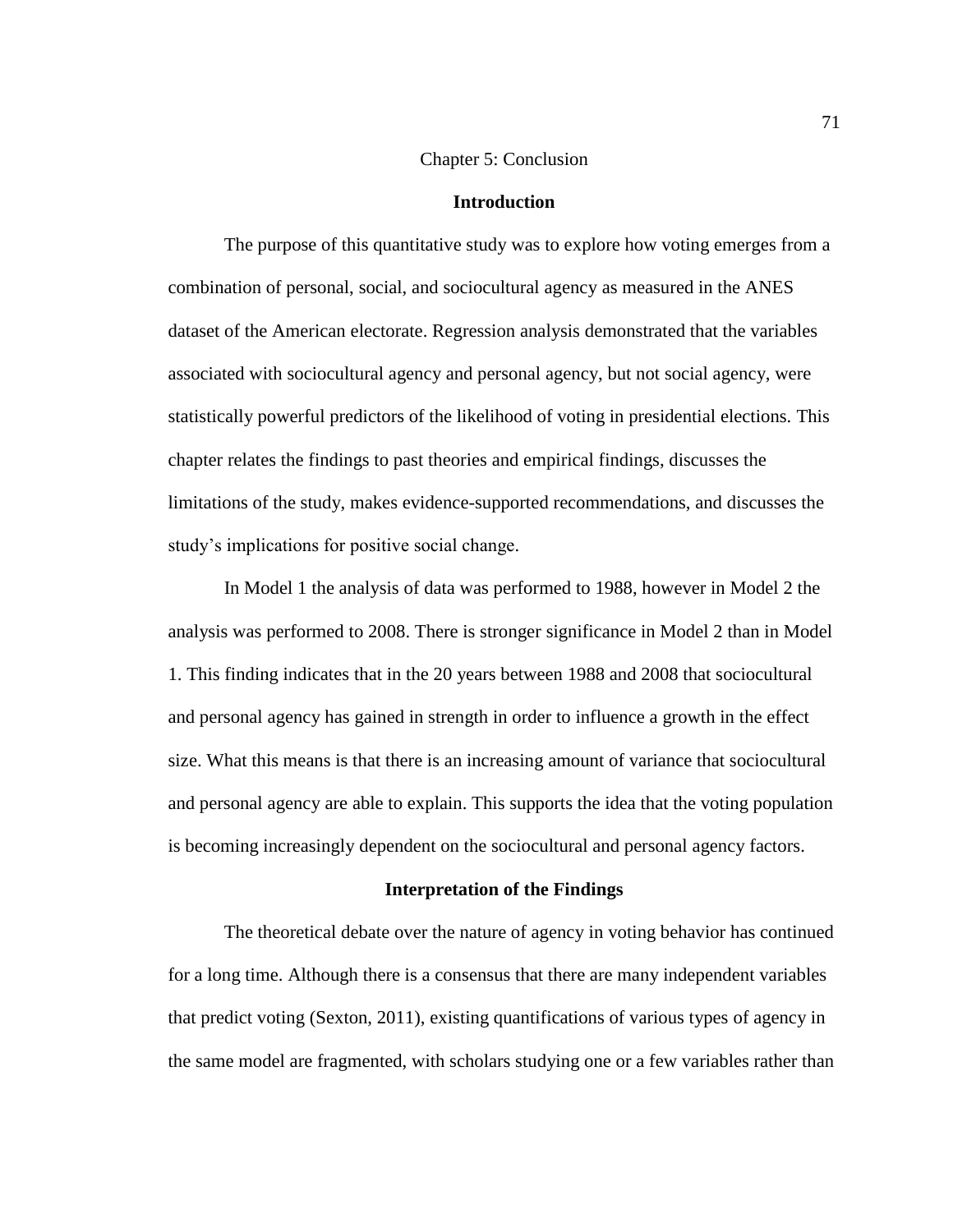# Chapter 5: Conclusion

## Introduction

The purpose of this quantitative study was to explore how voting emerges from a combination of personal, social, and sociocultural agency as measured in the ANES dataset of the American electorate. Regression analysis demonstrated that the variables associated with sociocultural agency and personal agency, but not social agency, were statistically powerful predictors of the likelihood of voting in presidential elections. This chapter relates the findings to past theories and empirical findings, discusses the limitations of the study, makes evidence-supported recommendations, and discusses the study's implications for positive social change.

In Model 1 the analysis of data was performed to 1988, however in Model 2 the analysis was performed to 2008. There is stronger significance in Model 2 than in Model 1. This finding indicates that in the 20 years between 1988 and 2008 that sociocultural and personal agency has gained in strength in order to influence a growth in the effect size. What this means is that there is an increasing amount of variance that sociocultural and personal agency are able to explain. This supports the idea that the voting population is becoming increasingly dependent on the sociocultural and personal agency factors.

## Interpretation of the Findings

The theoretical debate over the nature of agency in voting behavior has continued for a long time. Although there is a consensus that there are many independent variables that predict voting (Sexton, 2011), existing quantifications of various types of agency in the same model are fragmented, with scholars studying one or a few variables rather than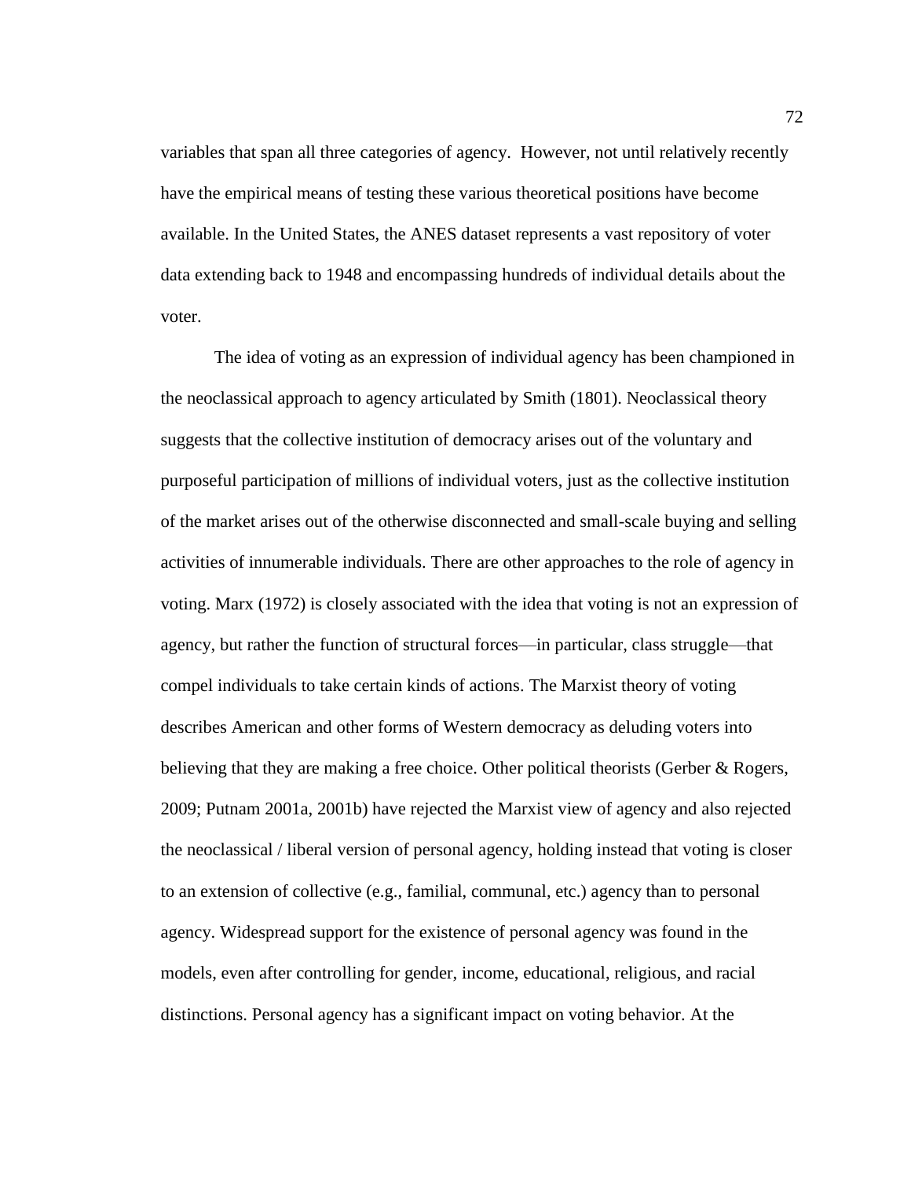variables that span all three categories of agency. However, not until relatively recently have the empirical means of testing these various theoretical positions have become available. In the United States, the ANES dataset represents a vast repository of voter data extending back to 1948 and encompassing hundreds of individual details about the voter.

The idea of voting as an expression of individual agency has been championed in the neoclassical approach to agency articulated by Smith (1801). Neoclassical theory suggests that the collective institution of democracy arises out of the voluntary and purposeful participation of millions of individual voters, just as the collective institution of the market arises out of the otherwise disconnected and small-scale buying and selling activities of innumerable individuals. There are other approaches to the role of agency in voting. Marx (1972) is closely associated with the idea that voting is not an expression of agency, but rather the function of structural forces—in particular, class struggle—that compel individuals to take certain kinds of actions. The Marxist theory of voting describes American and other forms of Western democracy as deluding voters into believing that they are making a free choice. Other political theorists (Gerber & Rogers, 2009; Putnam 2001a, 2001b) have rejected the Marxist view of agency and also rejected the neoclassical / liberal version of personal agency, holding instead that voting is closer to an extension of collective (e.g., familial, communal, etc.) agency than to personal agency. Widespread support for the existence of personal agency was found in the models, even after controlling for gender, income, educational, religious, and racial distinctions. Personal agency has a significant impact on voting behavior. At the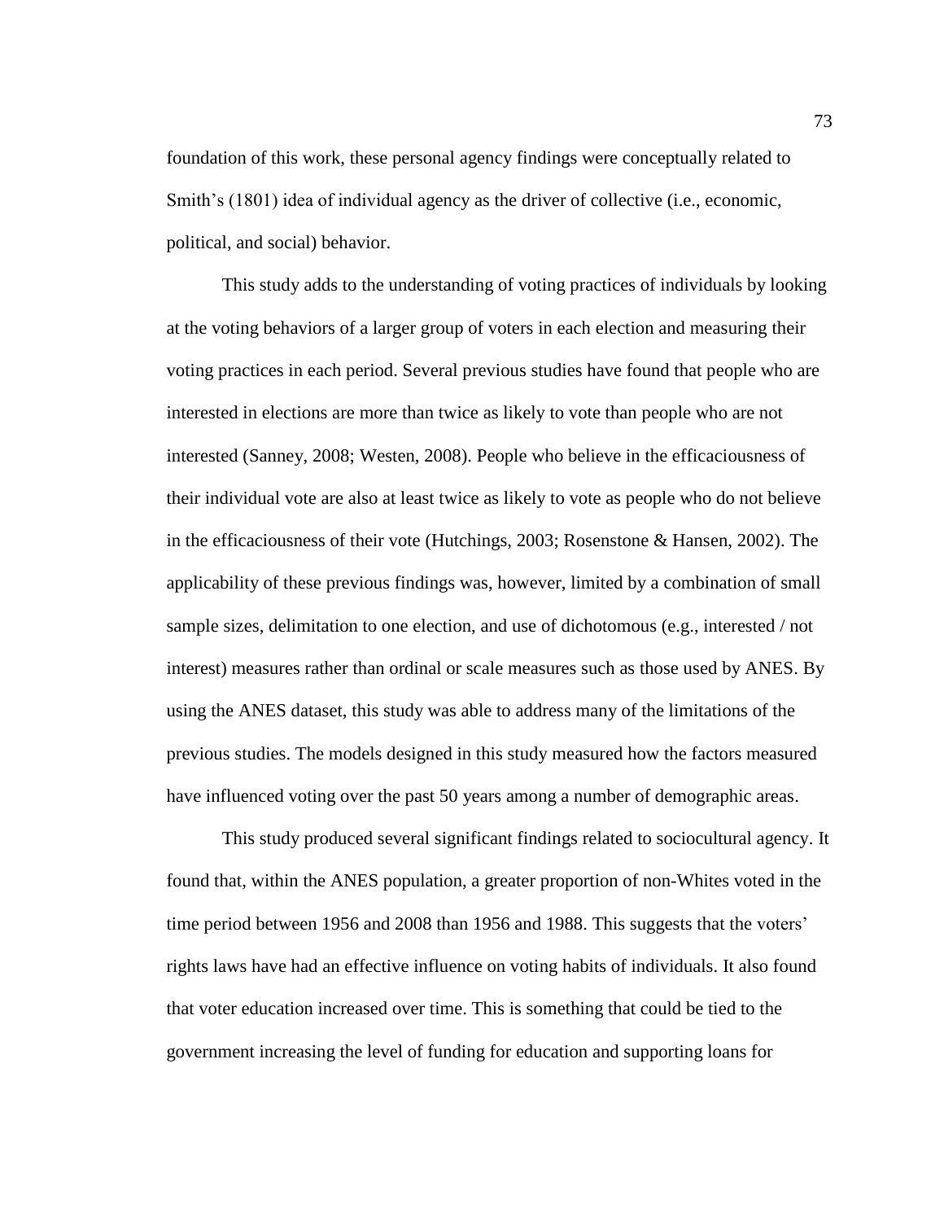foundation of this work, these personal agency findings were conceptually related to Smith's (1801) idea of individual agency as the driver of collective (i.e., economic, political, and social) behavior.

This study adds to the understanding of voting practices of individuals by looking at the voting behaviors of a larger group of voters in each election and measuring their voting practices in each period. Several previous studies have found that people who are interested in elections are more than twice as likely to vote than people who are not interested (Sanney, 2008; Westen, 2008). People who believe in the efficaciousness of their individual vote are also at least twice as likely to vote as people who do not believe in the efficaciousness of their vote (Hutchings, 2003; Rosenstone & Hansen, 2002). The applicability of these previous findings was, however, limited by a combination of small sample sizes, delimitation to one election, and use of dichotomous (e.g., interested / not interest) measures rather than ordinal or scale measures such as those used by ANES. By using the ANES dataset, this study was able to address many of the limitations of the previous studies. The models designed in this study measured how the factors measured have influenced voting over the past 50 years among a number of demographic areas.

This study produced several significant findings related to sociocultural agency. It found that, within the ANES population, a greater proportion of non-Whites voted in the time period between 1956 and 2008 than 1956 and 1988. This suggests that the voters' rights laws have had an effective influence on voting habits of individuals. It also found that voter education increased over time. This is something that could be tied to the government increasing the level of funding for education and supporting loans for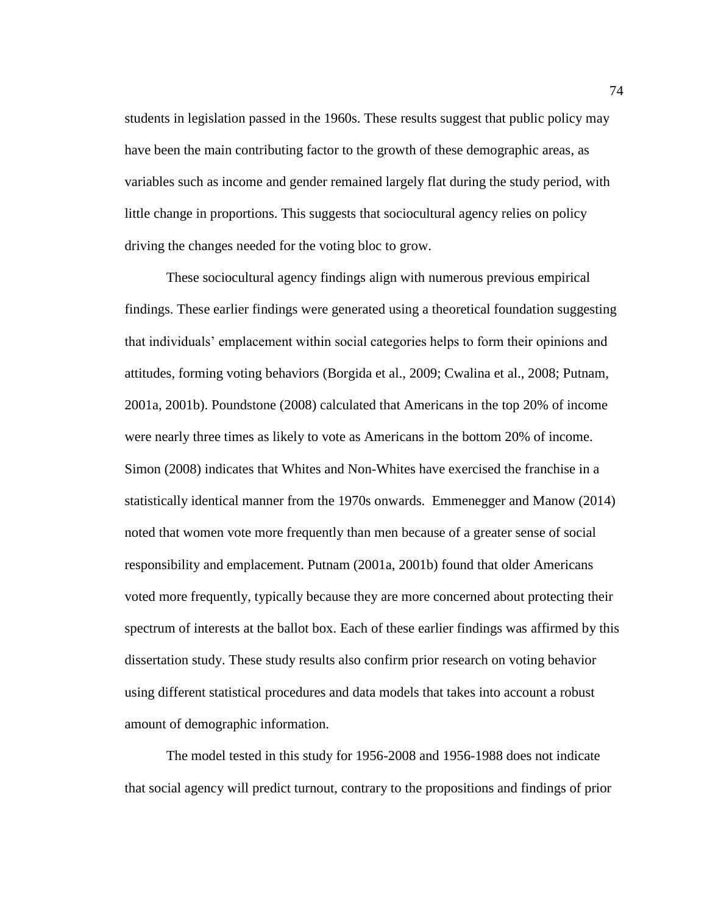students in legislation passed in the 1960s. These results suggest that public policy may have been the main contributing factor to the growth of these demographic areas, as variables such as income and gender remained largely flat during the study period, with little change in proportions. This suggests that sociocultural agency relies on policy driving the changes needed for the voting bloc to grow.

These sociocultural agency findings align with numerous previous empirical findings. These earlier findings were generated using a theoretical foundation suggesting that individuals' emplacement within social categories helps to form their opinions and attitudes, forming voting behaviors (Borgida et al., 2009; Cwalina et al., 2008; Putnam, 2001a, 2001b). Poundstone (2008) calculated that Americans in the top 20% of income were nearly three times as likely to vote as Americans in the bottom 20% of income. Simon (2008) indicates that Whites and Non-Whites have exercised the franchise in a statistically identical manner from the 1970s onwards. Emmenegger and Manow (2014) noted that women vote more frequently than men because of a greater sense of social responsibility and emplacement. Putnam (2001a, 2001b) found that older Americans voted more frequently, typically because they are more concerned about protecting their spectrum of interests at the ballot box. Each of these earlier findings was affirmed by this dissertation study. These study results also confirm prior research on voting behavior using different statistical procedures and data models that takes into account a robust amount of demographic information.

The model tested in this study for 1956-2008 and 1956-1988 does not indicate that social agency will predict turnout, contrary to the propositions and findings of prior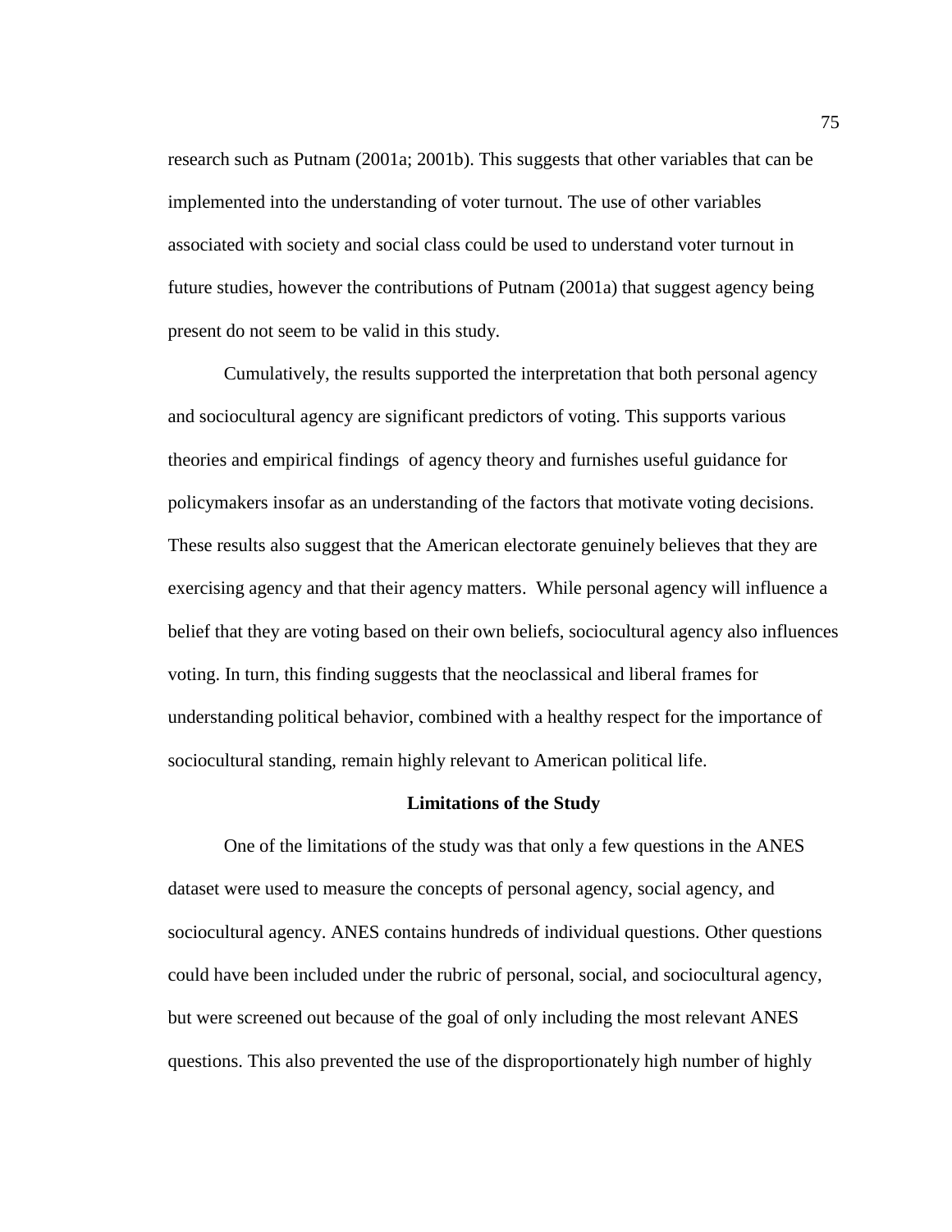research such as Putnam (2001a; 2001b). This suggests that other variables that can be implemented into the understanding of voter turnout. The use of other variables associated with society and social class could be used to understand voter turnout in future studies, however the contributions of Putnam (2001a) that suggest agency being present do not seem to be valid in this study.

Cumulatively, the results supported the interpretation that both personal agency and sociocultural agency are significant predictors of voting. This supports various theories and empirical findings of agency theory and furnishes useful guidance for policymakers insofar as an understanding of the factors that motivate voting decisions. These results also suggest that the American electorate genuinely believes that they are exercising agency and that their agency matters. While personal agency will influence a belief that they are voting based on their own beliefs, sociocultural agency also influences voting. In turn, this finding suggests that the neoclassical and liberal frames for understanding political behavior, combined with a healthy respect for the importance of sociocultural standing, remain highly relevant to American political life.

## Limitations of the Study

One of the limitations of the study was that only a few questions in the ANES dataset were used to measure the concepts of personal agency, social agency, and sociocultural agency. ANES contains hundreds of individual questions. Other questions could have been included under the rubric of personal, social, and sociocultural agency, but were screened out because of the goal of only including the most relevant ANES questions. This also prevented the use of the disproportionately high number of highly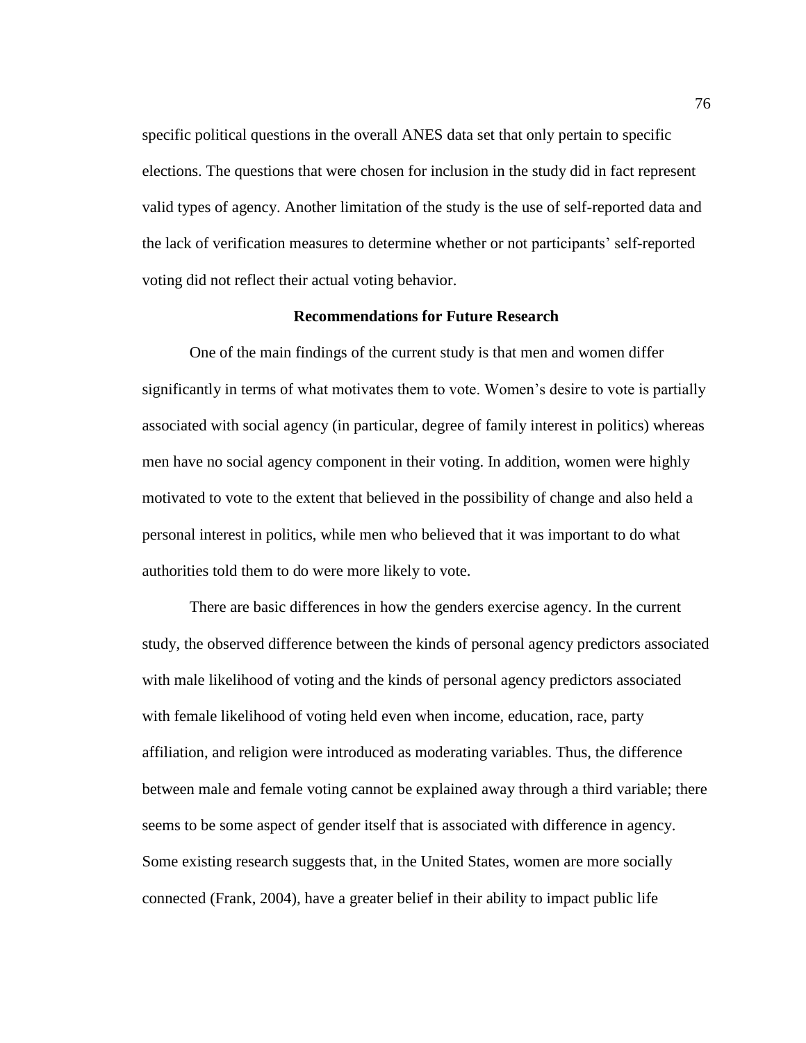specific political questions in the overall ANES data set that only pertain to specific elections. The questions that were chosen for inclusion in the study did in fact represent valid types of agency. Another limitation of the study is the use of self-reported data and the lack of verification measures to determine whether or not participants' self-reported voting did not reflect their actual voting behavior.

## Recommendations for Future Research

One of the main findings of the current study is that men and women differ significantly in terms of what motivates them to vote. Women's desire to vote is partially associated with social agency (in particular, degree of family interest in politics) whereas men have no social agency component in their voting. In addition, women were highly motivated to vote to the extent that believed in the possibility of change and also held a personal interest in politics, while men who believed that it was important to do what authorities told them to do were more likely to vote.

There are basic differences in how the genders exercise agency. In the current study, the observed difference between the kinds of personal agency predictors associated with male likelihood of voting and the kinds of personal agency predictors associated with female likelihood of voting held even when income, education, race, party affiliation, and religion were introduced as moderating variables. Thus, the difference between male and female voting cannot be explained away through a third variable; there seems to be some aspect of gender itself that is associated with difference in agency. Some existing research suggests that, in the United States, women are more socially connected (Frank, 2004), have a greater belief in their ability to impact public life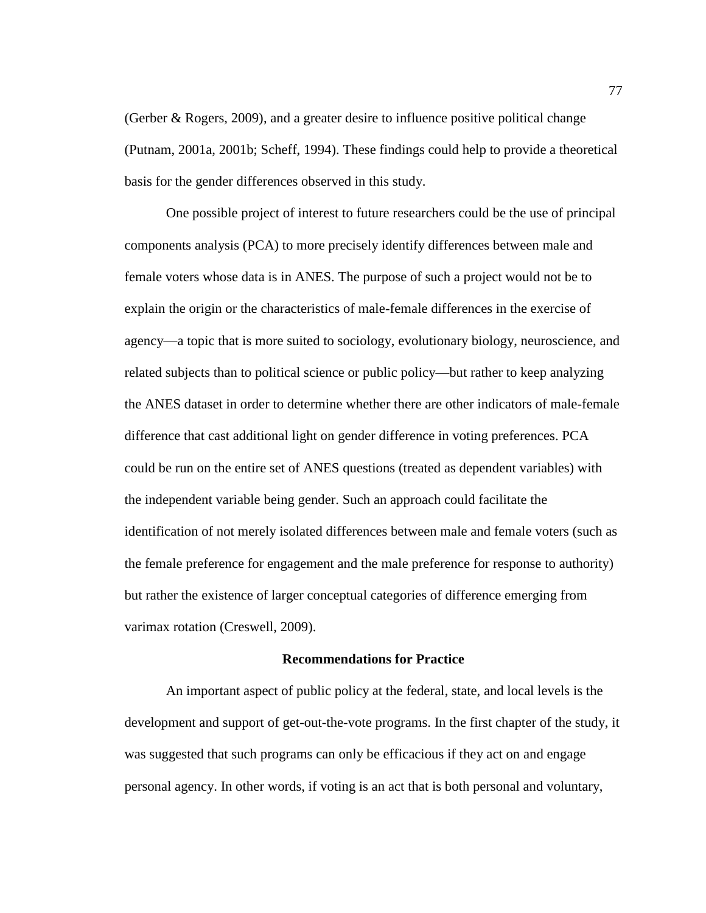(Gerber & Rogers, 2009), and a greater desire to influence positive political change (Putnam, 2001a, 2001b; Scheff, 1994). These findings could help to provide a theoretical basis for the gender differences observed in this study.

One possible project of interest to future researchers could be the use of principal components analysis (PCA) to more precisely identify differences between male and female voters whose data is in ANES. The purpose of such a project would not be to explain the origin or the characteristics of male-female differences in the exercise of agency—a topic that is more suited to sociology, evolutionary biology, neuroscience, and related subjects than to political science or public policy—but rather to keep analyzing the ANES dataset in order to determine whether there are other indicators of male-female difference that cast additional light on gender difference in voting preferences. PCA could be run on the entire set of ANES questions (treated as dependent variables) with the independent variable being gender. Such an approach could facilitate the identification of not merely isolated differences between male and female voters (such as the female preference for engagement and the male preference for response to authority) but rather the existence of larger conceptual categories of difference emerging from varimax rotation (Creswell, 2009).

## Recommendations for Practice

An important aspect of public policy at the federal, state, and local levels is the development and support of get-out-the-vote programs. In the first chapter of the study, it was suggested that such programs can only be efficacious if they act on and engage personal agency. In other words, if voting is an act that is both personal and voluntary,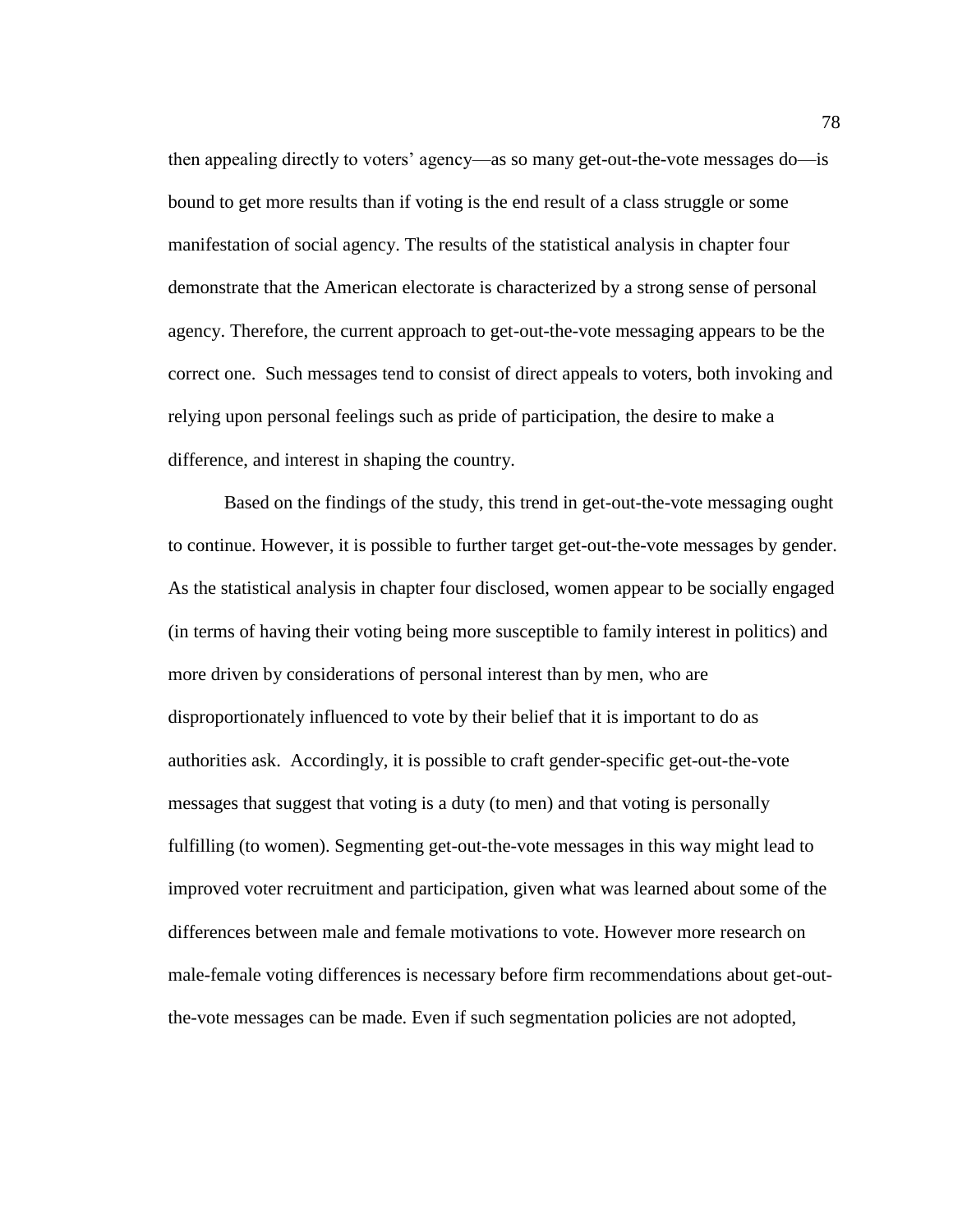then appealing directly to voters' agency—as so many get-out-the-vote messages do—is bound to get more results than if voting is the end result of a class struggle or some manifestation of social agency. The results of the statistical analysis in chapter four demonstrate that the American electorate is characterized by a strong sense of personal agency. Therefore, the current approach to get-out-the-vote messaging appears to be the correct one. Such messages tend to consist of direct appeals to voters, both invoking and relying upon personal feelings such as pride of participation, the desire to make a difference, and interest in shaping the country.

Based on the findings of the study, this trend in get-out-the-vote messaging ought to continue. However, it is possible to further target get-out-the-vote messages by gender. As the statistical analysis in chapter four disclosed, women appear to be socially engaged (in terms of having their voting being more susceptible to family interest in politics) and more driven by considerations of personal interest than by men, who are disproportionately influenced to vote by their belief that it is important to do as authorities ask. Accordingly, it is possible to craft gender-specific get-out-the-vote messages that suggest that voting is a duty (to men) and that voting is personally fulfilling (to women). Segmenting get-out-the-vote messages in this way might lead to improved voter recruitment and participation, given what was learned about some of the differences between male and female motivations to vote. However more research on male-female voting differences is necessary before firm recommendations about get-out-the-vote messages can be made. Even if such segmentation policies are not adopted,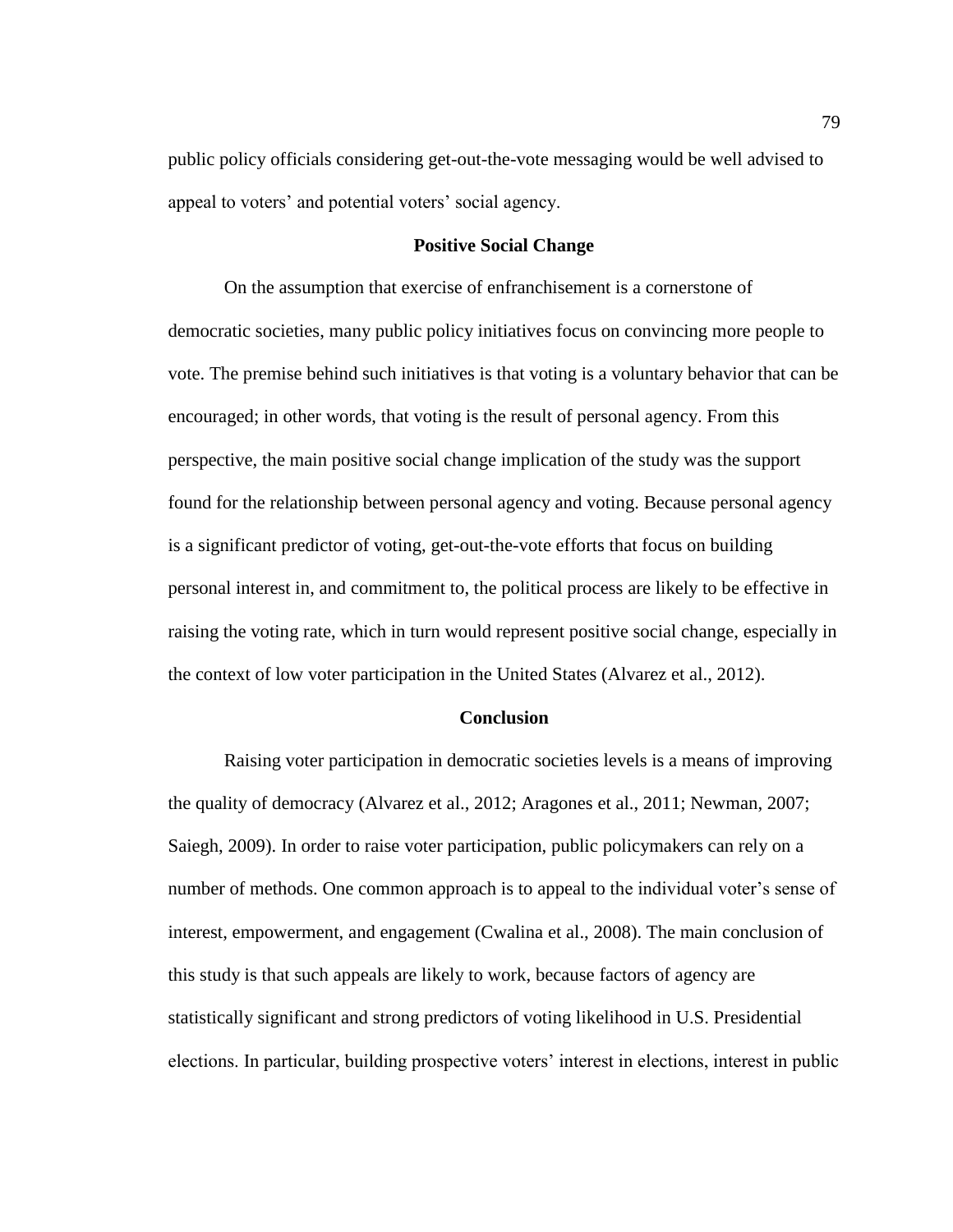public policy officials considering get-out-the-vote messaging would be well advised to appeal to voters' and potential voters' social agency.

## Positive Social Change

On the assumption that exercise of enfranchisement is a cornerstone of democratic societies, many public policy initiatives focus on convincing more people to vote. The premise behind such initiatives is that voting is a voluntary behavior that can be encouraged; in other words, that voting is the result of personal agency. From this perspective, the main positive social change implication of the study was the support found for the relationship between personal agency and voting. Because personal agency is a significant predictor of voting, get-out-the-vote efforts that focus on building personal interest in, and commitment to, the political process are likely to be effective in raising the voting rate, which in turn would represent positive social change, especially in the context of low voter participation in the United States (Alvarez et al., 2012).

## Conclusion

Raising voter participation in democratic societies levels is a means of improving the quality of democracy (Alvarez et al., 2012; Aragones et al., 2011; Newman, 2007; Saiegh, 2009). In order to raise voter participation, public policymakers can rely on a number of methods. One common approach is to appeal to the individual voter's sense of interest, empowerment, and engagement (Cwalina et al., 2008). The main conclusion of this study is that such appeals are likely to work, because factors of agency are statistically significant and strong predictors of voting likelihood in U.S. Presidential elections. In particular, building prospective voters' interest in elections, interest in public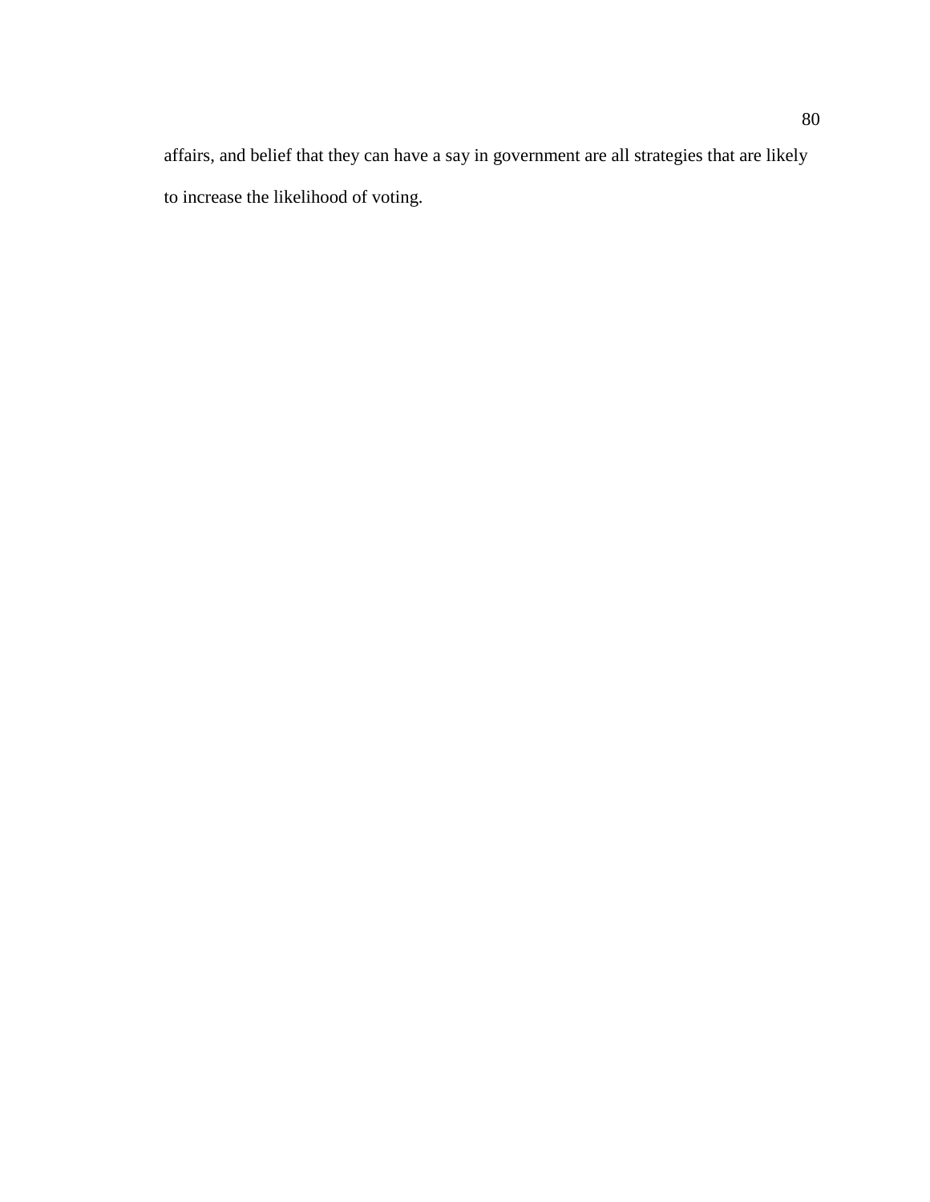affairs, and belief that they can have a say in government are all strategies that are likely to increase the likelihood of voting.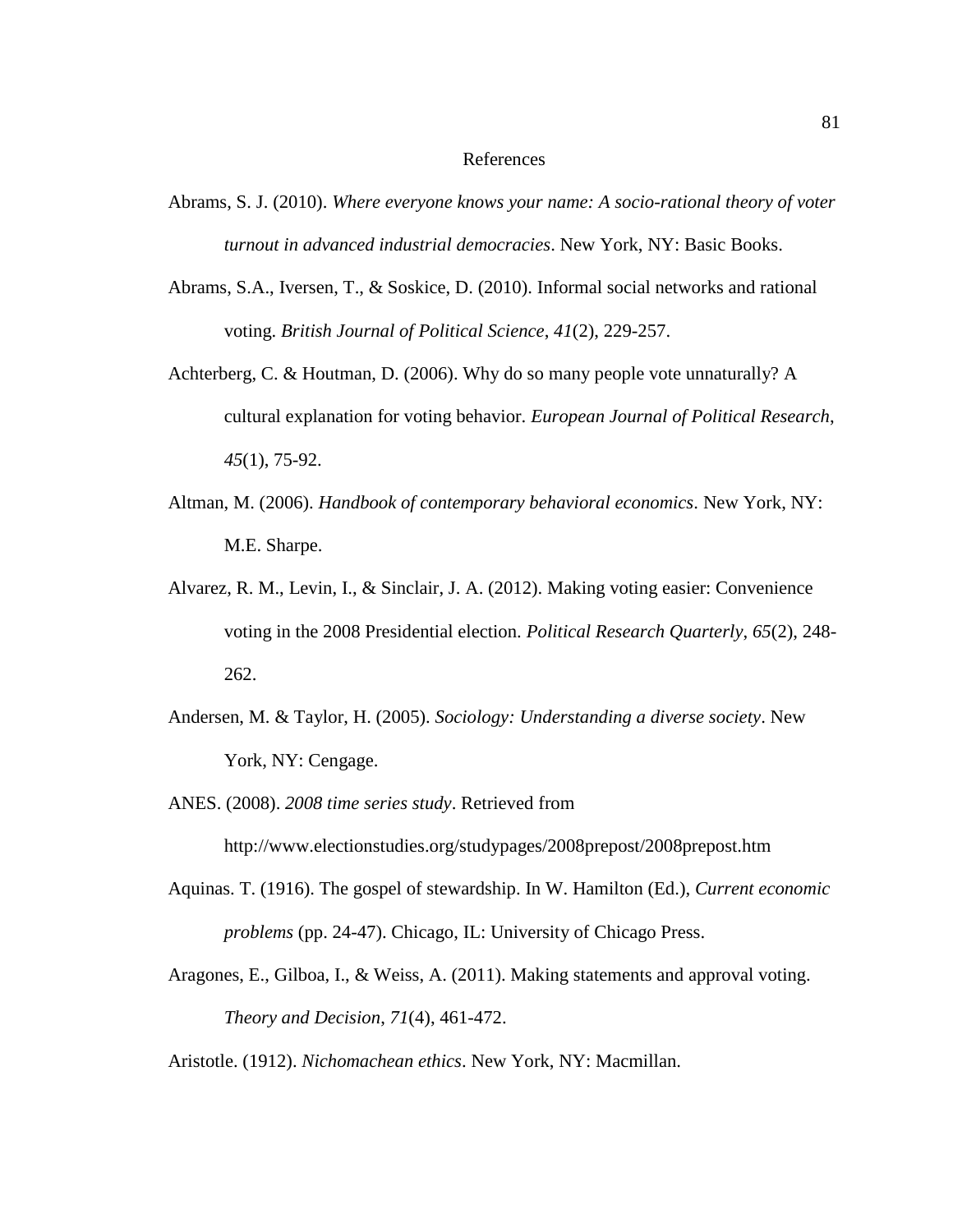# References

Abrams, S. J. (2010). *Where everyone knows your name: A socio-rational theory of voter turnout in advanced industrial democracies*. New York, NY: Basic Books.

Abrams, S.A., Iversen, T., & Soskice, D. (2010). Informal social networks and rational voting. *British Journal of Political Science*, *41*(2), 229-257.

Achterberg, C. & Houtman, D. (2006). Why do so many people vote unnaturally? A cultural explanation for voting behavior. *European Journal of Political Research*, *45*(1), 75-92.

Altman, M. (2006). *Handbook of contemporary behavioral economics*. New York, NY: M.E. Sharpe.

Alvarez, R. M., Levin, I., & Sinclair, J. A. (2012). Making voting easier: Convenience voting in the 2008 Presidential election. *Political Research Quarterly*, *65*(2), 248-262.

Andersen, M. & Taylor, H. (2005). *Sociology: Understanding a diverse society*. New York, NY: Cengage.

ANES. (2008). *2008 time series study*. Retrieved from http://www.electionstudies.org/studypages/2008prepost/2008prepost.htm

Aquinas. T. (1916). The gospel of stewardship. In W. Hamilton (Ed.), *Current economic problems* (pp. 24-47). Chicago, IL: University of Chicago Press.

Aragones, E., Gilboa, I., & Weiss, A. (2011). Making statements and approval voting. *Theory and Decision*, *71*(4), 461-472.

Aristotle. (1912). *Nichomachean ethics*. New York, NY: Macmillan.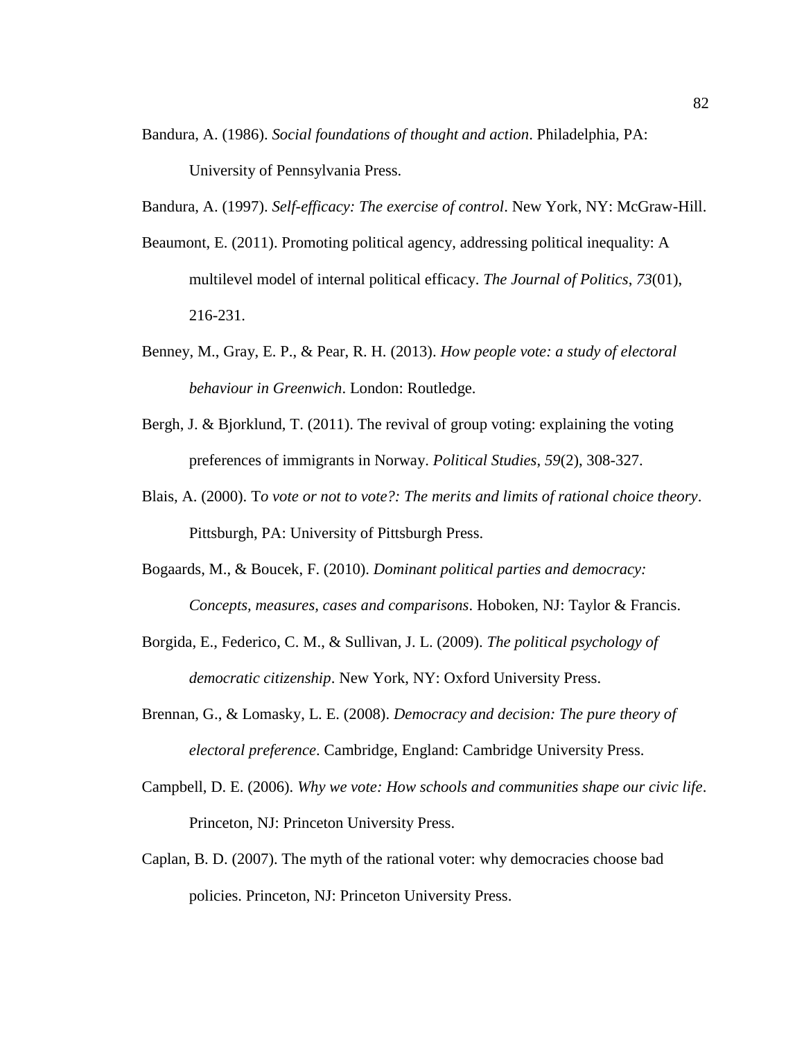Bandura, A. (1986). *Social foundations of thought and action*. Philadelphia, PA: University of Pennsylvania Press.

Bandura, A. (1997). *Self-efficacy: The exercise of control*. New York, NY: McGraw-Hill.

Beaumont, E. (2011). Promoting political agency, addressing political inequality: A multilevel model of internal political efficacy. *The Journal of Politics*, *73*(01), 216-231.

Benney, M., Gray, E. P., & Pear, R. H. (2013). *How people vote: a study of electoral behaviour in Greenwich*. London: Routledge.

Bergh, J. & Bjorklund, T. (2011). The revival of group voting: explaining the voting preferences of immigrants in Norway. *Political Studies*, *59*(2), 308-327.

Blais, A. (2000). T*o vote or not to vote?: The merits and limits of rational choice theory*. Pittsburgh, PA: University of Pittsburgh Press.

Bogaards, M., & Boucek, F. (2010). *Dominant political parties and democracy: Concepts, measures, cases and comparisons*. Hoboken, NJ: Taylor & Francis.

Borgida, E., Federico, C. M., & Sullivan, J. L. (2009). *The political psychology of democratic citizenship*. New York, NY: Oxford University Press.

Brennan, G., & Lomasky, L. E. (2008). *Democracy and decision: The pure theory of electoral preference*. Cambridge, England: Cambridge University Press.

Campbell, D. E. (2006). *Why we vote: How schools and communities shape our civic life*. Princeton, NJ: Princeton University Press.

Caplan, B. D. (2007). The myth of the rational voter: why democracies choose bad policies. Princeton, NJ: Princeton University Press.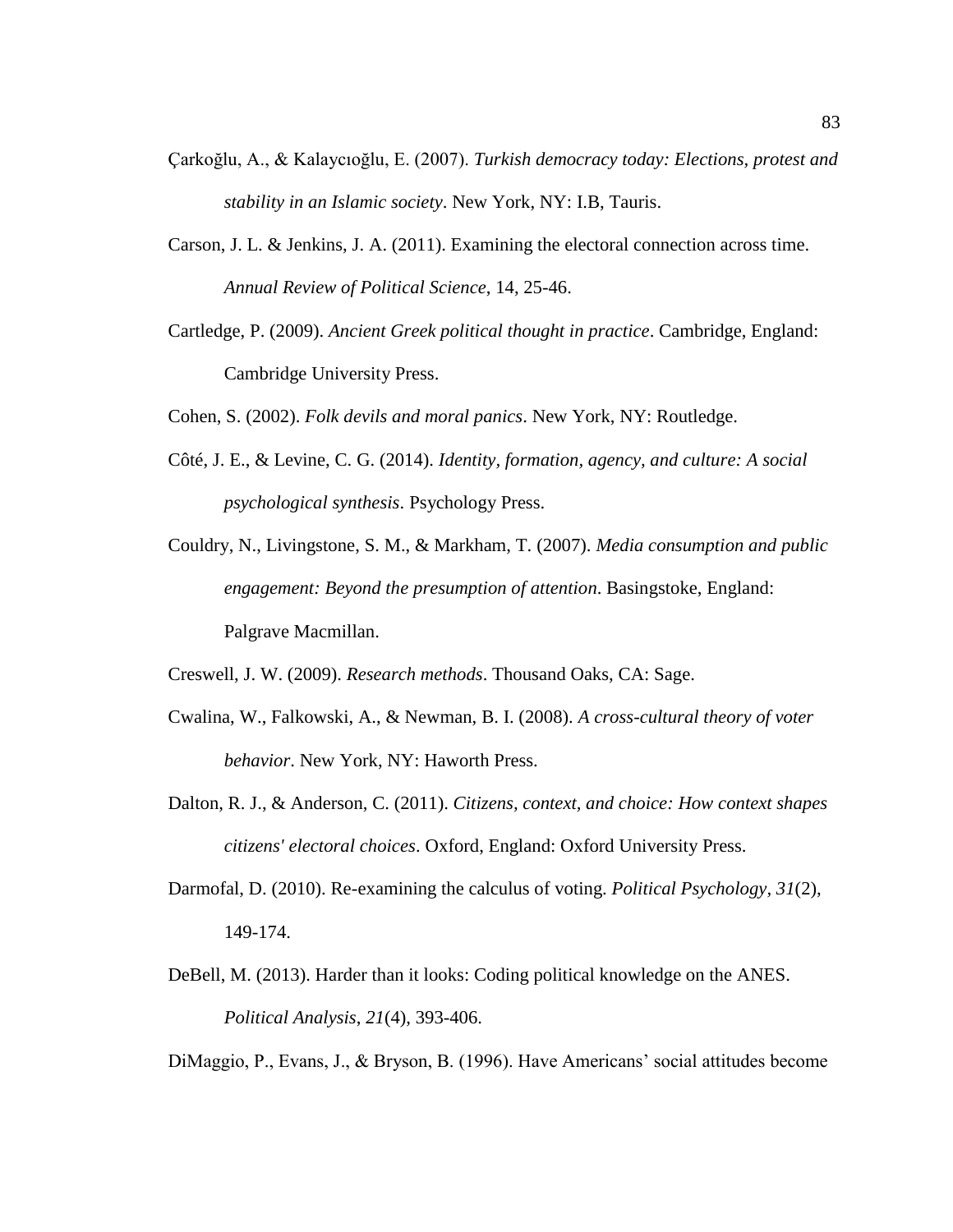Çarkoğlu, A., & Kalaycıoğlu, E. (2007). *Turkish democracy today: Elections, protest and stability in an Islamic society*. New York, NY: I.B, Tauris.

Carson, J. L. & Jenkins, J. A. (2011). Examining the electoral connection across time. *Annual Review of Political Science*, 14, 25-46.

Cartledge, P. (2009). *Ancient Greek political thought in practice*. Cambridge, England: Cambridge University Press.

Cohen, S. (2002). *Folk devils and moral panics*. New York, NY: Routledge.

Côté, J. E., & Levine, C. G. (2014). *Identity, formation, agency, and culture: A social psychological synthesis*. Psychology Press.

Couldry, N., Livingstone, S. M., & Markham, T. (2007). *Media consumption and public engagement: Beyond the presumption of attention*. Basingstoke, England: Palgrave Macmillan.

Creswell, J. W. (2009). *Research methods*. Thousand Oaks, CA: Sage.

Cwalina, W., Falkowski, A., & Newman, B. I. (2008). *A cross-cultural theory of voter behavior*. New York, NY: Haworth Press.

Dalton, R. J., & Anderson, C. (2011). *Citizens, context, and choice: How context shapes citizens' electoral choices*. Oxford, England: Oxford University Press.

Darmofal, D. (2010). Re-examining the calculus of voting. *Political Psychology, 31*(2), 149-174.

DeBell, M. (2013). Harder than it looks: Coding political knowledge on the ANES. *Political Analysis, 21*(4), 393-406.

DiMaggio, P., Evans, J., & Bryson, B. (1996). Have Americans' social attitudes become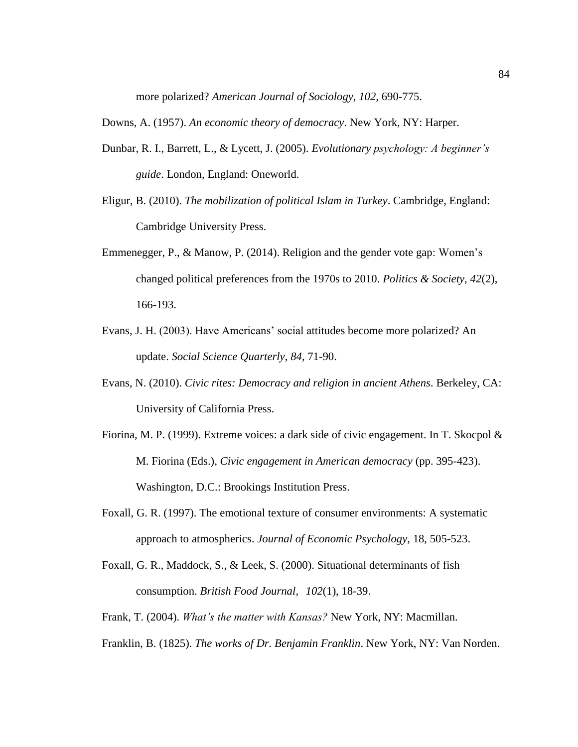more polarized? *American Journal of Sociology*, *102*, 690-775.

Downs, A. (1957). *An economic theory of democracy*. New York, NY: Harper.

Dunbar, R. I., Barrett, L., & Lycett, J. (2005). *Evolutionary psychology: A beginner's guide*. London, England: Oneworld.

Eligur, B. (2010). *The mobilization of political Islam in Turkey*. Cambridge, England: Cambridge University Press.

Emmenegger, P., & Manow, P. (2014). Religion and the gender vote gap: Women's changed political preferences from the 1970s to 2010. *Politics & Society*, *42*(2), 166-193.

Evans, J. H. (2003). Have Americans' social attitudes become more polarized? An update. *Social Science Quarterly*, *84*, 71-90.

Evans, N. (2010). *Civic rites: Democracy and religion in ancient Athens*. Berkeley, CA: University of California Press.

Fiorina, M. P. (1999). Extreme voices: a dark side of civic engagement. In T. Skocpol & M. Fiorina (Eds.), *Civic engagement in American democracy* (pp. 395-423). Washington, D.C.: Brookings Institution Press.

Foxall, G. R. (1997). The emotional texture of consumer environments: A systematic approach to atmospherics. *Journal of Economic Psychology*, 18, 505-523.

Foxall, G. R., Maddock, S., & Leek, S. (2000). Situational determinants of fish consumption. *British Food Journal*, *102*(1), 18-39.

Frank, T. (2004). *What's the matter with Kansas?* New York, NY: Macmillan.

Franklin, B. (1825). *The works of Dr. Benjamin Franklin*. New York, NY: Van Norden.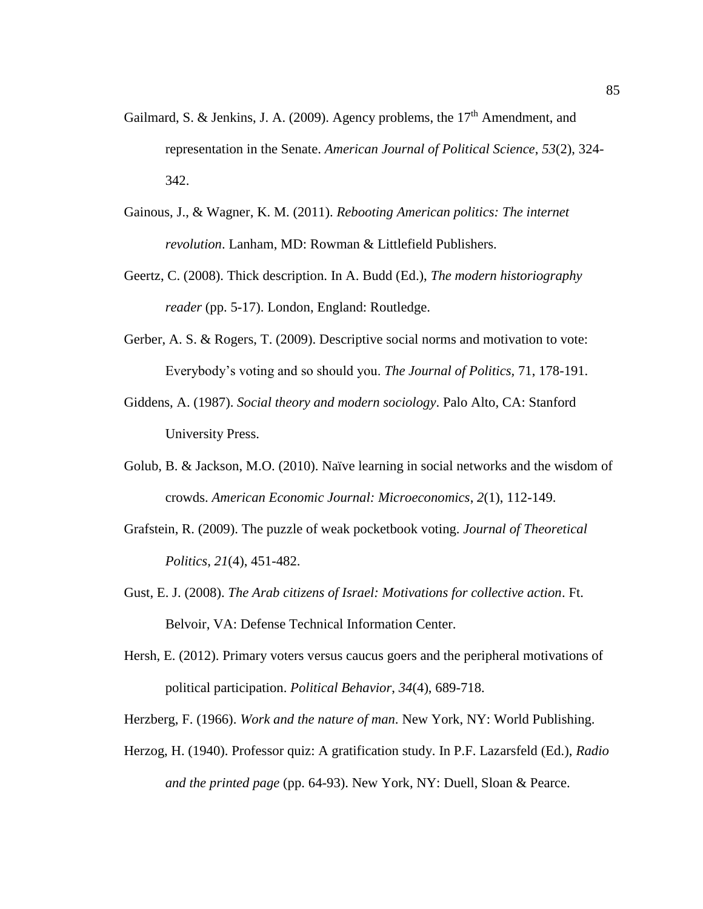Gailmard, S. & Jenkins, J. A. (2009). Agency problems, the 17th Amendment, and representation in the Senate. *American Journal of Political Science*, *53*(2), 324-342.

Gainous, J., & Wagner, K. M. (2011). *Rebooting American politics: The internet revolution*. Lanham, MD: Rowman & Littlefield Publishers.

Geertz, C. (2008). Thick description. In A. Budd (Ed.), *The modern historiography reader* (pp. 5-17). London, England: Routledge.

Gerber, A. S. & Rogers, T. (2009). Descriptive social norms and motivation to vote: Everybody's voting and so should you. *The Journal of Politics*, 71, 178-191.

Giddens, A. (1987). *Social theory and modern sociology*. Palo Alto, CA: Stanford University Press.

Golub, B. & Jackson, M.O. (2010). Naïve learning in social networks and the wisdom of crowds. *American Economic Journal: Microeconomics*, *2*(1), 112-149.

Grafstein, R. (2009). The puzzle of weak pocketbook voting. *Journal of Theoretical Politics*, *21*(4), 451-482.

Gust, E. J. (2008). *The Arab citizens of Israel: Motivations for collective action*. Ft. Belvoir, VA: Defense Technical Information Center.

Hersh, E. (2012). Primary voters versus caucus goers and the peripheral motivations of political participation. *Political Behavior*, *34*(4), 689-718.

Herzberg, F. (1966). *Work and the nature of man*. New York, NY: World Publishing.

Herzog, H. (1940). Professor quiz: A gratification study. In P.F. Lazarsfeld (Ed.), *Radio and the printed page* (pp. 64-93). New York, NY: Duell, Sloan & Pearce.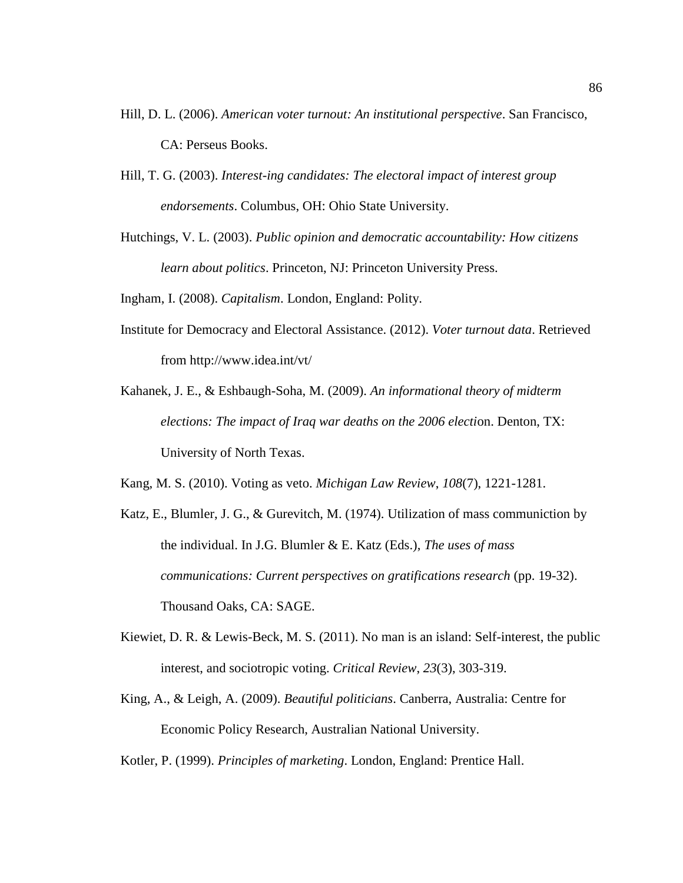Hill, D. L. (2006). *American voter turnout: An institutional perspective*. San Francisco, CA: Perseus Books.

Hill, T. G. (2003). *Interest-ing candidates: The electoral impact of interest group endorsements*. Columbus, OH: Ohio State University.

Hutchings, V. L. (2003). *Public opinion and democratic accountability: How citizens learn about politics*. Princeton, NJ: Princeton University Press.

Ingham, I. (2008). *Capitalism*. London, England: Polity.

Institute for Democracy and Electoral Assistance. (2012). *Voter turnout data*. Retrieved from http://www.idea.int/vt/

Kahanek, J. E., & Eshbaugh-Soha, M. (2009). *An informational theory of midterm elections: The impact of Iraq war deaths on the 2006 electi*on. Denton, TX: University of North Texas.

Kang, M. S. (2010). Voting as veto. *Michigan Law Review, 108*(7), 1221-1281.

Katz, E., Blumler, J. G., & Gurevitch, M. (1974). Utilization of mass communiction by the individual. In J.G. Blumler & E. Katz (Eds.), *The uses of mass communications: Current perspectives on gratifications research* (pp. 19-32). Thousand Oaks, CA: SAGE.

Kiewiet, D. R. & Lewis-Beck, M. S. (2011). No man is an island: Self-interest, the public interest, and sociotropic voting. *Critical Review*, *23*(3), 303-319.

King, A., & Leigh, A. (2009). *Beautiful politicians*. Canberra, Australia: Centre for Economic Policy Research, Australian National University.

Kotler, P. (1999). *Principles of marketing*. London, England: Prentice Hall.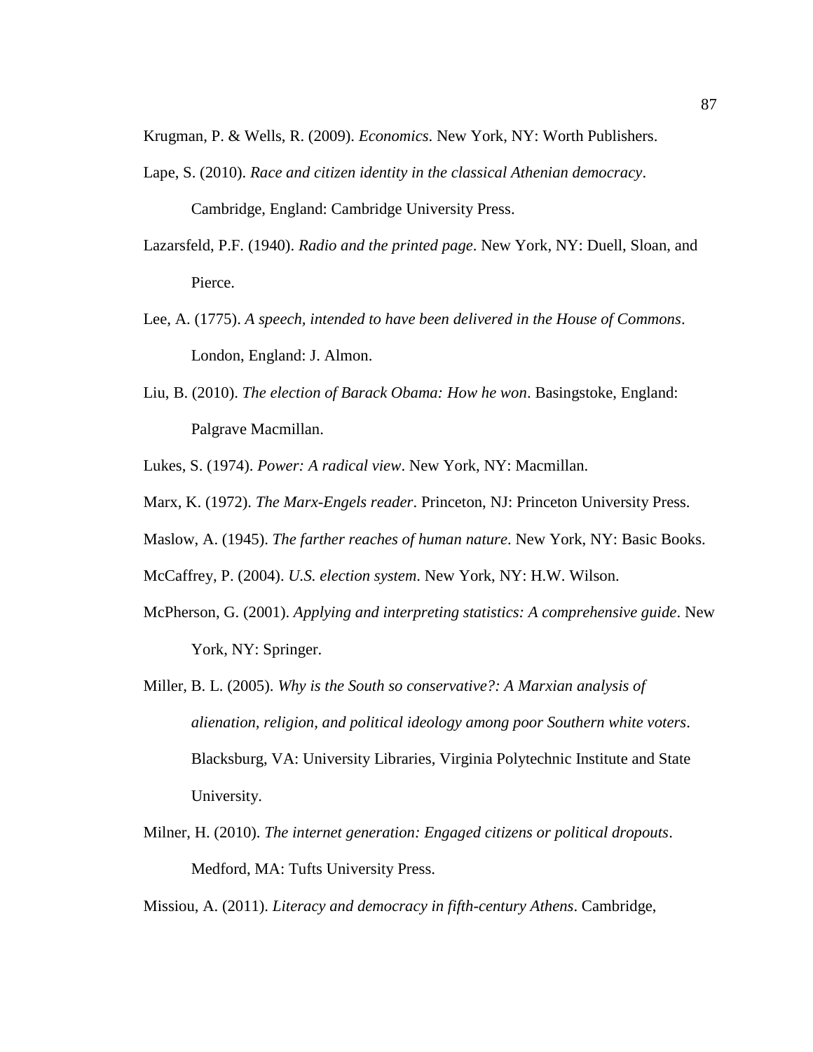Krugman, P. & Wells, R. (2009). *Economics*. New York, NY: Worth Publishers.

Lape, S. (2010). *Race and citizen identity in the classical Athenian democracy*. Cambridge, England: Cambridge University Press.

Lazarsfeld, P.F. (1940). *Radio and the printed page*. New York, NY: Duell, Sloan, and Pierce.

Lee, A. (1775). *A speech, intended to have been delivered in the House of Commons*. London, England: J. Almon.

Liu, B. (2010). *The election of Barack Obama: How he won*. Basingstoke, England: Palgrave Macmillan.

Lukes, S. (1974). *Power: A radical view*. New York, NY: Macmillan.

Marx, K. (1972). *The Marx-Engels reader*. Princeton, NJ: Princeton University Press.

Maslow, A. (1945). *The farther reaches of human nature*. New York, NY: Basic Books.

McCaffrey, P. (2004). *U.S. election system*. New York, NY: H.W. Wilson.

McPherson, G. (2001). *Applying and interpreting statistics: A comprehensive guide*. New York, NY: Springer.

Miller, B. L. (2005). *Why is the South so conservative?: A Marxian analysis of alienation, religion, and political ideology among poor Southern white voters*. Blacksburg, VA: University Libraries, Virginia Polytechnic Institute and State University.

Milner, H. (2010). *The internet generation: Engaged citizens or political dropouts*. Medford, MA: Tufts University Press.

Missiou, A. (2011). *Literacy and democracy in fifth-century Athens*. Cambridge,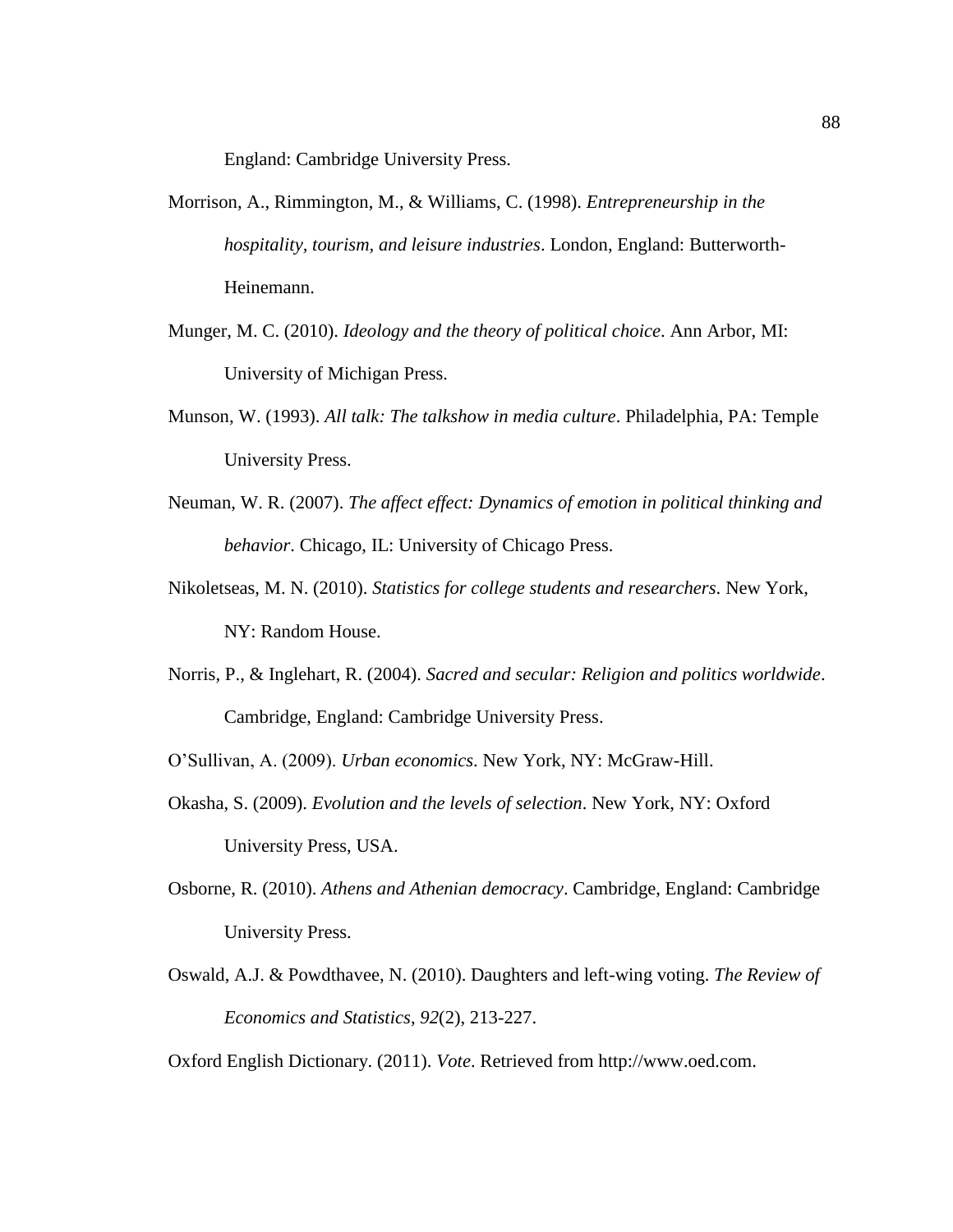England: Cambridge University Press.

Morrison, A., Rimmington, M., & Williams, C. (1998). *Entrepreneurship in the hospitality, tourism, and leisure industries*. London, England: Butterworth-Heinemann.

Munger, M. C. (2010). *Ideology and the theory of political choice*. Ann Arbor, MI: University of Michigan Press.

Munson, W. (1993). *All talk: The talkshow in media culture*. Philadelphia, PA: Temple University Press.

Neuman, W. R. (2007). *The affect effect: Dynamics of emotion in political thinking and behavior*. Chicago, IL: University of Chicago Press.

Nikoletseas, M. N. (2010). *Statistics for college students and researchers*. New York, NY: Random House.

Norris, P., & Inglehart, R. (2004). *Sacred and secular: Religion and politics worldwide*. Cambridge, England: Cambridge University Press.

O'Sullivan, A. (2009). *Urban economics*. New York, NY: McGraw-Hill.

Okasha, S. (2009). *Evolution and the levels of selection*. New York, NY: Oxford University Press, USA.

Osborne, R. (2010). *Athens and Athenian democracy*. Cambridge, England: Cambridge University Press.

Oswald, A.J. & Powdthavee, N. (2010). Daughters and left-wing voting. *The Review of Economics and Statistics*, *92*(2), 213-227.

Oxford English Dictionary. (2011). *Vote*. Retrieved from http://www.oed.com.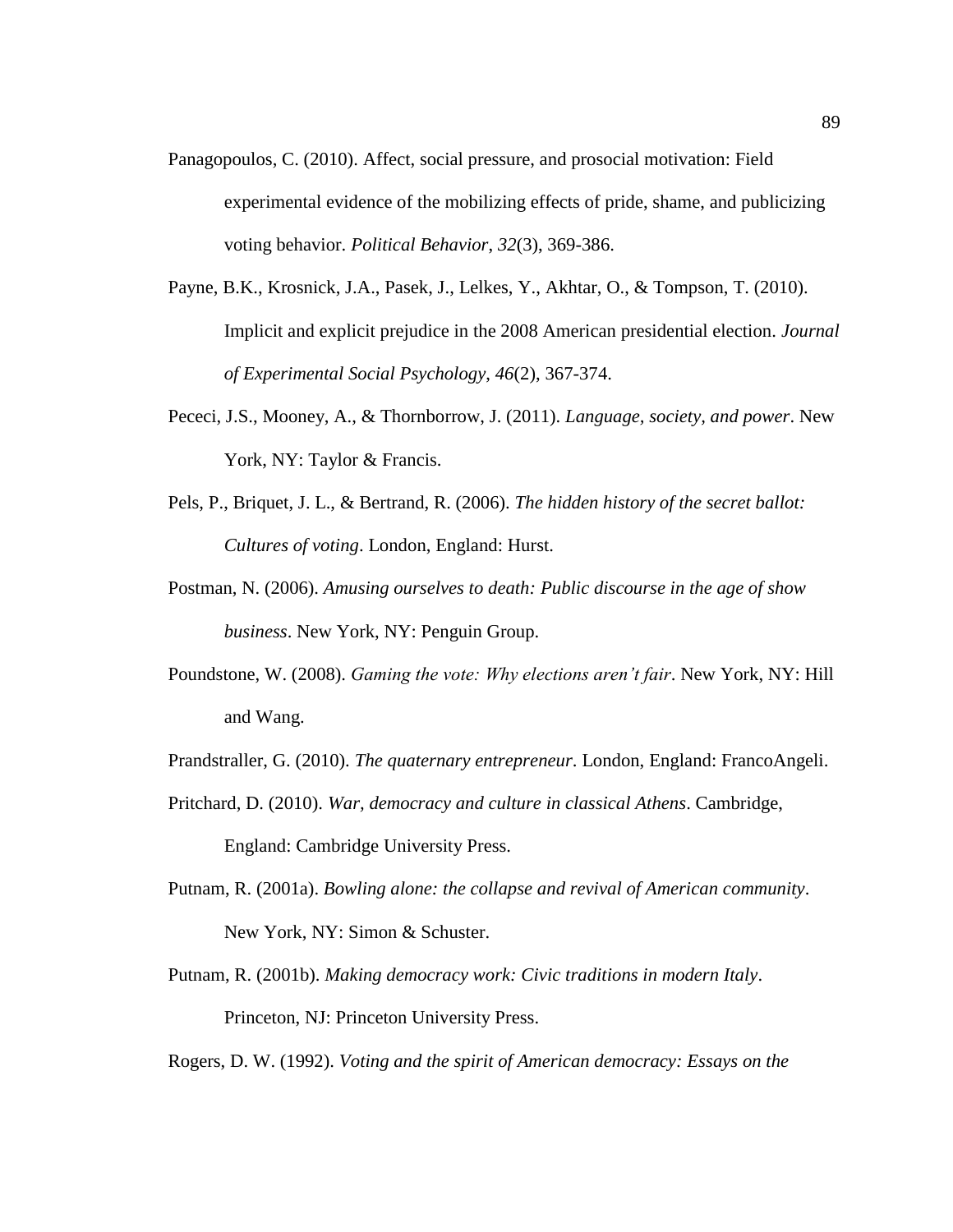Panagopoulos, C. (2010). Affect, social pressure, and prosocial motivation: Field experimental evidence of the mobilizing effects of pride, shame, and publicizing voting behavior. *Political Behavior*, *32*(3), 369-386.

Payne, B.K., Krosnick, J.A., Pasek, J., Lelkes, Y., Akhtar, O., & Tompson, T. (2010). Implicit and explicit prejudice in the 2008 American presidential election. *Journal of Experimental Social Psychology*, *46*(2), 367-374.

Pececi, J.S., Mooney, A., & Thornborrow, J. (2011). *Language, society, and power*. New York, NY: Taylor & Francis.

Pels, P., Briquet, J. L., & Bertrand, R. (2006). *The hidden history of the secret ballot: Cultures of voting*. London, England: Hurst.

Postman, N. (2006). *Amusing ourselves to death: Public discourse in the age of show business*. New York, NY: Penguin Group.

Poundstone, W. (2008). *Gaming the vote: Why elections aren't fair*. New York, NY: Hill and Wang.

Prandstraller, G. (2010). *The quaternary entrepreneur*. London, England: FrancoAngeli.

Pritchard, D. (2010). *War, democracy and culture in classical Athens*. Cambridge, England: Cambridge University Press.

Putnam, R. (2001a). *Bowling alone: the collapse and revival of American community*. New York, NY: Simon & Schuster.

Putnam, R. (2001b). *Making democracy work: Civic traditions in modern Italy*. Princeton, NJ: Princeton University Press.

Rogers, D. W. (1992). *Voting and the spirit of American democracy: Essays on the*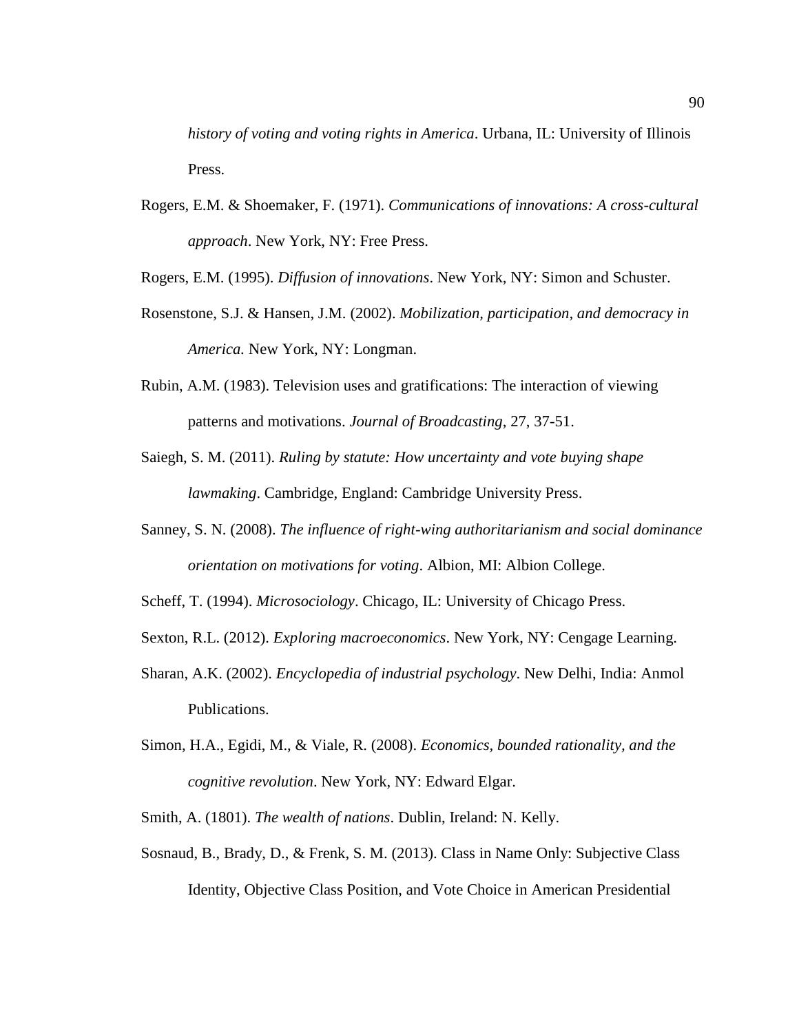*history of voting and voting rights in America*. Urbana, IL: University of Illinois Press.

Rogers, E.M. & Shoemaker, F. (1971). *Communications of innovations: A cross-cultural approach*. New York, NY: Free Press.

Rogers, E.M. (1995). *Diffusion of innovations*. New York, NY: Simon and Schuster.

Rosenstone, S.J. & Hansen, J.M. (2002). *Mobilization, participation, and democracy in America.* New York, NY: Longman.

Rubin, A.M. (1983). Television uses and gratifications: The interaction of viewing patterns and motivations. *Journal of Broadcasting*, 27, 37-51.

Saiegh, S. M. (2011). *Ruling by statute: How uncertainty and vote buying shape lawmaking*. Cambridge, England: Cambridge University Press.

Sanney, S. N. (2008). *The influence of right-wing authoritarianism and social dominance orientation on motivations for voting*. Albion, MI: Albion College.

Scheff, T. (1994). *Microsociology*. Chicago, IL: University of Chicago Press.

Sexton, R.L. (2012). *Exploring macroeconomics*. New York, NY: Cengage Learning.

Sharan, A.K. (2002). *Encyclopedia of industrial psychology*. New Delhi, India: Anmol Publications.

Simon, H.A., Egidi, M., & Viale, R. (2008). *Economics, bounded rationality, and the cognitive revolution*. New York, NY: Edward Elgar.

Smith, A. (1801). *The wealth of nations*. Dublin, Ireland: N. Kelly.

Sosnaud, B., Brady, D., & Frenk, S. M. (2013). Class in Name Only: Subjective Class Identity, Objective Class Position, and Vote Choice in American Presidential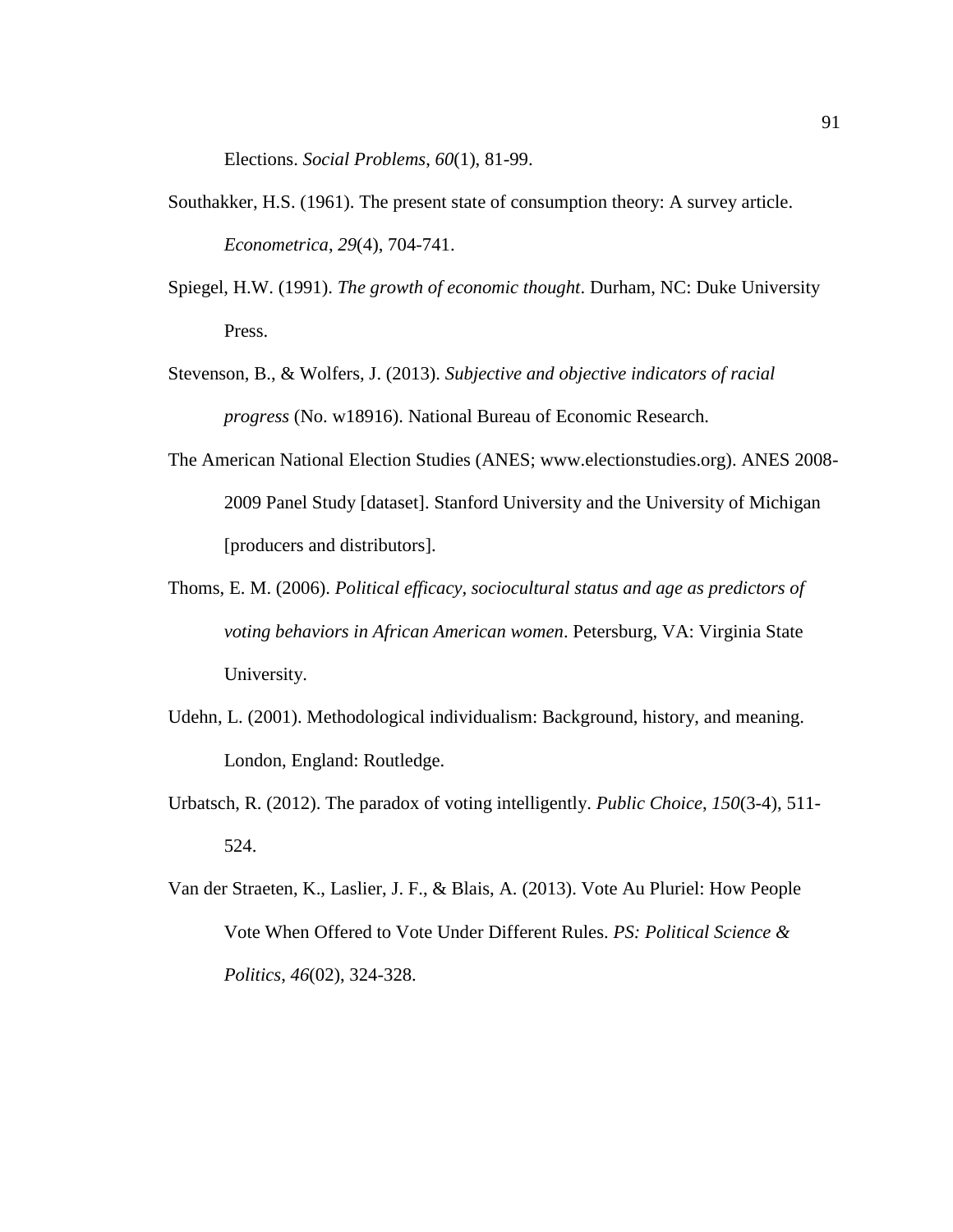Elections. *Social Problems*, *60*(1), 81-99.

Southakker, H.S. (1961). The present state of consumption theory: A survey article. *Econometrica*, *29*(4), 704-741.

Spiegel, H.W. (1991). *The growth of economic thought*. Durham, NC: Duke University Press.

Stevenson, B., & Wolfers, J. (2013). *Subjective and objective indicators of racial progress* (No. w18916). National Bureau of Economic Research.

The American National Election Studies (ANES; www.electionstudies.org). ANES 2008-2009 Panel Study [dataset]. Stanford University and the University of Michigan [producers and distributors].

Thoms, E. M. (2006). *Political efficacy, sociocultural status and age as predictors of voting behaviors in African American women*. Petersburg, VA: Virginia State University.

Udehn, L. (2001). Methodological individualism: Background, history, and meaning. London, England: Routledge.

Urbatsch, R. (2012). The paradox of voting intelligently. *Public Choice*, *150*(3-4), 511-524.

Van der Straeten, K., Laslier, J. F., & Blais, A. (2013). Vote Au Pluriel: How People Vote When Offered to Vote Under Different Rules. *PS: Political Science & Politics*, *46*(02), 324-328.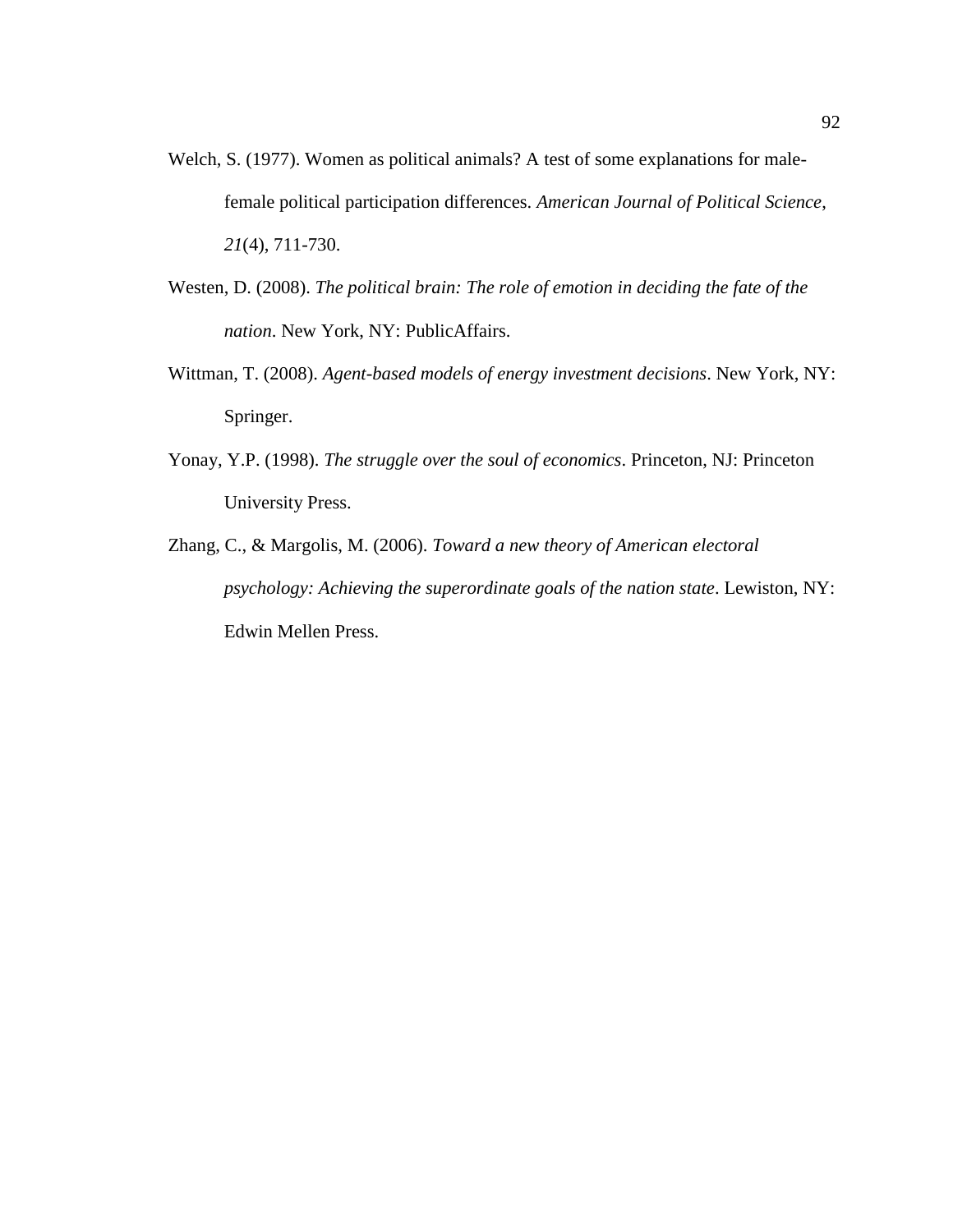Welch, S. (1977). Women as political animals? A test of some explanations for male-female political participation differences. *American Journal of Political Science*, *21*(4), 711-730.

Westen, D. (2008). *The political brain: The role of emotion in deciding the fate of the nation*. New York, NY: PublicAffairs.

Wittman, T. (2008). *Agent-based models of energy investment decisions*. New York, NY: Springer.

Yonay, Y.P. (1998). *The struggle over the soul of economics*. Princeton, NJ: Princeton University Press.

Zhang, C., & Margolis, M. (2006). *Toward a new theory of American electoral psychology: Achieving the superordinate goals of the nation state*. Lewiston, NY: Edwin Mellen Press.